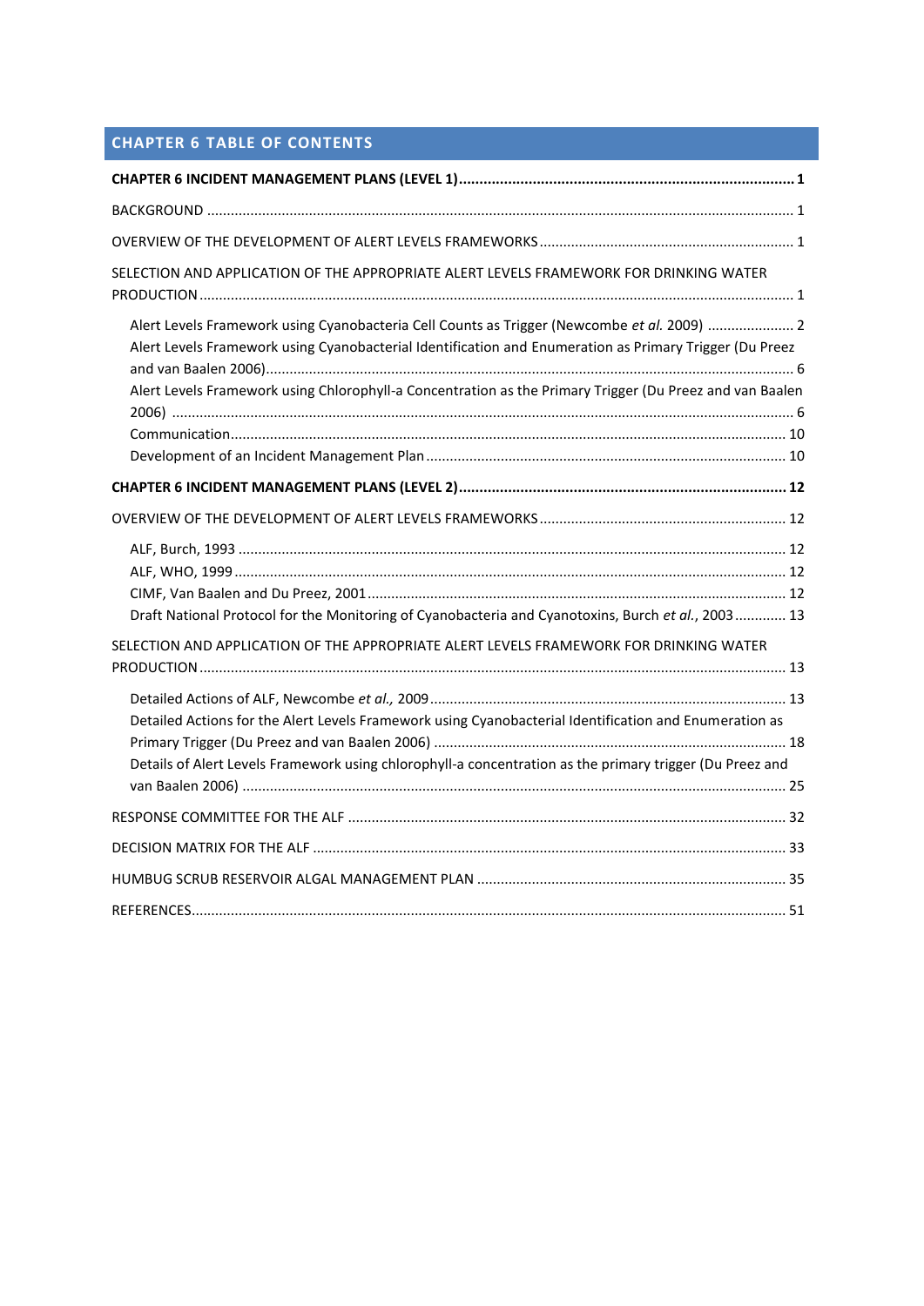## CHAPTER 6 TABLE OF CONTENTS

**CHAPTER 6 INCIDENT MANAGEMENT PLANS (LEVEL 1)** .......... **1**

BACKGROUND .......... 1

OVERVIEW OF THE DEVELOPMENT OF ALERT LEVELS FRAMEWORKS .......... 1

SELECTION AND APPLICATION OF THE APPROPRIATE ALERT LEVELS FRAMEWORK FOR DRINKING WATER PRODUCTION .......... 1

- Alert Levels Framework using Cyanobacteria Cell Counts as Trigger (Newcombe *et al.* 2009) .......... 2
- Alert Levels Framework using Cyanobacterial Identification and Enumeration as Primary Trigger (Du Preez and van Baalen 2006) .......... 6
- Alert Levels Framework using Chlorophyll-a Concentration as the Primary Trigger (Du Preez and van Baalen 2006) .......... 6
- Communication .......... 10
- Development of an Incident Management Plan .......... 10

**CHAPTER 6 INCIDENT MANAGEMENT PLANS (LEVEL 2)** .......... **12**

OVERVIEW OF THE DEVELOPMENT OF ALERT LEVELS FRAMEWORKS .......... 12

- ALF, Burch, 1993 .......... 12
- ALF, WHO, 1999 .......... 12
- CIMF, Van Baalen and Du Preez, 2001 .......... 12
- Draft National Protocol for the Monitoring of Cyanobacteria and Cyanotoxins, Burch *et al.*, 2003 .......... 13

SELECTION AND APPLICATION OF THE APPROPRIATE ALERT LEVELS FRAMEWORK FOR DRINKING WATER PRODUCTION .......... 13

- Detailed Actions of ALF, Newcombe *et al.,* 2009 .......... 13
- Detailed Actions for the Alert Levels Framework using Cyanobacterial Identification and Enumeration as Primary Trigger (Du Preez and van Baalen 2006) .......... 18
- Details of Alert Levels Framework using chlorophyll-a concentration as the primary trigger (Du Preez and van Baalen 2006) .......... 25

RESPONSE COMMITTEE FOR THE ALF .......... 32

DECISION MATRIX FOR THE ALF .......... 33

HUMBUG SCRUB RESERVOIR ALGAL MANAGEMENT PLAN .......... 35

REFERENCES .......... 51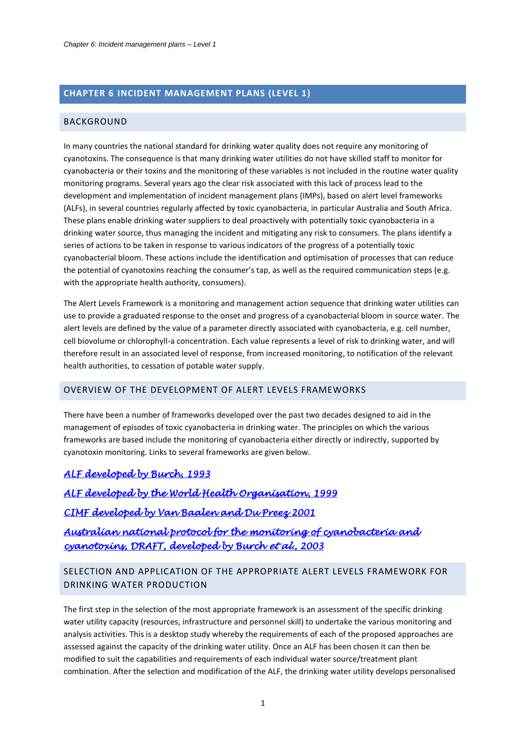# CHAPTER 6 INCIDENT MANAGEMENT PLANS (LEVEL 1)

## BACKGROUND

In many countries the national standard for drinking water quality does not require any monitoring of cyanotoxins. The consequence is that many drinking water utilities do not have skilled staff to monitor for cyanobacteria or their toxins and the monitoring of these variables is not included in the routine water quality monitoring programs. Several years ago the clear risk associated with this lack of process lead to the development and implementation of incident management plans (IMPs), based on alert level frameworks (ALFs), in several countries regularly affected by toxic cyanobacteria, in particular Australia and South Africa. These plans enable drinking water suppliers to deal proactively with potentially toxic cyanobacteria in a drinking water source, thus managing the incident and mitigating any risk to consumers. The plans identify a series of actions to be taken in response to various indicators of the progress of a potentially toxic cyanobacterial bloom. These actions include the identification and optimisation of processes that can reduce the potential of cyanotoxins reaching the consumer's tap, as well as the required communication steps (e.g. with the appropriate health authority, consumers).

The Alert Levels Framework is a monitoring and management action sequence that drinking water utilities can use to provide a graduated response to the onset and progress of a cyanobacterial bloom in source water. The alert levels are defined by the value of a parameter directly associated with cyanobacteria, e.g. cell number, cell biovolume or chlorophyll-a concentration. Each value represents a level of risk to drinking water, and will therefore result in an associated level of response, from increased monitoring, to notification of the relevant health authorities, to cessation of potable water supply.

## OVERVIEW OF THE DEVELOPMENT OF ALERT LEVELS FRAMEWORKS

There have been a number of frameworks developed over the past two decades designed to aid in the management of episodes of toxic cyanobacteria in drinking water. The principles on which the various frameworks are based include the monitoring of cyanobacteria either directly or indirectly, supported by cyanotoxin monitoring. Links to several frameworks are given below.

*ALF developed by Burch, 1993*

*ALF developed by the World Health Organisation, 1999*

*CIMF developed by Van Baalen and Du Preez 2001*

*Australian national protocol for the monitoring of cyanobacteria and cyanotoxins, DRAFT, developed by Burch et al., 2003*

## SELECTION AND APPLICATION OF THE APPROPRIATE ALERT LEVELS FRAMEWORK FOR DRINKING WATER PRODUCTION

The first step in the selection of the most appropriate framework is an assessment of the specific drinking water utility capacity (resources, infrastructure and personnel skill) to undertake the various monitoring and analysis activities. This is a desktop study whereby the requirements of each of the proposed approaches are assessed against the capacity of the drinking water utility. Once an ALF has been chosen it can then be modified to suit the capabilities and requirements of each individual water source/treatment plant combination. After the selection and modification of the ALF, the drinking water utility develops personalised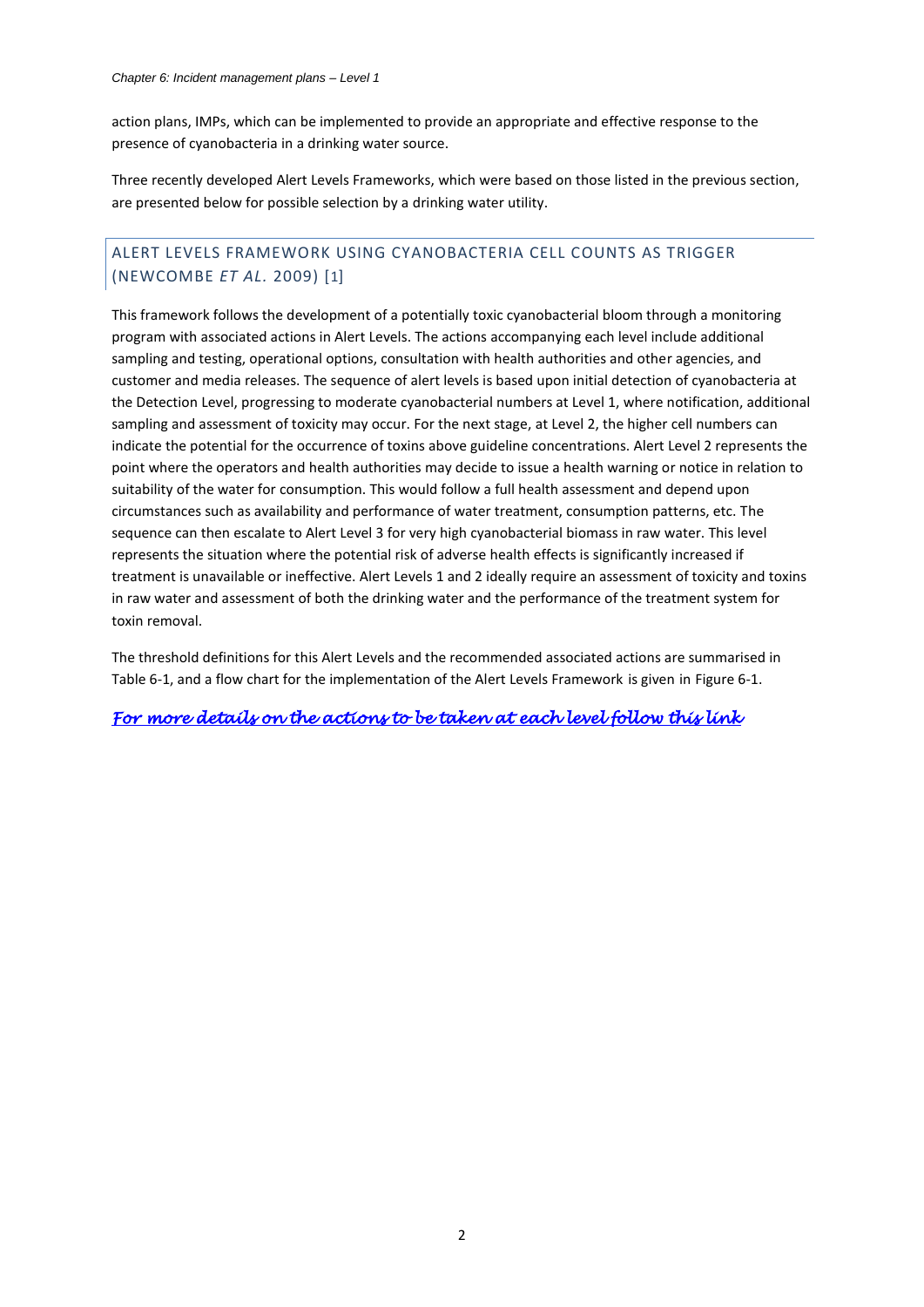action plans, IMPs, which can be implemented to provide an appropriate and effective response to the presence of cyanobacteria in a drinking water source.

Three recently developed Alert Levels Frameworks, which were based on those listed in the previous section, are presented below for possible selection by a drinking water utility.

## ALERT LEVELS FRAMEWORK USING CYANOBACTERIA CELL COUNTS AS TRIGGER (NEWCOMBE *ET AL.* 2009) [1]

This framework follows the development of a potentially toxic cyanobacterial bloom through a monitoring program with associated actions in Alert Levels. The actions accompanying each level include additional sampling and testing, operational options, consultation with health authorities and other agencies, and customer and media releases. The sequence of alert levels is based upon initial detection of cyanobacteria at the Detection Level, progressing to moderate cyanobacterial numbers at Level 1, where notification, additional sampling and assessment of toxicity may occur. For the next stage, at Level 2, the higher cell numbers can indicate the potential for the occurrence of toxins above guideline concentrations. Alert Level 2 represents the point where the operators and health authorities may decide to issue a health warning or notice in relation to suitability of the water for consumption. This would follow a full health assessment and depend upon circumstances such as availability and performance of water treatment, consumption patterns, etc. The sequence can then escalate to Alert Level 3 for very high cyanobacterial biomass in raw water. This level represents the situation where the potential risk of adverse health effects is significantly increased if treatment is unavailable or ineffective. Alert Levels 1 and 2 ideally require an assessment of toxicity and toxins in raw water and assessment of both the drinking water and the performance of the treatment system for toxin removal.

The threshold definitions for this Alert Levels and the recommended associated actions are summarised in Table 6-1, and a flow chart for the implementation of the Alert Levels Framework is given in Figure 6-1.

*For more details on the actions to be taken at each level follow this link*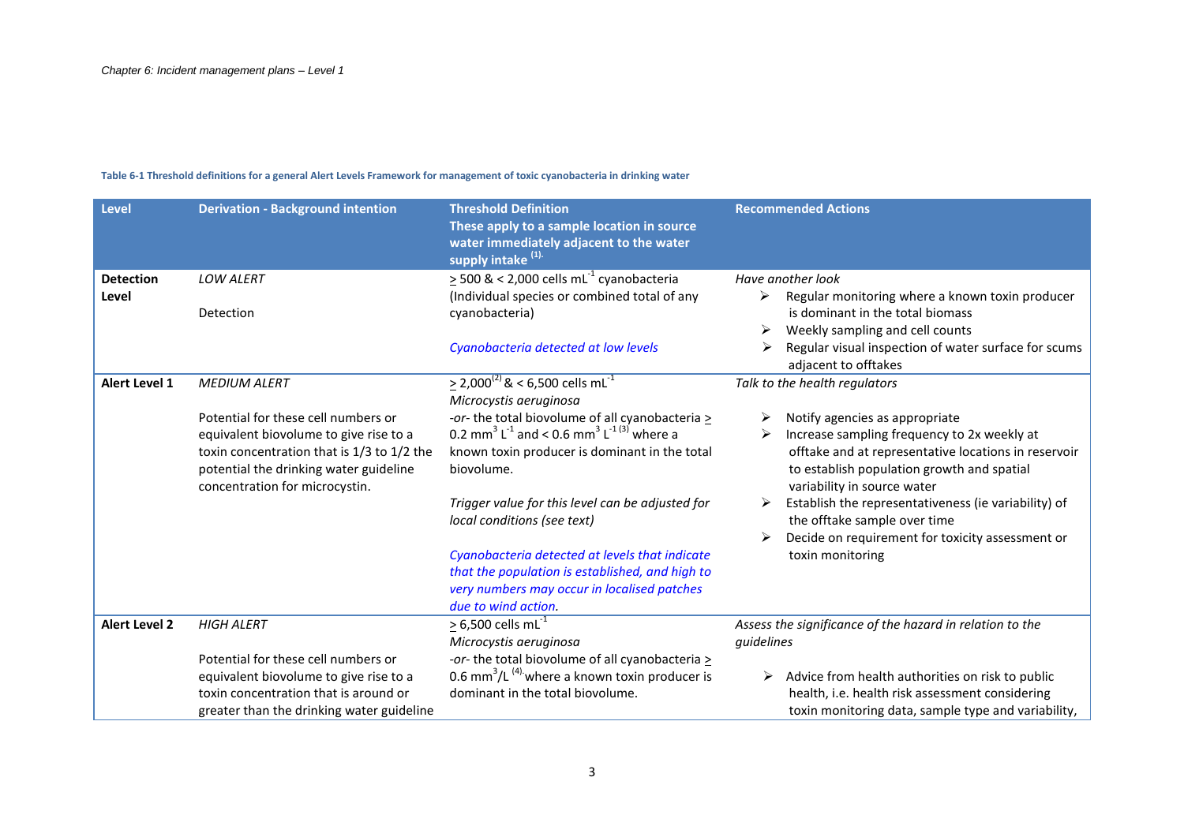**Table 6-1 Threshold definitions for a general Alert Levels Framework for management of toxic cyanobacteria in drinking water**

| Level | Derivation - Background intention | Threshold Definition<br>**These apply to a sample location in source water immediately adjacent to the water supply intake** (1). | Recommended Actions |
|---|---|---|---|
| **Detection Level** | *LOW ALERT*<br><br>Detection | $\geq$ 500 & < 2,000 cells $mL^{-1}$ cyanobacteria (Individual species or combined total of any cyanobacteria)<br><br>*Cyanobacteria detected at low levels* | *Have another look*<br>➢ Regular monitoring where a known toxin producer is dominant in the total biomass<br>➢ Weekly sampling and cell counts<br>➢ Regular visual inspection of water surface for scums adjacent to offtakes |
| **Alert Level 1** | *MEDIUM ALERT*<br><br>Potential for these cell numbers or equivalent biovolume to give rise to a toxin concentration that is 1/3 to 1/2 the potential the drinking water guideline concentration for microcystin. | $\geq$ 2,000(2) & < 6,500 cells $mL^{-1}$ *Microcystis aeruginosa*<br>*-or-* the total biovolume of all cyanobacteria $\geq$ 0.2 $mm^3$ $L^{-1}$ and < 0.6 $mm^3$ $L^{-1}$ (3) where a known toxin producer is dominant in the total biovolume.<br><br>*Trigger value for this level can be adjusted for local conditions (see text)*<br><br>*Cyanobacteria detected at levels that indicate that the population is established, and high to very numbers may occur in localised patches due to wind action.* | *Talk to the health regulators*<br><br>➢ Notify agencies as appropriate<br>➢ Increase sampling frequency to 2x weekly at offtake and at representative locations in reservoir to establish population growth and spatial variability in source water<br>➢ Establish the representativeness (ie variability) of the offtake sample over time<br>➢ Decide on requirement for toxicity assessment or toxin monitoring |
| **Alert Level 2** | *HIGH ALERT*<br><br>Potential for these cell numbers or equivalent biovolume to give rise to a toxin concentration that is around or greater than the drinking water guideline | $\geq$ 6,500 cells $mL^{-1}$ *Microcystis aeruginosa*<br>*-or-* the total biovolume of all cyanobacteria $\geq$ 0.6 $mm^3/L$ (4). where a known toxin producer is dominant in the total biovolume. | *Assess the significance of the hazard in relation to the guidelines*<br><br>➢ Advice from health authorities on risk to public health, i.e. health risk assessment considering toxin monitoring data, sample type and variability, |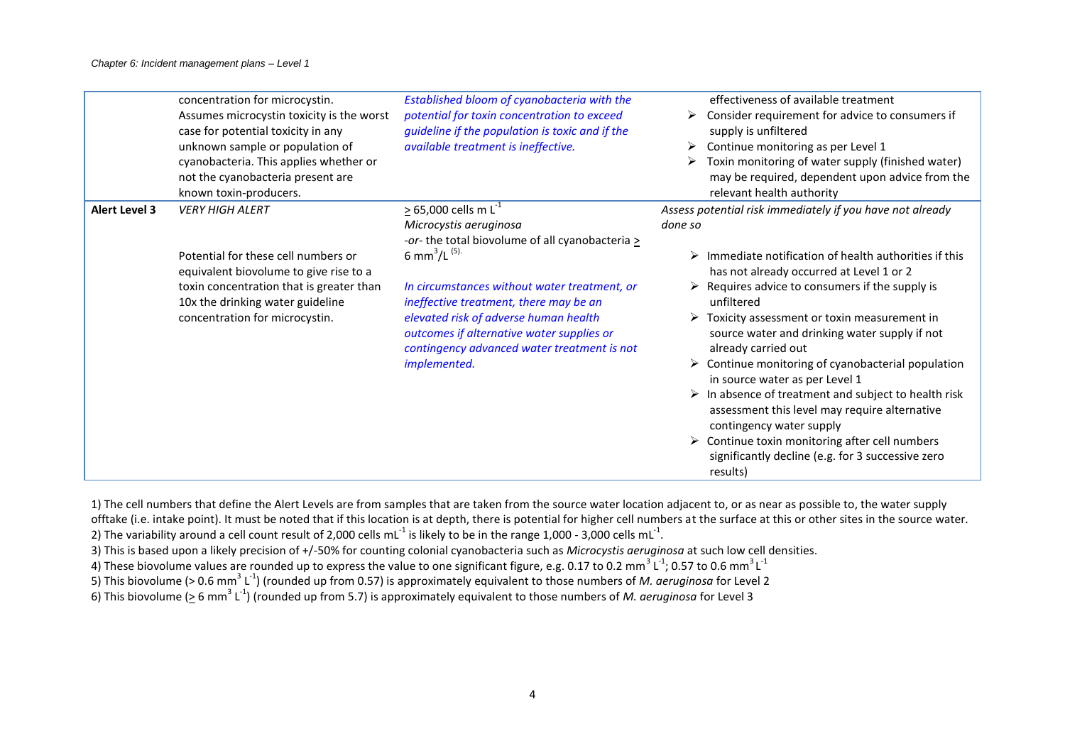| | | | |
|---|---|---|---|
| | concentration for microcystin. Assumes microcystin toxicity is the worst case for potential toxicity in any unknown sample or population of cyanobacteria. This applies whether or not the cyanobacteria present are known toxin-producers. | *Established bloom of cyanobacteria with the potential for toxin concentration to exceed guideline if the population is toxic and if the available treatment is ineffective.* | effectiveness of available treatment<br>➢ Consider requirement for advice to consumers if supply is unfiltered<br>➢ Continue monitoring as per Level 1<br>➢ Toxin monitoring of water supply (finished water) may be required, dependent upon advice from the relevant health authority |
| **Alert Level 3** | *VERY HIGH ALERT*<br><br>Potential for these cell numbers or equivalent biovolume to give rise to a toxin concentration that is greater than 10x the drinking water guideline concentration for microcystin. | ≥ 65,000 cells m $L^{-1}$ *Microcystis aeruginosa* *-or-* the total biovolume of all cyanobacteria ≥ 6 $mm^3$/L [(5).]<br><br>*In circumstances without water treatment, or ineffective treatment, there may be an elevated risk of adverse human health outcomes if alternative water supplies or contingency advanced water treatment is not implemented.* | *Assess potential risk immediately if you have not already done so*<br><br>➢ Immediate notification of health authorities if this has not already occurred at Level 1 or 2<br>➢ Requires advice to consumers if the supply is unfiltered<br>➢ Toxicity assessment or toxin measurement in source water and drinking water supply if not already carried out<br>➢ Continue monitoring of cyanobacterial population in source water as per Level 1<br>➢ In absence of treatment and subject to health risk assessment this level may require alternative contingency water supply<br>➢ Continue toxin monitoring after cell numbers significantly decline (e.g. for 3 successive zero results) |

1) The cell numbers that define the Alert Levels are from samples that are taken from the source water location adjacent to, or as near as possible to, the water supply offtake (i.e. intake point). It must be noted that if this location is at depth, there is potential for higher cell numbers at the surface at this or other sites in the source water.
2) The variability around a cell count result of 2,000 cells $mL^{-1}$ is likely to be in the range 1,000 - 3,000 cells $mL^{-1}$.
3) This is based upon a likely precision of +/-50% for counting colonial cyanobacteria such as *Microcystis aeruginosa* at such low cell densities.
4) These biovolume values are rounded up to express the value to one significant figure, e.g. 0.17 to 0.2 $mm^3 L^{-1}$; 0.57 to 0.6 $mm^3 L^{-1}$
5) This biovolume (> 0.6 $mm^3 L^{-1}$) (rounded up from 0.57) is approximately equivalent to those numbers of *M. aeruginosa* for Level 2
6) This biovolume (≥ 6 $mm^3 L^{-1}$) (rounded up from 5.7) is approximately equivalent to those numbers of *M. aeruginosa* for Level 3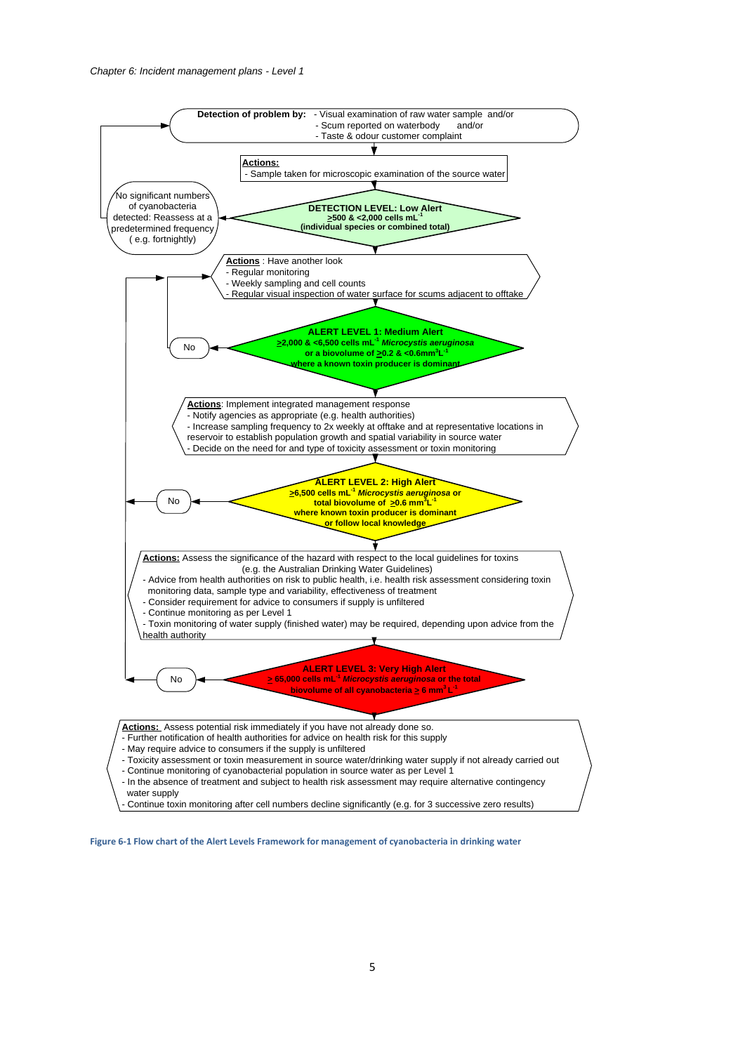**Detection of problem by:**
- Visual examination of raw water sample and/or
- Scum reported on waterbody and/or
- Taste & odour customer complaint

**Actions:**
- Sample taken for microscopic examination of the source water

**DETECTION LEVEL: Low Alert**
**≥500 & <2,000 cells mL$^{-1}$**
**(individual species or combined total)**

No significant numbers of cyanobacteria detected: Reassess at a predetermined frequency (e.g. fortnightly)

**Actions**: Have another look
- Regular monitoring
- Weekly sampling and cell counts
- Regular visual inspection of water surface for scums adjacent to offtake

**ALERT LEVEL 1: Medium Alert**
**≥2,000 & <6,500 cells mL$^{-1}$ *Microcystis aeruginosa***
**or a biovolume of ≥0.2 & <0.6mm$^3$L$^{-1}$**
**where a known toxin producer is dominant**

No

**Actions**: Implement integrated management response
- Notify agencies as appropriate (e.g. health authorities)
- Increase sampling frequency to 2x weekly at offtake and at representative locations in reservoir to establish population growth and spatial variability in source water
- Decide on the need for and type of toxicity assessment or toxin monitoring

**ALERT LEVEL 2: High Alert**
**≥6,500 cells mL$^{-1}$ *Microcystis aeruginosa* or**
**total biovolume of ≥0.6 mm$^3$L$^{-1}$**
**where known toxin producer is dominant**
**or follow local knowledge**

No

**Actions:** Assess the significance of the hazard with respect to the local guidelines for toxins (e.g. the Australian Drinking Water Guidelines)
- Advice from health authorities on risk to public health, i.e. health risk assessment considering toxin monitoring data, sample type and variability, effectiveness of treatment
- Consider requirement for advice to consumers if supply is unfiltered
- Continue monitoring as per Level 1
- Toxin monitoring of water supply (finished water) may be required, depending upon advice from the health authority

**ALERT LEVEL 3: Very High Alert**
**≥ 65,000 cells mL$^{-1}$ *Microcystis aeruginosa* or the total**
**biovolume of all cyanobacteria ≥ 6 mm$^3$L$^{-1}$**

No

**Actions:** Assess potential risk immediately if you have not already done so.
- Further notification of health authorities for advice on health risk for this supply
- May require advice to consumers if the supply is unfiltered
- Toxicity assessment or toxin measurement in source water/drinking water supply if not already carried out
- Continue monitoring of cyanobacterial population in source water as per Level 1
- In the absence of treatment and subject to health risk assessment may require alternative contingency water supply
- Continue toxin monitoring after cell numbers decline significantly (e.g. for 3 successive zero results)

**Figure 6-1 Flow chart of the Alert Levels Framework for management of cyanobacteria in drinking water**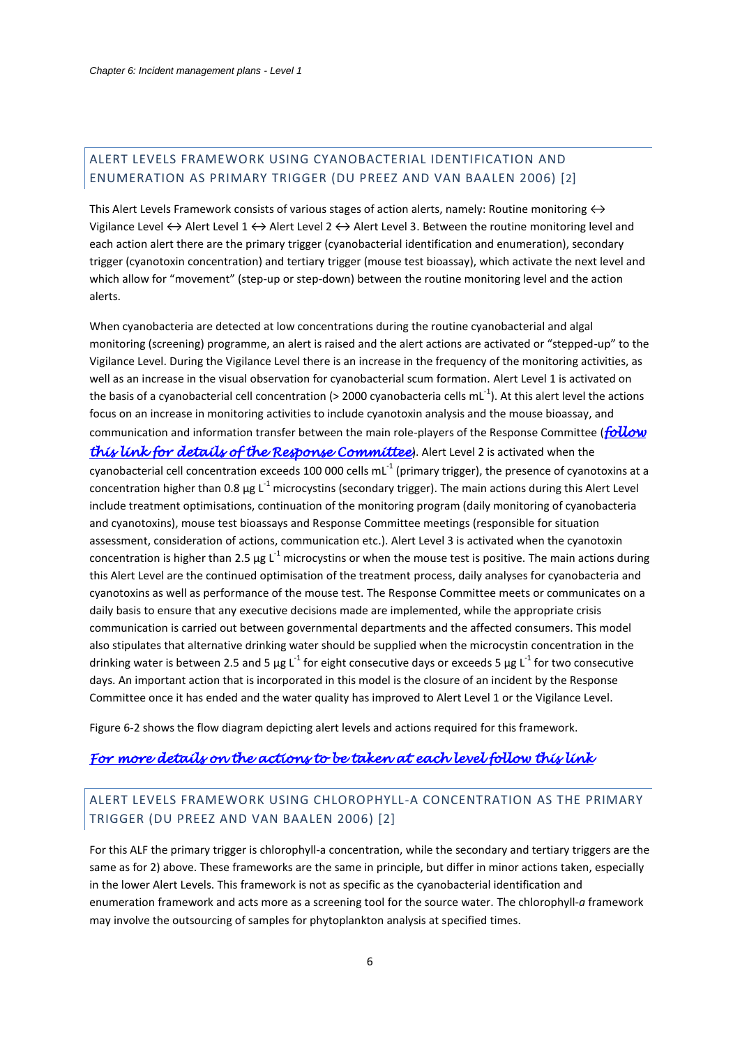## ALERT LEVELS FRAMEWORK USING CYANOBACTERIAL IDENTIFICATION AND ENUMERATION AS PRIMARY TRIGGER (DU PREEZ AND VAN BAALEN 2006) [2]

This Alert Levels Framework consists of various stages of action alerts, namely: Routine monitoring ↔ Vigilance Level ↔ Alert Level 1 ↔ Alert Level 2 ↔ Alert Level 3. Between the routine monitoring level and each action alert there are the primary trigger (cyanobacterial identification and enumeration), secondary trigger (cyanotoxin concentration) and tertiary trigger (mouse test bioassay), which activate the next level and which allow for "movement" (step-up or step-down) between the routine monitoring level and the action alerts.

When cyanobacteria are detected at low concentrations during the routine cyanobacterial and algal monitoring (screening) programme, an alert is raised and the alert actions are activated or "stepped-up" to the Vigilance Level. During the Vigilance Level there is an increase in the frequency of the monitoring activities, as well as an increase in the visual observation for cyanobacterial scum formation. Alert Level 1 is activated on the basis of a cyanobacterial cell concentration (> 2000 cyanobacteria cells $mL^{-1}$). At this alert level the actions focus on an increase in monitoring activities to include cyanotoxin analysis and the mouse bioassay, and communication and information transfer between the main role-players of the Response Committee (***follow this link for details of the Response Committee***). Alert Level 2 is activated when the cyanobacterial cell concentration exceeds 100 000 cells $mL^{-1}$ (primary trigger), the presence of cyanotoxins at a concentration higher than 0.8 µg $L^{-1}$ microcystins (secondary trigger). The main actions during this Alert Level include treatment optimisations, continuation of the monitoring program (daily monitoring of cyanobacteria and cyanotoxins), mouse test bioassays and Response Committee meetings (responsible for situation assessment, consideration of actions, communication etc.). Alert Level 3 is activated when the cyanotoxin concentration is higher than 2.5 µg $L^{-1}$ microcystins or when the mouse test is positive. The main actions during this Alert Level are the continued optimisation of the treatment process, daily analyses for cyanobacteria and cyanotoxins as well as performance of the mouse test. The Response Committee meets or communicates on a daily basis to ensure that any executive decisions made are implemented, while the appropriate crisis communication is carried out between governmental departments and the affected consumers. This model also stipulates that alternative drinking water should be supplied when the microcystin concentration in the drinking water is between 2.5 and 5 µg $L^{-1}$ for eight consecutive days or exceeds 5 µg $L^{-1}$ for two consecutive days. An important action that is incorporated in this model is the closure of an incident by the Response Committee once it has ended and the water quality has improved to Alert Level 1 or the Vigilance Level.

Figure 6-2 shows the flow diagram depicting alert levels and actions required for this framework.

***For more details on the actions to be taken at each level follow this link***

## ALERT LEVELS FRAMEWORK USING CHLOROPHYLL-A CONCENTRATION AS THE PRIMARY TRIGGER (DU PREEZ AND VAN BAALEN 2006) [2]

For this ALF the primary trigger is chlorophyll-a concentration, while the secondary and tertiary triggers are the same as for 2) above. These frameworks are the same in principle, but differ in minor actions taken, especially in the lower Alert Levels. This framework is not as specific as the cyanobacterial identification and enumeration framework and acts more as a screening tool for the source water. The chlorophyll-*a* framework may involve the outsourcing of samples for phytoplankton analysis at specified times.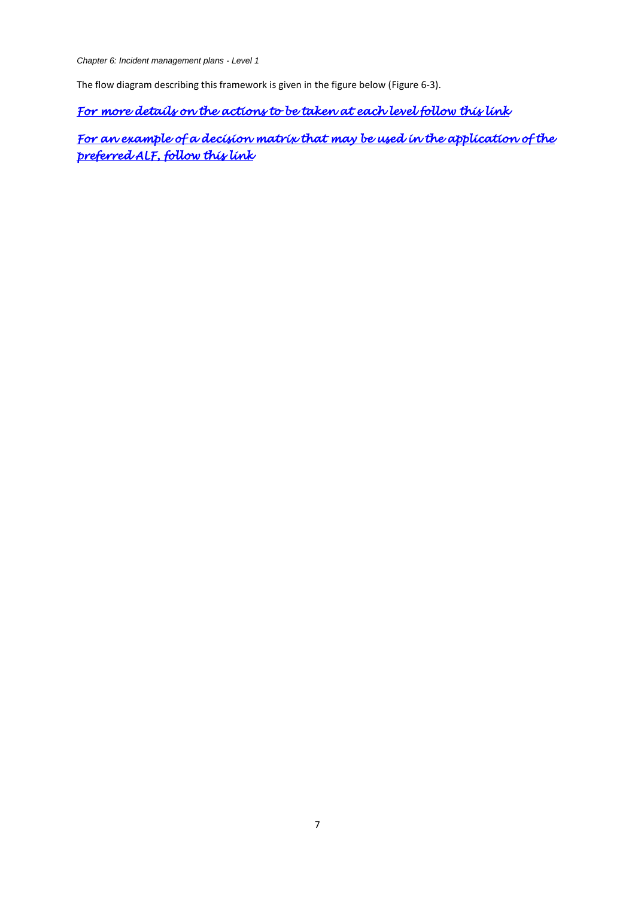The flow diagram describing this framework is given in the figure below (Figure 6-3).

*For more details on the actions to be taken at each level follow this link*

*For an example of a decision matrix that may be used in the application of the preferred ALF, follow this link*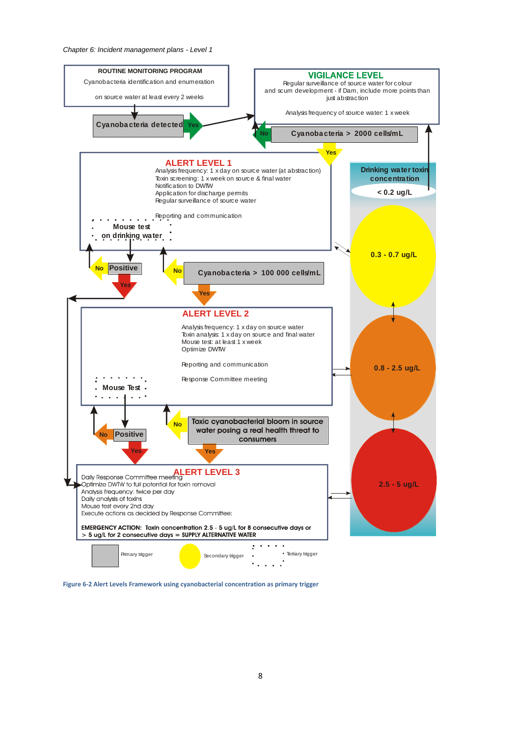*Chapter 6: Incident management plans - Level 1*

**ROUTINE MONITORING PROGRAM**

Cyanobacteria identification and enumeration

on source water at least every 2 weeks

Cyanobacteria detected — Yes

**VIGILANCE LEVEL**

Regular surveillance of source water for colour and scum development - if Dam, include more points than just abstraction

Analysis frequency of source water: 1 x week

No — Cyanobacteria > 2000 cells/mL — Yes

**ALERT LEVEL 1**

Analysis frequency: 1 x day on source water (at abstraction)
Toxin screening: 1 x week on source & final water
Notification to DWTW
Application for discharge permits
Regular surveillance of source water

Reporting and communication

Mouse test on drinking water

No — Positive — Yes

No — Cyanobacteria > 100 000 cells/mL — Yes

**ALERT LEVEL 2**

Analysis frequency: 1 x day on source water
Toxin analysis: 1 x day on source and final water
Mouse test: at least 1 x week
Optimize DWTW

Reporting and communication

Response Committee meeting

Mouse Test

No — Positive — Yes

No — Toxic cyanobacterial bloom in source water posing a real health threat to consumers — Yes

**ALERT LEVEL 3**

Daily Response Committee meeting
Optimize DWTW to full potential for toxin removal
Analysis frequency: twice per day
Daily analysis of toxins
Mouse test every 2nd day
Execute actions as decided by Response Committee:

**EMERGENCY ACTION: Toxin concentration 2.5 - 5 ug/L for 8 consecutive days or > 5 ug/L for 2 consecutive days = SUPPLY ALTERNATIVE WATER**

**Drinking water toxin concentration**

- < 0.2 ug/L
- 0.3 - 0.7 ug/L
- 0.8 - 2.5 ug/L
- 2.5 - 5 ug/L

Primary trigger — Secondary trigger — Tertiary trigger

**Figure 6-2 Alert Levels Framework using cyanobacterial concentration as primary trigger**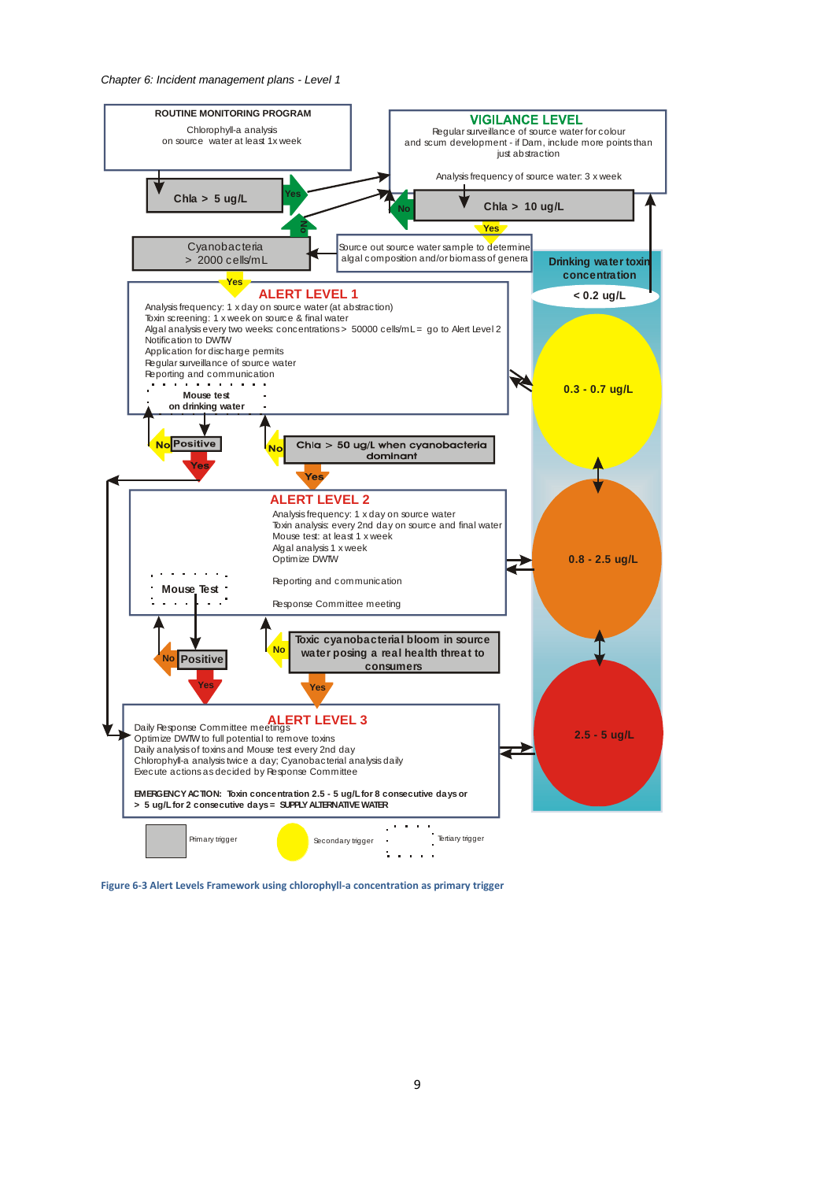ROUTINE MONITORING PROGRAM

Chlorophyll-a analysis on source water at least 1x week

Chla > 5 ug/L

Yes

No

VIGILANCE LEVEL

Regular surveillance of source water for colour and scum development - if Dam, include more points than just abstraction

Analysis frequency of source water: 3 x week

No

Chla > 10 ug/L

Yes

Source out source water sample to determine algal composition and/or biomass of genera

Cyanobacteria > 2000 cells/mL

Yes

ALERT LEVEL 1

Analysis frequency: 1 x day on source water (at abstraction)
Toxin screening: 1 x week on source & final water
Algal analysis every two weeks: concentrations > 50000 cells/mL = go to Alert Level 2
Notification to DWTW
Application for discharge permits
Regular surveillance of source water
Reporting and communication

Mouse test on drinking water

No Positive Yes

No Chla > 50 ug/L when cyanobacteria dominant

Yes

ALERT LEVEL 2

Analysis frequency: 1 x day on source water
Toxin analysis: every 2nd day on source and final water
Mouse test: at least 1 x week
Algal analysis 1 x week
Optimize DWTW

Reporting and communication

Response Committee meeting

Mouse Test

No Positive Yes

No Toxic cyanobacterial bloom in source water posing a real health threat to consumers

Yes

ALERT LEVEL 3

Daily Response Committee meetings
Optimize DWTW to full potential to remove toxins
Daily analysis of toxins and Mouse test every 2nd day
Chlorophyll-a analysis twice a day; Cyanobacterial analysis daily
Execute actions as decided by Response Committee

**EMERGENCY ACTION: Toxin concentration 2.5 - 5 ug/L for 8 consecutive days or > 5 ug/L for 2 consecutive days = SUPPLY ALTERNATIVE WATER**

Drinking water toxin concentration

< 0.2 ug/L

0.3 - 0.7 ug/L

0.8 - 2.5 ug/L

2.5 - 5 ug/L

Primary trigger | Secondary trigger | Tertiary trigger

Figure 6-3 Alert Levels Framework using chlorophyll-a concentration as primary trigger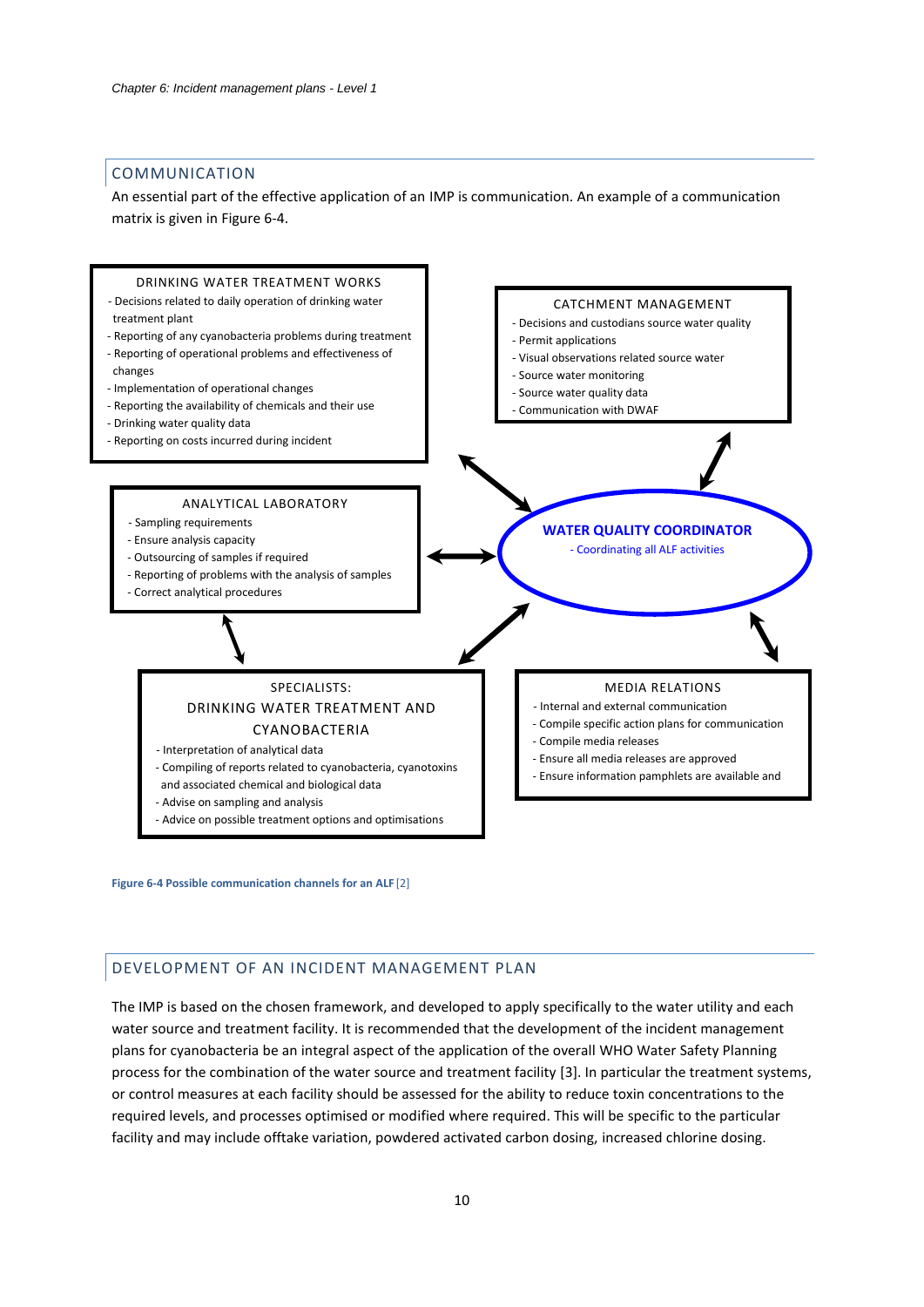## COMMUNICATION

An essential part of the effective application of an IMP is communication. An example of a communication matrix is given in Figure 6-4.

**DRINKING WATER TREATMENT WORKS**

- Decisions related to daily operation of drinking water treatment plant
- Reporting of any cyanobacteria problems during treatment
- Reporting of operational problems and effectiveness of changes
- Implementation of operational changes
- Reporting the availability of chemicals and their use
- Drinking water quality data
- Reporting on costs incurred during incident

**CATCHMENT MANAGEMENT**

- Decisions and custodians source water quality
- Permit applications
- Visual observations related source water
- Source water monitoring
- Source water quality data
- Communication with DWAF

**ANALYTICAL LABORATORY**

- Sampling requirements
- Ensure analysis capacity
- Outsourcing of samples if required
- Reporting of problems with the analysis of samples
- Correct analytical procedures

**WATER QUALITY COORDINATOR**

- Coordinating all ALF activities

**SPECIALISTS: DRINKING WATER TREATMENT AND CYANOBACTERIA**

- Interpretation of analytical data
- Compiling of reports related to cyanobacteria, cyanotoxins and associated chemical and biological data
- Advise on sampling and analysis
- Advice on possible treatment options and optimisations

**MEDIA RELATIONS**

- Internal and external communication
- Compile specific action plans for communication
- Compile media releases
- Ensure all media releases are approved
- Ensure information pamphlets are available and

**Figure 6-4 Possible communication channels for an ALF** [2]

## DEVELOPMENT OF AN INCIDENT MANAGEMENT PLAN

The IMP is based on the chosen framework, and developed to apply specifically to the water utility and each water source and treatment facility. It is recommended that the development of the incident management plans for cyanobacteria be an integral aspect of the application of the overall WHO Water Safety Planning process for the combination of the water source and treatment facility [3]. In particular the treatment systems, or control measures at each facility should be assessed for the ability to reduce toxin concentrations to the required levels, and processes optimised or modified where required. This will be specific to the particular facility and may include offtake variation, powdered activated carbon dosing, increased chlorine dosing.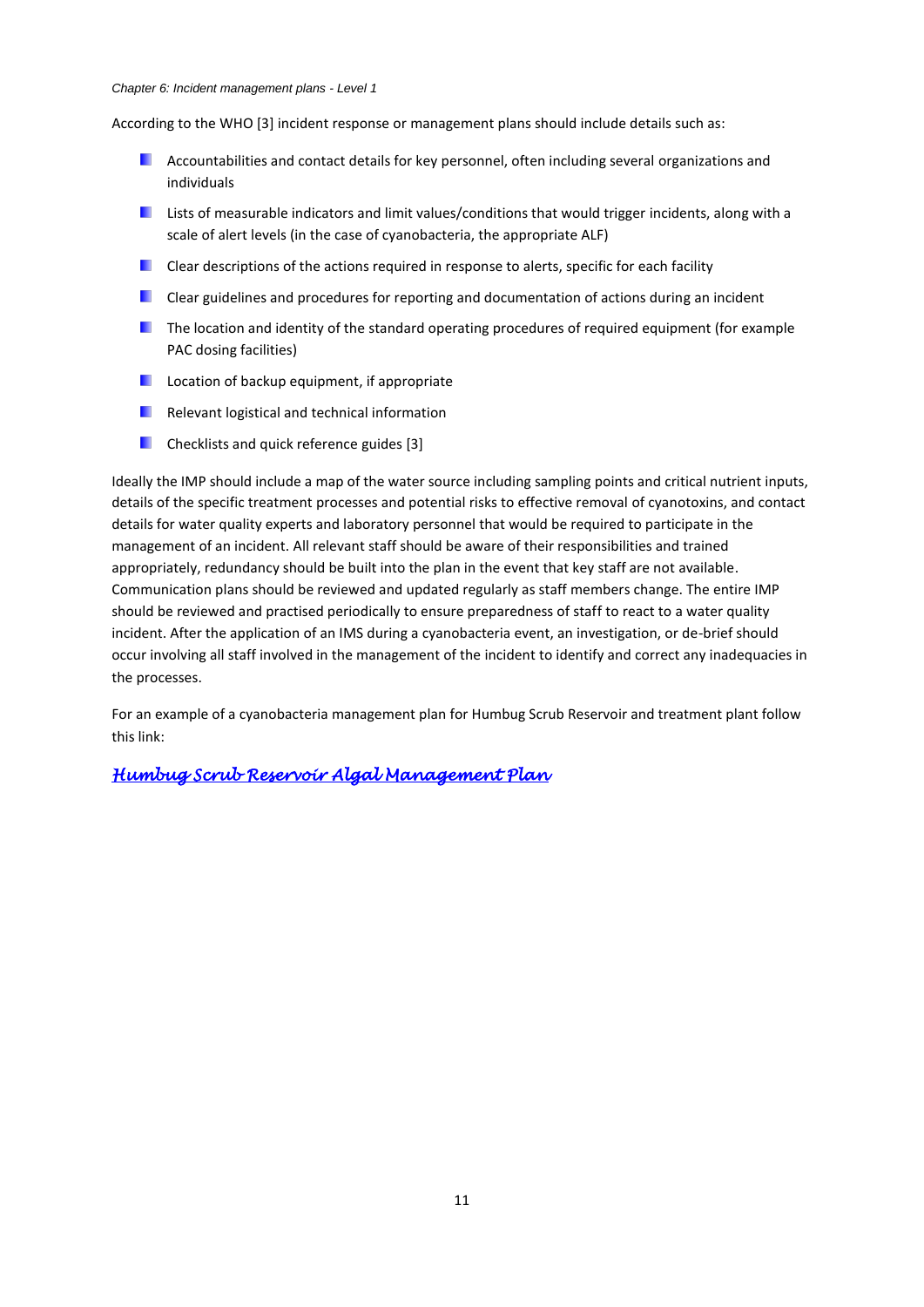According to the WHO [3] incident response or management plans should include details such as:

- Accountabilities and contact details for key personnel, often including several organizations and individuals
- Lists of measurable indicators and limit values/conditions that would trigger incidents, along with a scale of alert levels (in the case of cyanobacteria, the appropriate ALF)
- Clear descriptions of the actions required in response to alerts, specific for each facility
- Clear guidelines and procedures for reporting and documentation of actions during an incident
- The location and identity of the standard operating procedures of required equipment (for example PAC dosing facilities)
- Location of backup equipment, if appropriate
- Relevant logistical and technical information
- Checklists and quick reference guides [3]

Ideally the IMP should include a map of the water source including sampling points and critical nutrient inputs, details of the specific treatment processes and potential risks to effective removal of cyanotoxins, and contact details for water quality experts and laboratory personnel that would be required to participate in the management of an incident. All relevant staff should be aware of their responsibilities and trained appropriately, redundancy should be built into the plan in the event that key staff are not available. Communication plans should be reviewed and updated regularly as staff members change. The entire IMP should be reviewed and practised periodically to ensure preparedness of staff to react to a water quality incident. After the application of an IMS during a cyanobacteria event, an investigation, or de-brief should occur involving all staff involved in the management of the incident to identify and correct any inadequacies in the processes.

For an example of a cyanobacteria management plan for Humbug Scrub Reservoir and treatment plant follow this link:

*Humbug Scrub Reservoir Algal Management Plan*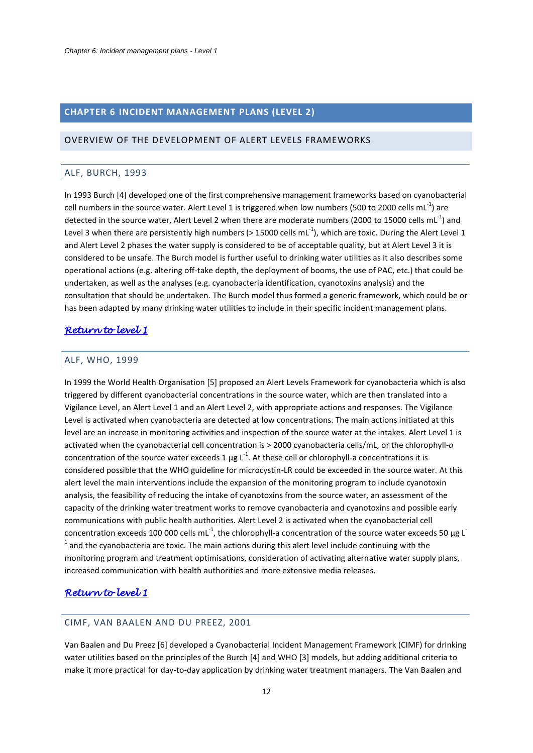# CHAPTER 6 INCIDENT MANAGEMENT PLANS (LEVEL 2)

## OVERVIEW OF THE DEVELOPMENT OF ALERT LEVELS FRAMEWORKS

### ALF, BURCH, 1993

In 1993 Burch [4] developed one of the first comprehensive management frameworks based on cyanobacterial cell numbers in the source water. Alert Level 1 is triggered when low numbers (500 to 2000 cells $mL^{-1}$) are detected in the source water, Alert Level 2 when there are moderate numbers (2000 to 15000 cells $mL^{-1}$) and Level 3 when there are persistently high numbers (> 15000 cells $mL^{-1}$), which are toxic. During the Alert Level 1 and Alert Level 2 phases the water supply is considered to be of acceptable quality, but at Alert Level 3 it is considered to be unsafe. The Burch model is further useful to drinking water utilities as it also describes some operational actions (e.g. altering off-take depth, the deployment of booms, the use of PAC, etc.) that could be undertaken, as well as the analyses (e.g. cyanobacteria identification, cyanotoxins analysis) and the consultation that should be undertaken. The Burch model thus formed a generic framework, which could be or has been adapted by many drinking water utilities to include in their specific incident management plans.

*Return to level 1*

### ALF, WHO, 1999

In 1999 the World Health Organisation [5] proposed an Alert Levels Framework for cyanobacteria which is also triggered by different cyanobacterial concentrations in the source water, which are then translated into a Vigilance Level, an Alert Level 1 and an Alert Level 2, with appropriate actions and responses. The Vigilance Level is activated when cyanobacteria are detected at low concentrations. The main actions initiated at this level are an increase in monitoring activities and inspection of the source water at the intakes. Alert Level 1 is activated when the cyanobacterial cell concentration is > 2000 cyanobacteria cells/mL, or the chlorophyll-*a* concentration of the source water exceeds 1 µg $L^{-1}$. At these cell or chlorophyll-a concentrations it is considered possible that the WHO guideline for microcystin-LR could be exceeded in the source water. At this alert level the main interventions include the expansion of the monitoring program to include cyanotoxin analysis, the feasibility of reducing the intake of cyanotoxins from the source water, an assessment of the capacity of the drinking water treatment works to remove cyanobacteria and cyanotoxins and possible early communications with public health authorities. Alert Level 2 is activated when the cyanobacterial cell concentration exceeds 100 000 cells $mL^{-1}$, the chlorophyll-a concentration of the source water exceeds 50 µg $L^{-1}$ and the cyanobacteria are toxic. The main actions during this alert level include continuing with the monitoring program and treatment optimisations, consideration of activating alternative water supply plans, increased communication with health authorities and more extensive media releases.

*Return to level 1*

### CIMF, VAN BAALEN AND DU PREEZ, 2001

Van Baalen and Du Preez [6] developed a Cyanobacterial Incident Management Framework (CIMF) for drinking water utilities based on the principles of the Burch [4] and WHO [3] models, but adding additional criteria to make it more practical for day-to-day application by drinking water treatment managers. The Van Baalen and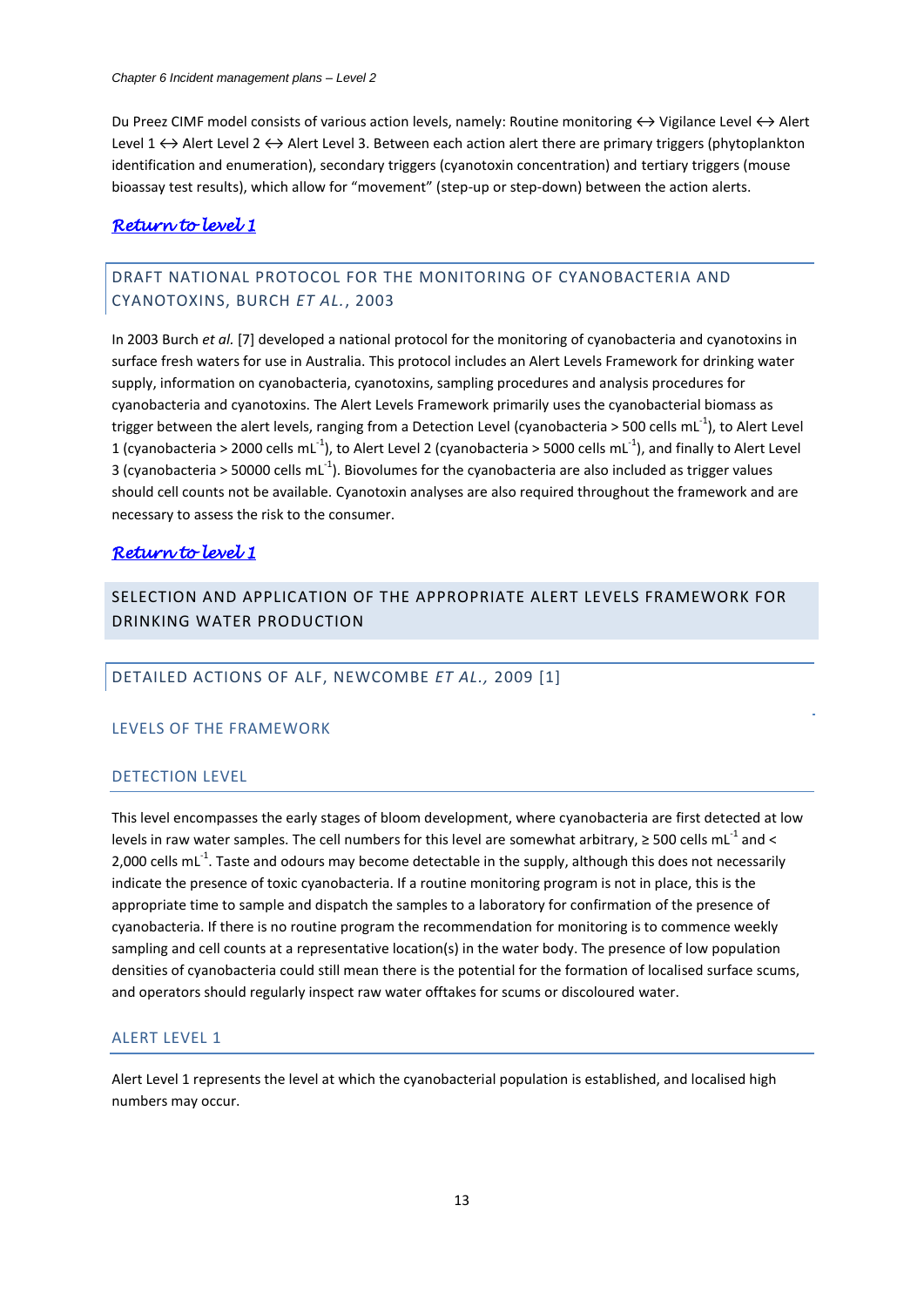Du Preez CIMF model consists of various action levels, namely: Routine monitoring ↔ Vigilance Level ↔ Alert Level 1 ↔ Alert Level 2 ↔ Alert Level 3. Between each action alert there are primary triggers (phytoplankton identification and enumeration), secondary triggers (cyanotoxin concentration) and tertiary triggers (mouse bioassay test results), which allow for "movement" (step-up or step-down) between the action alerts.

*Return to level 1*

## DRAFT NATIONAL PROTOCOL FOR THE MONITORING OF CYANOBACTERIA AND CYANOTOXINS, BURCH *ET AL.*, 2003

In 2003 Burch *et al.* [7] developed a national protocol for the monitoring of cyanobacteria and cyanotoxins in surface fresh waters for use in Australia. This protocol includes an Alert Levels Framework for drinking water supply, information on cyanobacteria, cyanotoxins, sampling procedures and analysis procedures for cyanobacteria and cyanotoxins. The Alert Levels Framework primarily uses the cyanobacterial biomass as trigger between the alert levels, ranging from a Detection Level (cyanobacteria > 500 cells $mL^{-1}$), to Alert Level 1 (cyanobacteria > 2000 cells $mL^{-1}$), to Alert Level 2 (cyanobacteria > 5000 cells $mL^{-1}$), and finally to Alert Level 3 (cyanobacteria > 50000 cells $mL^{-1}$). Biovolumes for the cyanobacteria are also included as trigger values should cell counts not be available. Cyanotoxin analyses are also required throughout the framework and are necessary to assess the risk to the consumer.

*Return to level 1*

# SELECTION AND APPLICATION OF THE APPROPRIATE ALERT LEVELS FRAMEWORK FOR DRINKING WATER PRODUCTION

## DETAILED ACTIONS OF ALF, NEWCOMBE *ET AL.*, 2009 [1]

### LEVELS OF THE FRAMEWORK

### DETECTION LEVEL

This level encompasses the early stages of bloom development, where cyanobacteria are first detected at low levels in raw water samples. The cell numbers for this level are somewhat arbitrary, ≥ 500 cells $mL^{-1}$ and < 2,000 cells $mL^{-1}$. Taste and odours may become detectable in the supply, although this does not necessarily indicate the presence of toxic cyanobacteria. If a routine monitoring program is not in place, this is the appropriate time to sample and dispatch the samples to a laboratory for confirmation of the presence of cyanobacteria. If there is no routine program the recommendation for monitoring is to commence weekly sampling and cell counts at a representative location(s) in the water body. The presence of low population densities of cyanobacteria could still mean there is the potential for the formation of localised surface scums, and operators should regularly inspect raw water offtakes for scums or discoloured water.

### ALERT LEVEL 1

Alert Level 1 represents the level at which the cyanobacterial population is established, and localised high numbers may occur.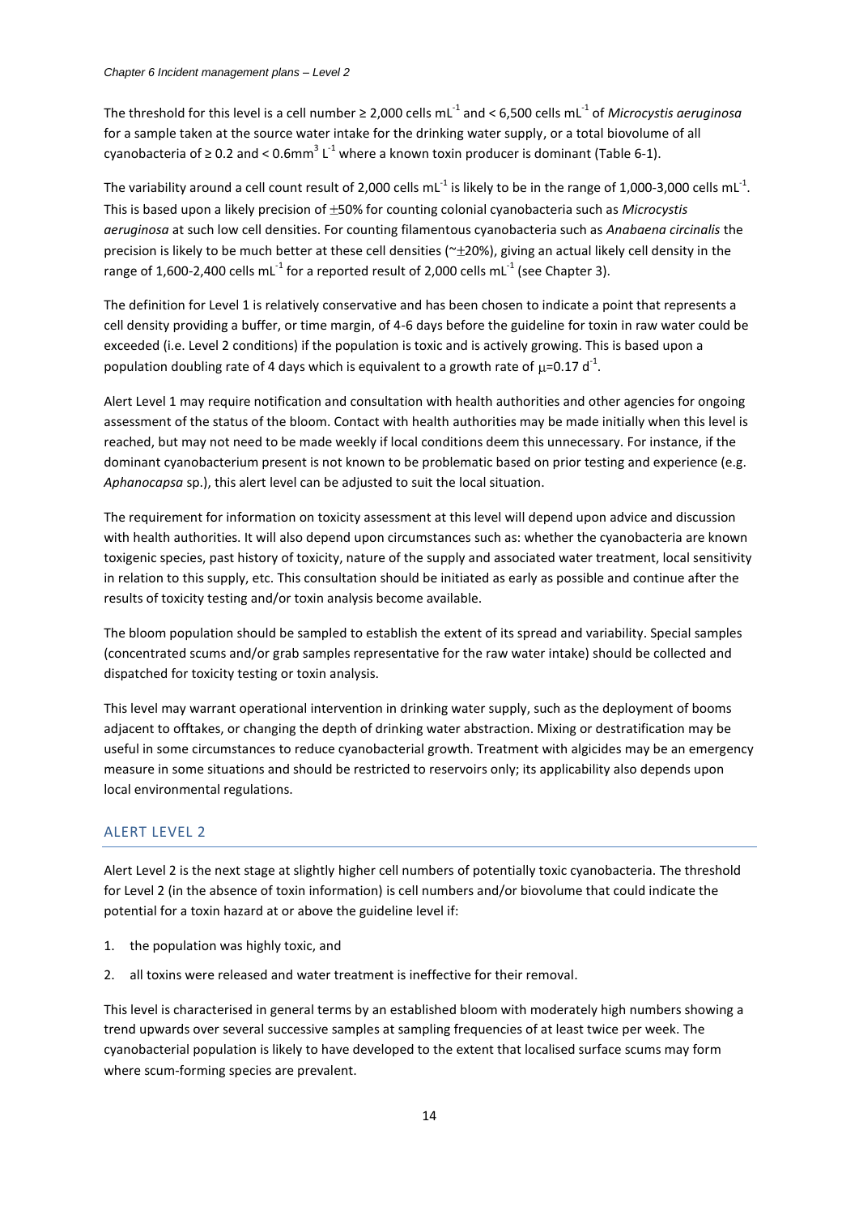The threshold for this level is a cell number ≥ 2,000 cells $mL^{-1}$ and < 6,500 cells $mL^{-1}$ of *Microcystis aeruginosa* for a sample taken at the source water intake for the drinking water supply, or a total biovolume of all cyanobacteria of ≥ 0.2 and < 0.6$mm^3$ $L^{-1}$ where a known toxin producer is dominant (Table 6-1).

The variability around a cell count result of 2,000 cells $mL^{-1}$ is likely to be in the range of 1,000-3,000 cells $mL^{-1}$. This is based upon a likely precision of $\pm$50% for counting colonial cyanobacteria such as *Microcystis aeruginosa* at such low cell densities. For counting filamentous cyanobacteria such as *Anabaena circinalis* the precision is likely to be much better at these cell densities (~$\pm$20%), giving an actual likely cell density in the range of 1,600-2,400 cells $mL^{-1}$ for a reported result of 2,000 cells $mL^{-1}$ (see Chapter 3).

The definition for Level 1 is relatively conservative and has been chosen to indicate a point that represents a cell density providing a buffer, or time margin, of 4-6 days before the guideline for toxin in raw water could be exceeded (i.e. Level 2 conditions) if the population is toxic and is actively growing. This is based upon a population doubling rate of 4 days which is equivalent to a growth rate of $\mu$=0.17 $d^{-1}$.

Alert Level 1 may require notification and consultation with health authorities and other agencies for ongoing assessment of the status of the bloom. Contact with health authorities may be made initially when this level is reached, but may not need to be made weekly if local conditions deem this unnecessary. For instance, if the dominant cyanobacterium present is not known to be problematic based on prior testing and experience (e.g. *Aphanocapsa* sp.), this alert level can be adjusted to suit the local situation.

The requirement for information on toxicity assessment at this level will depend upon advice and discussion with health authorities. It will also depend upon circumstances such as: whether the cyanobacteria are known toxigenic species, past history of toxicity, nature of the supply and associated water treatment, local sensitivity in relation to this supply, etc. This consultation should be initiated as early as possible and continue after the results of toxicity testing and/or toxin analysis become available.

The bloom population should be sampled to establish the extent of its spread and variability. Special samples (concentrated scums and/or grab samples representative for the raw water intake) should be collected and dispatched for toxicity testing or toxin analysis.

This level may warrant operational intervention in drinking water supply, such as the deployment of booms adjacent to offtakes, or changing the depth of drinking water abstraction. Mixing or destratification may be useful in some circumstances to reduce cyanobacterial growth. Treatment with algicides may be an emergency measure in some situations and should be restricted to reservoirs only; its applicability also depends upon local environmental regulations.

## ALERT LEVEL 2

Alert Level 2 is the next stage at slightly higher cell numbers of potentially toxic cyanobacteria. The threshold for Level 2 (in the absence of toxin information) is cell numbers and/or biovolume that could indicate the potential for a toxin hazard at or above the guideline level if:

1. the population was highly toxic, and
2. all toxins were released and water treatment is ineffective for their removal.

This level is characterised in general terms by an established bloom with moderately high numbers showing a trend upwards over several successive samples at sampling frequencies of at least twice per week. The cyanobacterial population is likely to have developed to the extent that localised surface scums may form where scum-forming species are prevalent.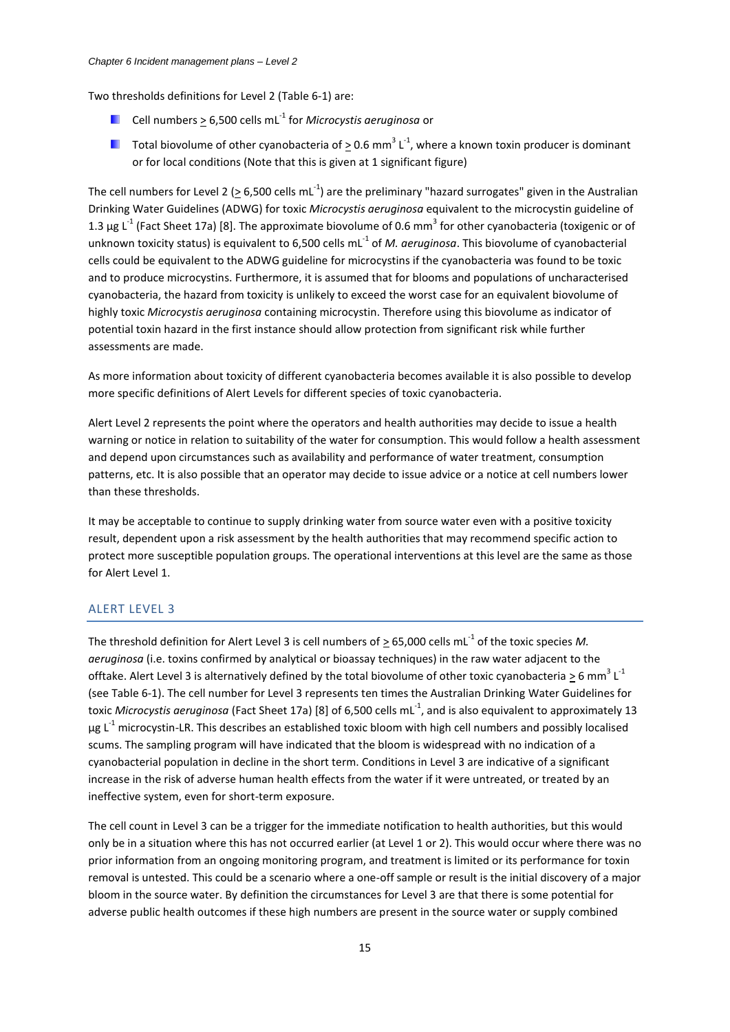Two thresholds definitions for Level 2 (Table 6-1) are:

- Cell numbers $\geq$ 6,500 cells $mL^{-1}$ for *Microcystis aeruginosa* or
- Total biovolume of other cyanobacteria of $\geq$ 0.6 $mm^3$ $L^{-1}$, where a known toxin producer is dominant or for local conditions (Note that this is given at 1 significant figure)

The cell numbers for Level 2 ($\geq$ 6,500 cells $mL^{-1}$) are the preliminary "hazard surrogates" given in the Australian Drinking Water Guidelines (ADWG) for toxic *Microcystis aeruginosa* equivalent to the microcystin guideline of 1.3 µg $L^{-1}$ (Fact Sheet 17a) [8]. The approximate biovolume of 0.6 $mm^3$ for other cyanobacteria (toxigenic or of unknown toxicity status) is equivalent to 6,500 cells $mL^{-1}$ of *M. aeruginosa*. This biovolume of cyanobacterial cells could be equivalent to the ADWG guideline for microcystins if the cyanobacteria was found to be toxic and to produce microcystins. Furthermore, it is assumed that for blooms and populations of uncharacterised cyanobacteria, the hazard from toxicity is unlikely to exceed the worst case for an equivalent biovolume of highly toxic *Microcystis aeruginosa* containing microcystin. Therefore using this biovolume as indicator of potential toxin hazard in the first instance should allow protection from significant risk while further assessments are made.

As more information about toxicity of different cyanobacteria becomes available it is also possible to develop more specific definitions of Alert Levels for different species of toxic cyanobacteria.

Alert Level 2 represents the point where the operators and health authorities may decide to issue a health warning or notice in relation to suitability of the water for consumption. This would follow a health assessment and depend upon circumstances such as availability and performance of water treatment, consumption patterns, etc. It is also possible that an operator may decide to issue advice or a notice at cell numbers lower than these thresholds.

It may be acceptable to continue to supply drinking water from source water even with a positive toxicity result, dependent upon a risk assessment by the health authorities that may recommend specific action to protect more susceptible population groups. The operational interventions at this level are the same as those for Alert Level 1.

## ALERT LEVEL 3

The threshold definition for Alert Level 3 is cell numbers of $\geq$ 65,000 cells $mL^{-1}$ of the toxic species *M. aeruginosa* (i.e. toxins confirmed by analytical or bioassay techniques) in the raw water adjacent to the offtake. Alert Level 3 is alternatively defined by the total biovolume of other toxic cyanobacteria $\geq$ 6 $mm^3$ $L^{-1}$ (see Table 6-1). The cell number for Level 3 represents ten times the Australian Drinking Water Guidelines for toxic *Microcystis aeruginosa* (Fact Sheet 17a) [8] of 6,500 cells $mL^{-1}$, and is also equivalent to approximately 13 µg $L^{-1}$ microcystin-LR. This describes an established toxic bloom with high cell numbers and possibly localised scums. The sampling program will have indicated that the bloom is widespread with no indication of a cyanobacterial population in decline in the short term. Conditions in Level 3 are indicative of a significant increase in the risk of adverse human health effects from the water if it were untreated, or treated by an ineffective system, even for short-term exposure.

The cell count in Level 3 can be a trigger for the immediate notification to health authorities, but this would only be in a situation where this has not occurred earlier (at Level 1 or 2). This would occur where there was no prior information from an ongoing monitoring program, and treatment is limited or its performance for toxin removal is untested. This could be a scenario where a one-off sample or result is the initial discovery of a major bloom in the source water. By definition the circumstances for Level 3 are that there is some potential for adverse public health outcomes if these high numbers are present in the source water or supply combined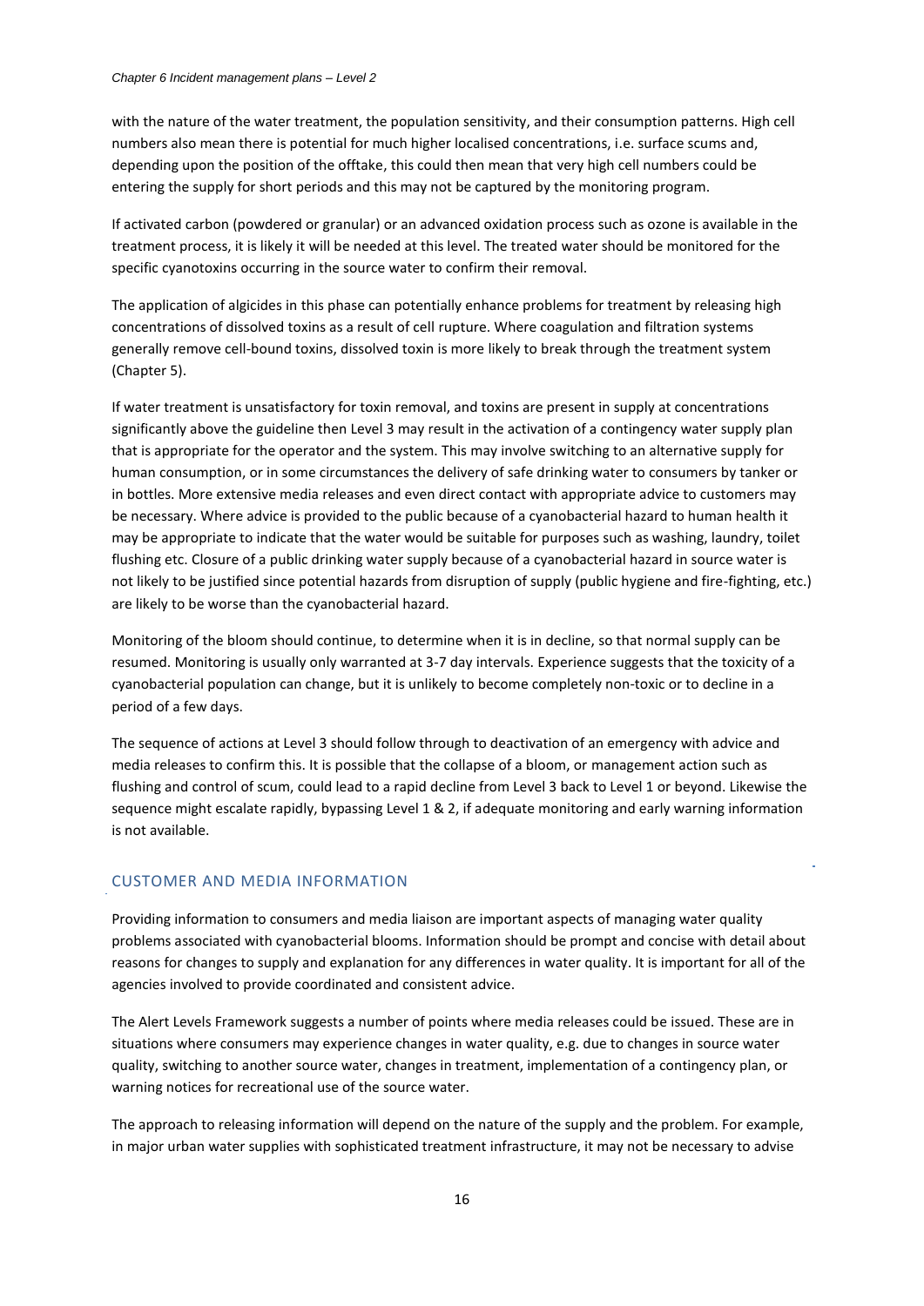with the nature of the water treatment, the population sensitivity, and their consumption patterns. High cell numbers also mean there is potential for much higher localised concentrations, i.e. surface scums and, depending upon the position of the offtake, this could then mean that very high cell numbers could be entering the supply for short periods and this may not be captured by the monitoring program.

If activated carbon (powdered or granular) or an advanced oxidation process such as ozone is available in the treatment process, it is likely it will be needed at this level. The treated water should be monitored for the specific cyanotoxins occurring in the source water to confirm their removal.

The application of algicides in this phase can potentially enhance problems for treatment by releasing high concentrations of dissolved toxins as a result of cell rupture. Where coagulation and filtration systems generally remove cell-bound toxins, dissolved toxin is more likely to break through the treatment system (Chapter 5).

If water treatment is unsatisfactory for toxin removal, and toxins are present in supply at concentrations significantly above the guideline then Level 3 may result in the activation of a contingency water supply plan that is appropriate for the operator and the system. This may involve switching to an alternative supply for human consumption, or in some circumstances the delivery of safe drinking water to consumers by tanker or in bottles. More extensive media releases and even direct contact with appropriate advice to customers may be necessary. Where advice is provided to the public because of a cyanobacterial hazard to human health it may be appropriate to indicate that the water would be suitable for purposes such as washing, laundry, toilet flushing etc. Closure of a public drinking water supply because of a cyanobacterial hazard in source water is not likely to be justified since potential hazards from disruption of supply (public hygiene and fire-fighting, etc.) are likely to be worse than the cyanobacterial hazard.

Monitoring of the bloom should continue, to determine when it is in decline, so that normal supply can be resumed. Monitoring is usually only warranted at 3-7 day intervals. Experience suggests that the toxicity of a cyanobacterial population can change, but it is unlikely to become completely non-toxic or to decline in a period of a few days.

The sequence of actions at Level 3 should follow through to deactivation of an emergency with advice and media releases to confirm this. It is possible that the collapse of a bloom, or management action such as flushing and control of scum, could lead to a rapid decline from Level 3 back to Level 1 or beyond. Likewise the sequence might escalate rapidly, bypassing Level 1 & 2, if adequate monitoring and early warning information is not available.

## CUSTOMER AND MEDIA INFORMATION

Providing information to consumers and media liaison are important aspects of managing water quality problems associated with cyanobacterial blooms. Information should be prompt and concise with detail about reasons for changes to supply and explanation for any differences in water quality. It is important for all of the agencies involved to provide coordinated and consistent advice.

The Alert Levels Framework suggests a number of points where media releases could be issued. These are in situations where consumers may experience changes in water quality, e.g. due to changes in source water quality, switching to another source water, changes in treatment, implementation of a contingency plan, or warning notices for recreational use of the source water.

The approach to releasing information will depend on the nature of the supply and the problem. For example, in major urban water supplies with sophisticated treatment infrastructure, it may not be necessary to advise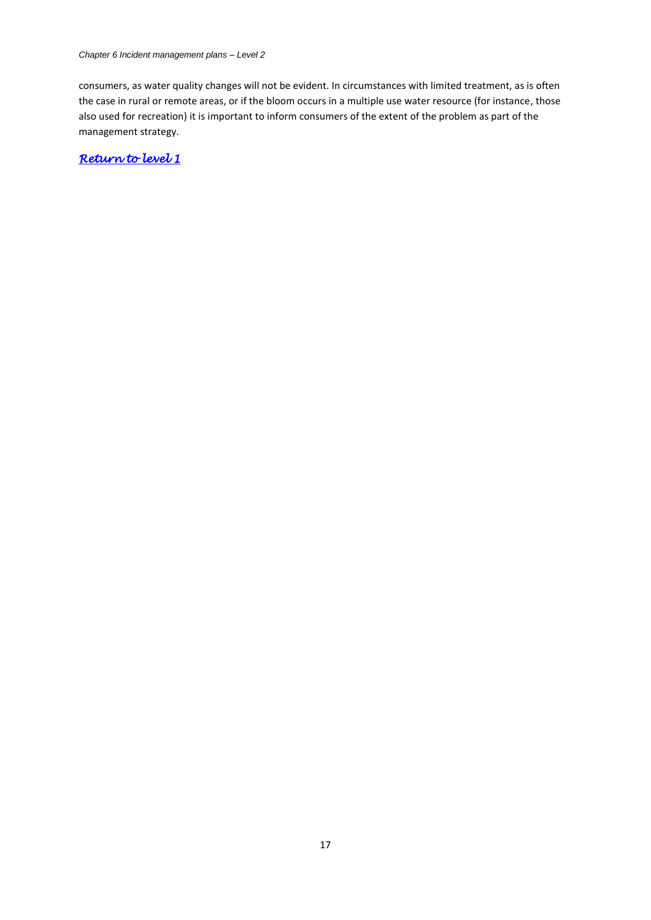consumers, as water quality changes will not be evident. In circumstances with limited treatment, as is often the case in rural or remote areas, or if the bloom occurs in a multiple use water resource (for instance, those also used for recreation) it is important to inform consumers of the extent of the problem as part of the management strategy.

*Return to level 1*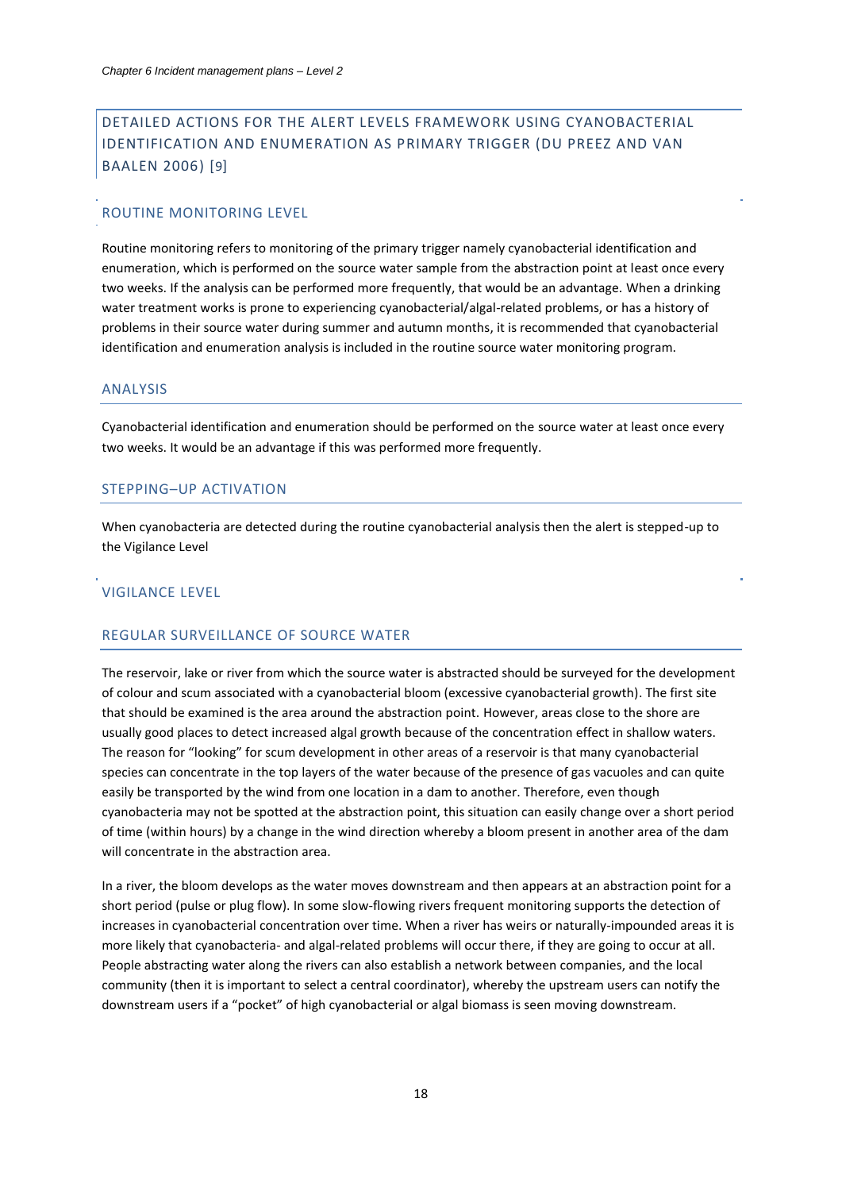## DETAILED ACTIONS FOR THE ALERT LEVELS FRAMEWORK USING CYANOBACTERIAL IDENTIFICATION AND ENUMERATION AS PRIMARY TRIGGER (DU PREEZ AND VAN BAALEN 2006) [9]

### ROUTINE MONITORING LEVEL

Routine monitoring refers to monitoring of the primary trigger namely cyanobacterial identification and enumeration, which is performed on the source water sample from the abstraction point at least once every two weeks. If the analysis can be performed more frequently, that would be an advantage. When a drinking water treatment works is prone to experiencing cyanobacterial/algal-related problems, or has a history of problems in their source water during summer and autumn months, it is recommended that cyanobacterial identification and enumeration analysis is included in the routine source water monitoring program.

#### ANALYSIS

Cyanobacterial identification and enumeration should be performed on the source water at least once every two weeks. It would be an advantage if this was performed more frequently.

#### STEPPING–UP ACTIVATION

When cyanobacteria are detected during the routine cyanobacterial analysis then the alert is stepped-up to the Vigilance Level

### VIGILANCE LEVEL

#### REGULAR SURVEILLANCE OF SOURCE WATER

The reservoir, lake or river from which the source water is abstracted should be surveyed for the development of colour and scum associated with a cyanobacterial bloom (excessive cyanobacterial growth). The first site that should be examined is the area around the abstraction point. However, areas close to the shore are usually good places to detect increased algal growth because of the concentration effect in shallow waters. The reason for "looking" for scum development in other areas of a reservoir is that many cyanobacterial species can concentrate in the top layers of the water because of the presence of gas vacuoles and can quite easily be transported by the wind from one location in a dam to another. Therefore, even though cyanobacteria may not be spotted at the abstraction point, this situation can easily change over a short period of time (within hours) by a change in the wind direction whereby a bloom present in another area of the dam will concentrate in the abstraction area.

In a river, the bloom develops as the water moves downstream and then appears at an abstraction point for a short period (pulse or plug flow). In some slow-flowing rivers frequent monitoring supports the detection of increases in cyanobacterial concentration over time. When a river has weirs or naturally-impounded areas it is more likely that cyanobacteria- and algal-related problems will occur there, if they are going to occur at all. People abstracting water along the rivers can also establish a network between companies, and the local community (then it is important to select a central coordinator), whereby the upstream users can notify the downstream users if a "pocket" of high cyanobacterial or algal biomass is seen moving downstream.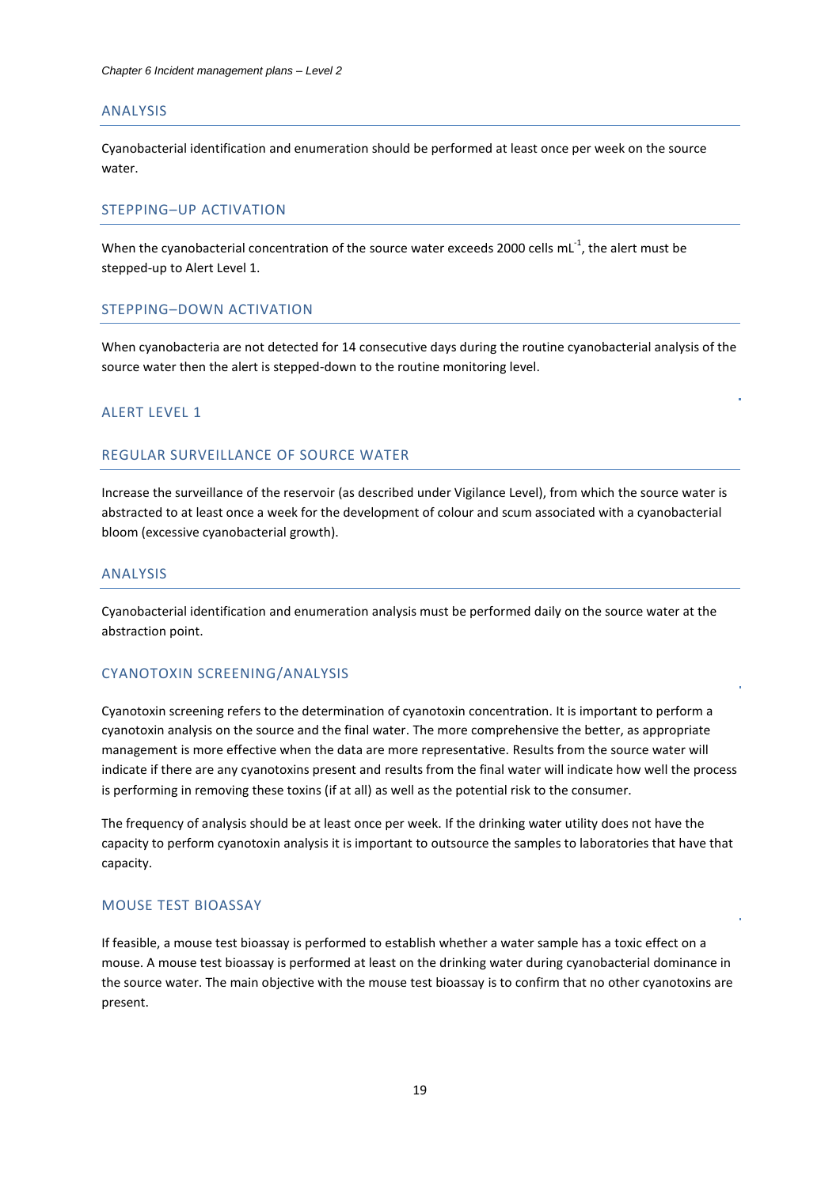## ANALYSIS

Cyanobacterial identification and enumeration should be performed at least once per week on the source water.

## STEPPING–UP ACTIVATION

When the cyanobacterial concentration of the source water exceeds 2000 cells $mL^{-1}$, the alert must be stepped-up to Alert Level 1.

## STEPPING–DOWN ACTIVATION

When cyanobacteria are not detected for 14 consecutive days during the routine cyanobacterial analysis of the source water then the alert is stepped-down to the routine monitoring level.

# ALERT LEVEL 1

## REGULAR SURVEILLANCE OF SOURCE WATER

Increase the surveillance of the reservoir (as described under Vigilance Level), from which the source water is abstracted to at least once a week for the development of colour and scum associated with a cyanobacterial bloom (excessive cyanobacterial growth).

## ANALYSIS

Cyanobacterial identification and enumeration analysis must be performed daily on the source water at the abstraction point.

## CYANOTOXIN SCREENING/ANALYSIS

Cyanotoxin screening refers to the determination of cyanotoxin concentration. It is important to perform a cyanotoxin analysis on the source and the final water. The more comprehensive the better, as appropriate management is more effective when the data are more representative. Results from the source water will indicate if there are any cyanotoxins present and results from the final water will indicate how well the process is performing in removing these toxins (if at all) as well as the potential risk to the consumer.

The frequency of analysis should be at least once per week. If the drinking water utility does not have the capacity to perform cyanotoxin analysis it is important to outsource the samples to laboratories that have that capacity.

## MOUSE TEST BIOASSAY

If feasible, a mouse test bioassay is performed to establish whether a water sample has a toxic effect on a mouse. A mouse test bioassay is performed at least on the drinking water during cyanobacterial dominance in the source water. The main objective with the mouse test bioassay is to confirm that no other cyanotoxins are present.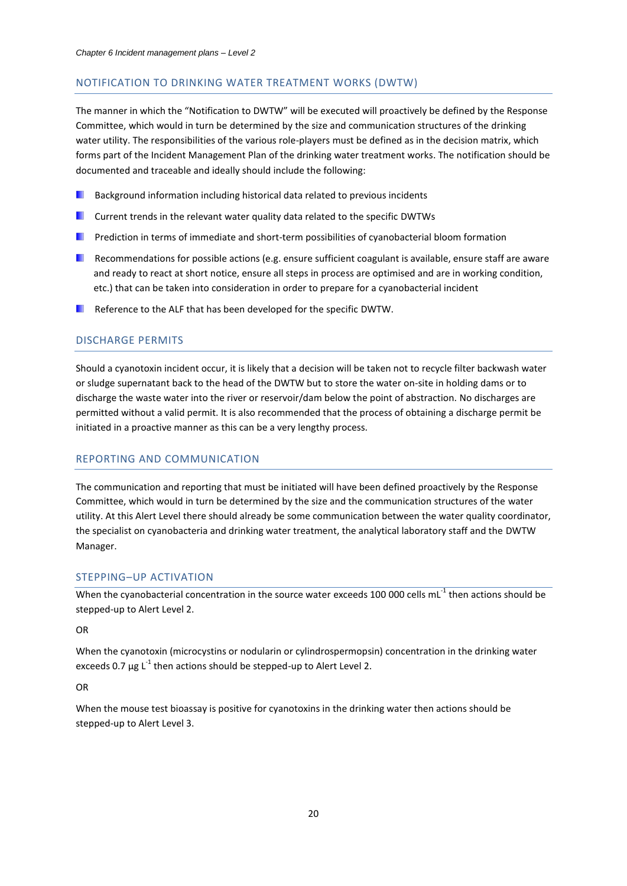## NOTIFICATION TO DRINKING WATER TREATMENT WORKS (DWTW)

The manner in which the "Notification to DWTW" will be executed will proactively be defined by the Response Committee, which would in turn be determined by the size and communication structures of the drinking water utility. The responsibilities of the various role-players must be defined as in the decision matrix, which forms part of the Incident Management Plan of the drinking water treatment works. The notification should be documented and traceable and ideally should include the following:

- Background information including historical data related to previous incidents
- Current trends in the relevant water quality data related to the specific DWTWs
- Prediction in terms of immediate and short-term possibilities of cyanobacterial bloom formation
- Recommendations for possible actions (e.g. ensure sufficient coagulant is available, ensure staff are aware and ready to react at short notice, ensure all steps in process are optimised and are in working condition, etc.) that can be taken into consideration in order to prepare for a cyanobacterial incident
- Reference to the ALF that has been developed for the specific DWTW.

## DISCHARGE PERMITS

Should a cyanotoxin incident occur, it is likely that a decision will be taken not to recycle filter backwash water or sludge supernatant back to the head of the DWTW but to store the water on-site in holding dams or to discharge the waste water into the river or reservoir/dam below the point of abstraction. No discharges are permitted without a valid permit. It is also recommended that the process of obtaining a discharge permit be initiated in a proactive manner as this can be a very lengthy process.

## REPORTING AND COMMUNICATION

The communication and reporting that must be initiated will have been defined proactively by the Response Committee, which would in turn be determined by the size and the communication structures of the water utility. At this Alert Level there should already be some communication between the water quality coordinator, the specialist on cyanobacteria and drinking water treatment, the analytical laboratory staff and the DWTW Manager.

## STEPPING–UP ACTIVATION

When the cyanobacterial concentration in the source water exceeds 100 000 cells $mL^{-1}$ then actions should be stepped-up to Alert Level 2.

OR

When the cyanotoxin (microcystins or nodularin or cylindrospermopsin) concentration in the drinking water exceeds 0.7 µg $L^{-1}$ then actions should be stepped-up to Alert Level 2.

OR

When the mouse test bioassay is positive for cyanotoxins in the drinking water then actions should be stepped-up to Alert Level 3.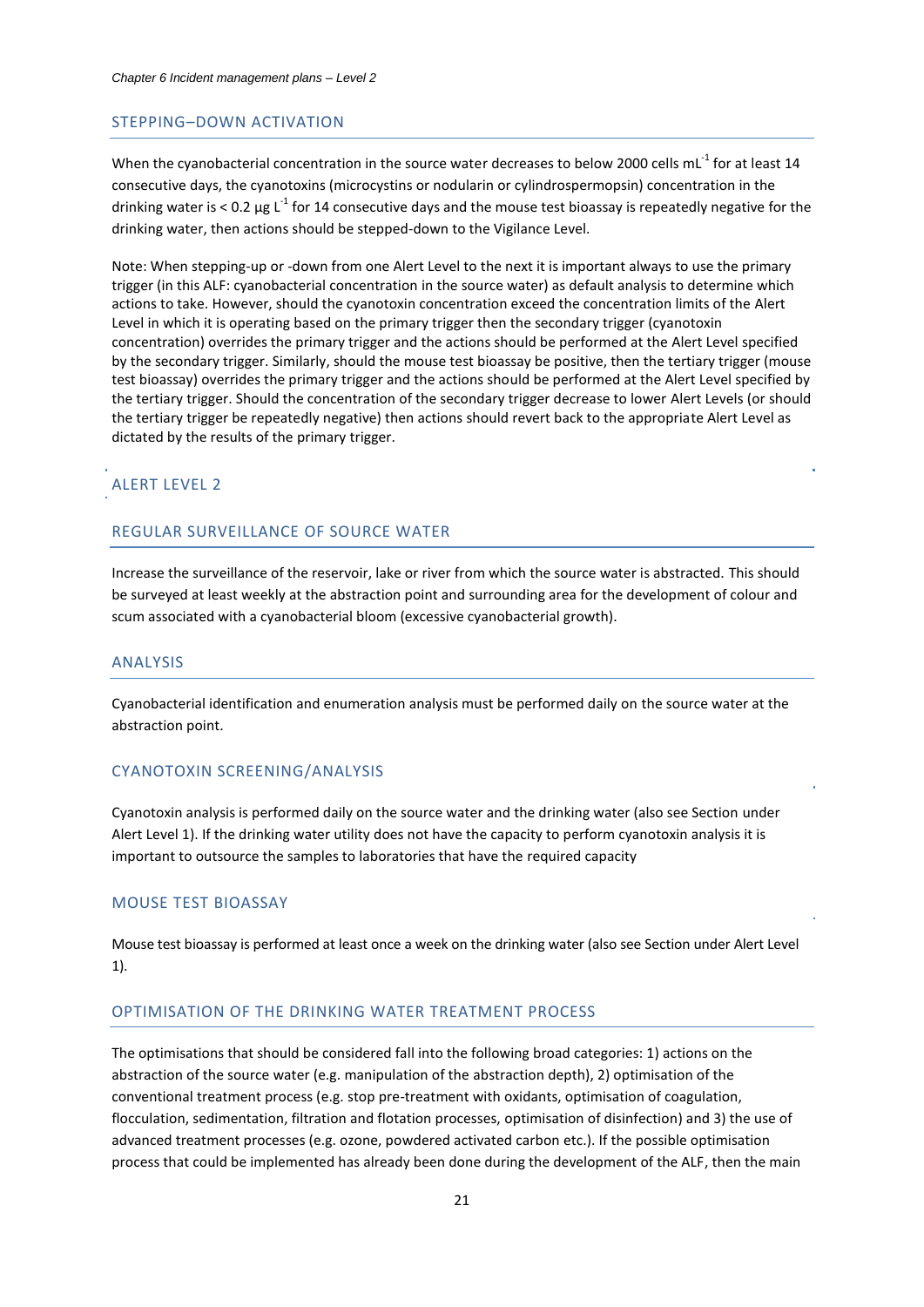## STEPPING–DOWN ACTIVATION

When the cyanobacterial concentration in the source water decreases to below 2000 cells $mL^{-1}$ for at least 14 consecutive days, the cyanotoxins (microcystins or nodularin or cylindrospermopsin) concentration in the drinking water is < 0.2 µg $L^{-1}$ for 14 consecutive days and the mouse test bioassay is repeatedly negative for the drinking water, then actions should be stepped-down to the Vigilance Level.

Note: When stepping-up or -down from one Alert Level to the next it is important always to use the primary trigger (in this ALF: cyanobacterial concentration in the source water) as default analysis to determine which actions to take. However, should the cyanotoxin concentration exceed the concentration limits of the Alert Level in which it is operating based on the primary trigger then the secondary trigger (cyanotoxin concentration) overrides the primary trigger and the actions should be performed at the Alert Level specified by the secondary trigger. Similarly, should the mouse test bioassay be positive, then the tertiary trigger (mouse test bioassay) overrides the primary trigger and the actions should be performed at the Alert Level specified by the tertiary trigger. Should the concentration of the secondary trigger decrease to lower Alert Levels (or should the tertiary trigger be repeatedly negative) then actions should revert back to the appropriate Alert Level as dictated by the results of the primary trigger.

# ALERT LEVEL 2

## REGULAR SURVEILLANCE OF SOURCE WATER

Increase the surveillance of the reservoir, lake or river from which the source water is abstracted. This should be surveyed at least weekly at the abstraction point and surrounding area for the development of colour and scum associated with a cyanobacterial bloom (excessive cyanobacterial growth).

## ANALYSIS

Cyanobacterial identification and enumeration analysis must be performed daily on the source water at the abstraction point.

## CYANOTOXIN SCREENING/ANALYSIS

Cyanotoxin analysis is performed daily on the source water and the drinking water (also see Section under Alert Level 1). If the drinking water utility does not have the capacity to perform cyanotoxin analysis it is important to outsource the samples to laboratories that have the required capacity

## MOUSE TEST BIOASSAY

Mouse test bioassay is performed at least once a week on the drinking water (also see Section under Alert Level 1).

## OPTIMISATION OF THE DRINKING WATER TREATMENT PROCESS

The optimisations that should be considered fall into the following broad categories: 1) actions on the abstraction of the source water (e.g. manipulation of the abstraction depth), 2) optimisation of the conventional treatment process (e.g. stop pre-treatment with oxidants, optimisation of coagulation, flocculation, sedimentation, filtration and flotation processes, optimisation of disinfection) and 3) the use of advanced treatment processes (e.g. ozone, powdered activated carbon etc.). If the possible optimisation process that could be implemented has already been done during the development of the ALF, then the main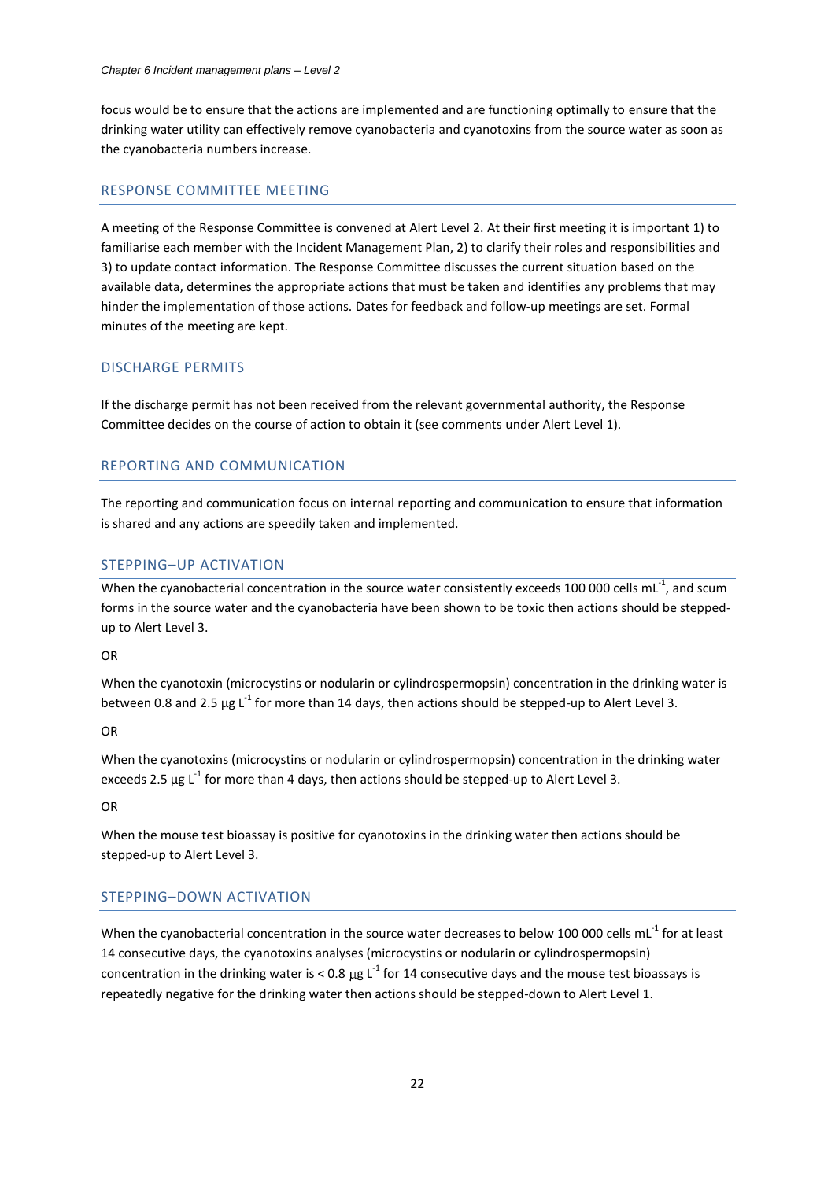focus would be to ensure that the actions are implemented and are functioning optimally to ensure that the drinking water utility can effectively remove cyanobacteria and cyanotoxins from the source water as soon as the cyanobacteria numbers increase.

## RESPONSE COMMITTEE MEETING

A meeting of the Response Committee is convened at Alert Level 2. At their first meeting it is important 1) to familiarise each member with the Incident Management Plan, 2) to clarify their roles and responsibilities and 3) to update contact information. The Response Committee discusses the current situation based on the available data, determines the appropriate actions that must be taken and identifies any problems that may hinder the implementation of those actions. Dates for feedback and follow-up meetings are set. Formal minutes of the meeting are kept.

## DISCHARGE PERMITS

If the discharge permit has not been received from the relevant governmental authority, the Response Committee decides on the course of action to obtain it (see comments under Alert Level 1).

## REPORTING AND COMMUNICATION

The reporting and communication focus on internal reporting and communication to ensure that information is shared and any actions are speedily taken and implemented.

## STEPPING–UP ACTIVATION

When the cyanobacterial concentration in the source water consistently exceeds 100 000 cells $mL^{-1}$, and scum forms in the source water and the cyanobacteria have been shown to be toxic then actions should be stepped-up to Alert Level 3.

OR

When the cyanotoxin (microcystins or nodularin or cylindrospermopsin) concentration in the drinking water is between 0.8 and 2.5 µg $L^{-1}$ for more than 14 days, then actions should be stepped-up to Alert Level 3.

OR

When the cyanotoxins (microcystins or nodularin or cylindrospermopsin) concentration in the drinking water exceeds 2.5 µg $L^{-1}$ for more than 4 days, then actions should be stepped-up to Alert Level 3.

OR

When the mouse test bioassay is positive for cyanotoxins in the drinking water then actions should be stepped-up to Alert Level 3.

## STEPPING–DOWN ACTIVATION

When the cyanobacterial concentration in the source water decreases to below 100 000 cells $mL^{-1}$ for at least 14 consecutive days, the cyanotoxins analyses (microcystins or nodularin or cylindrospermopsin) concentration in the drinking water is < 0.8 µg $L^{-1}$ for 14 consecutive days and the mouse test bioassays is repeatedly negative for the drinking water then actions should be stepped-down to Alert Level 1.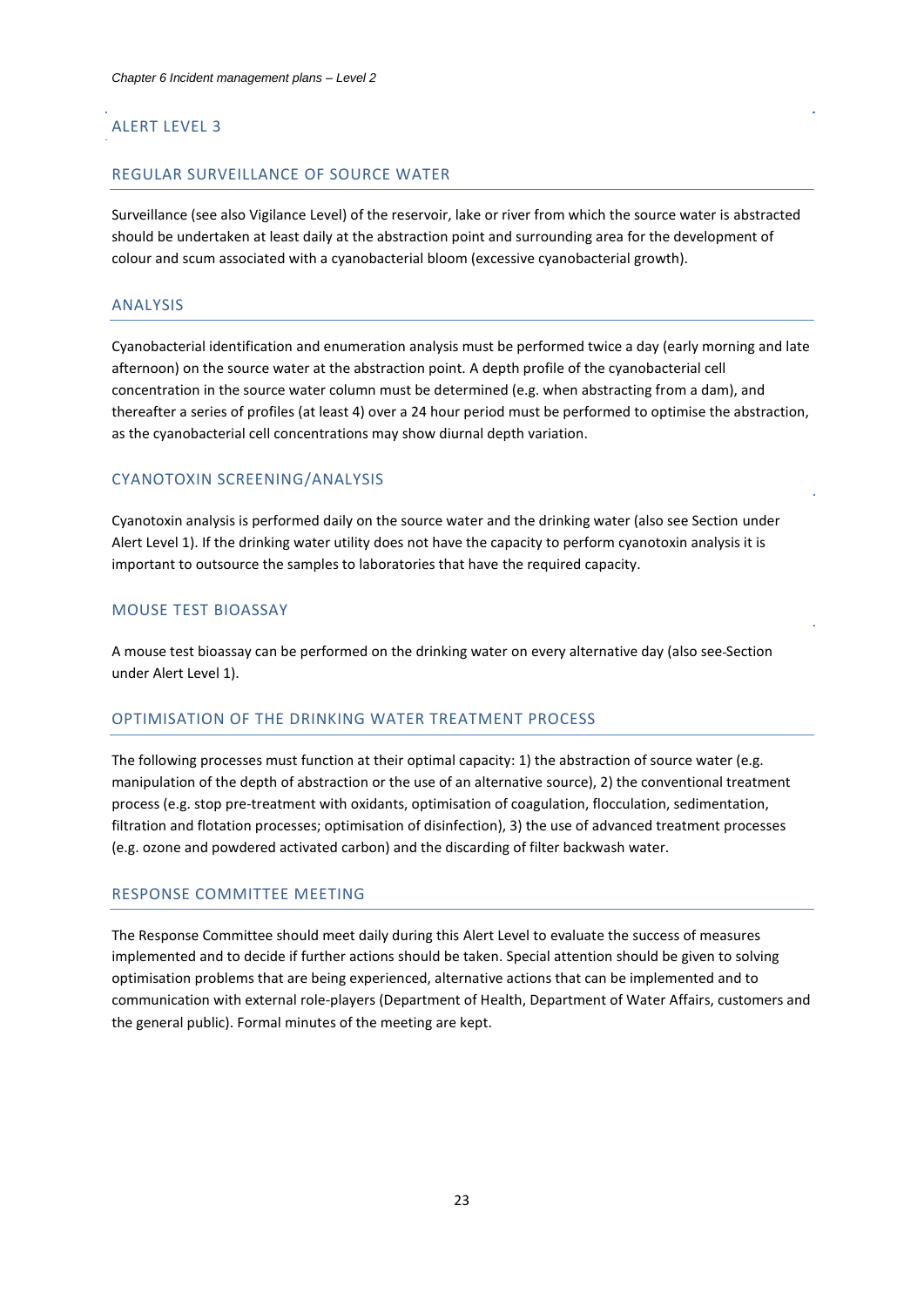## ALERT LEVEL 3

### REGULAR SURVEILLANCE OF SOURCE WATER

Surveillance (see also Vigilance Level) of the reservoir, lake or river from which the source water is abstracted should be undertaken at least daily at the abstraction point and surrounding area for the development of colour and scum associated with a cyanobacterial bloom (excessive cyanobacterial growth).

### ANALYSIS

Cyanobacterial identification and enumeration analysis must be performed twice a day (early morning and late afternoon) on the source water at the abstraction point. A depth profile of the cyanobacterial cell concentration in the source water column must be determined (e.g. when abstracting from a dam), and thereafter a series of profiles (at least 4) over a 24 hour period must be performed to optimise the abstraction, as the cyanobacterial cell concentrations may show diurnal depth variation.

### CYANOTOXIN SCREENING/ANALYSIS

Cyanotoxin analysis is performed daily on the source water and the drinking water (also see Section under Alert Level 1). If the drinking water utility does not have the capacity to perform cyanotoxin analysis it is important to outsource the samples to laboratories that have the required capacity.

### MOUSE TEST BIOASSAY

A mouse test bioassay can be performed on the drinking water on every alternative day (also see-Section under Alert Level 1).

### OPTIMISATION OF THE DRINKING WATER TREATMENT PROCESS

The following processes must function at their optimal capacity: 1) the abstraction of source water (e.g. manipulation of the depth of abstraction or the use of an alternative source), 2) the conventional treatment process (e.g. stop pre-treatment with oxidants, optimisation of coagulation, flocculation, sedimentation, filtration and flotation processes; optimisation of disinfection), 3) the use of advanced treatment processes (e.g. ozone and powdered activated carbon) and the discarding of filter backwash water.

### RESPONSE COMMITTEE MEETING

The Response Committee should meet daily during this Alert Level to evaluate the success of measures implemented and to decide if further actions should be taken. Special attention should be given to solving optimisation problems that are being experienced, alternative actions that can be implemented and to communication with external role-players (Department of Health, Department of Water Affairs, customers and the general public). Formal minutes of the meeting are kept.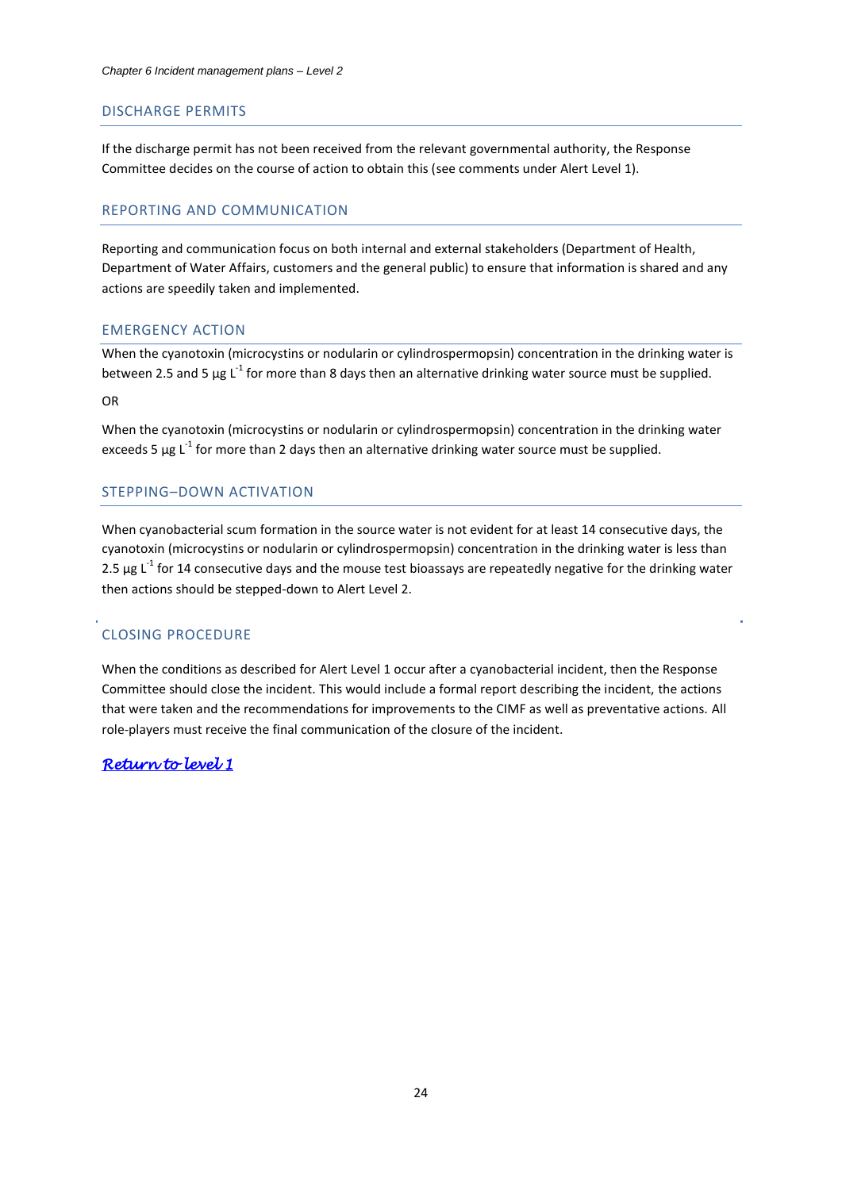## DISCHARGE PERMITS

If the discharge permit has not been received from the relevant governmental authority, the Response Committee decides on the course of action to obtain this (see comments under Alert Level 1).

## REPORTING AND COMMUNICATION

Reporting and communication focus on both internal and external stakeholders (Department of Health, Department of Water Affairs, customers and the general public) to ensure that information is shared and any actions are speedily taken and implemented.

## EMERGENCY ACTION

When the cyanotoxin (microcystins or nodularin or cylindrospermopsin) concentration in the drinking water is between 2.5 and 5 µg $L^{-1}$ for more than 8 days then an alternative drinking water source must be supplied.

OR

When the cyanotoxin (microcystins or nodularin or cylindrospermopsin) concentration in the drinking water exceeds 5 µg $L^{-1}$ for more than 2 days then an alternative drinking water source must be supplied.

## STEPPING–DOWN ACTIVATION

When cyanobacterial scum formation in the source water is not evident for at least 14 consecutive days, the cyanotoxin (microcystins or nodularin or cylindrospermopsin) concentration in the drinking water is less than 2.5 µg $L^{-1}$ for 14 consecutive days and the mouse test bioassays are repeatedly negative for the drinking water then actions should be stepped-down to Alert Level 2.

## CLOSING PROCEDURE

When the conditions as described for Alert Level 1 occur after a cyanobacterial incident, then the Response Committee should close the incident. This would include a formal report describing the incident, the actions that were taken and the recommendations for improvements to the CIMF as well as preventative actions. All role-players must receive the final communication of the closure of the incident.

***Return to level 1***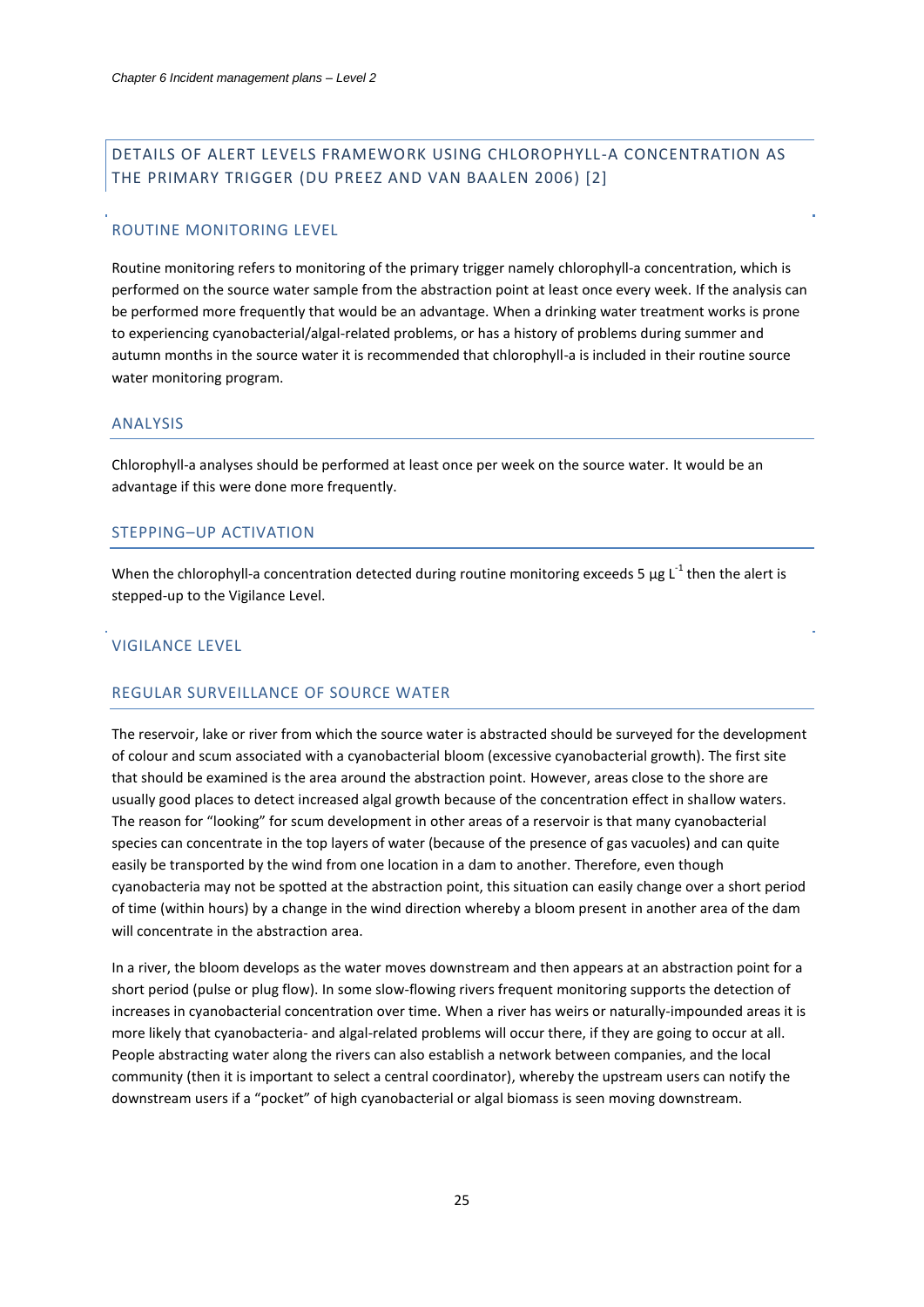## DETAILS OF ALERT LEVELS FRAMEWORK USING CHLOROPHYLL-A CONCENTRATION AS THE PRIMARY TRIGGER (DU PREEZ AND VAN BAALEN 2006) [2]

### ROUTINE MONITORING LEVEL

Routine monitoring refers to monitoring of the primary trigger namely chlorophyll-a concentration, which is performed on the source water sample from the abstraction point at least once every week. If the analysis can be performed more frequently that would be an advantage. When a drinking water treatment works is prone to experiencing cyanobacterial/algal-related problems, or has a history of problems during summer and autumn months in the source water it is recommended that chlorophyll-a is included in their routine source water monitoring program.

#### ANALYSIS

Chlorophyll-a analyses should be performed at least once per week on the source water. It would be an advantage if this were done more frequently.

#### STEPPING–UP ACTIVATION

When the chlorophyll-a concentration detected during routine monitoring exceeds 5 $\mu g\ L^{-1}$ then the alert is stepped-up to the Vigilance Level.

### VIGILANCE LEVEL

#### REGULAR SURVEILLANCE OF SOURCE WATER

The reservoir, lake or river from which the source water is abstracted should be surveyed for the development of colour and scum associated with a cyanobacterial bloom (excessive cyanobacterial growth). The first site that should be examined is the area around the abstraction point. However, areas close to the shore are usually good places to detect increased algal growth because of the concentration effect in shallow waters. The reason for "looking" for scum development in other areas of a reservoir is that many cyanobacterial species can concentrate in the top layers of water (because of the presence of gas vacuoles) and can quite easily be transported by the wind from one location in a dam to another. Therefore, even though cyanobacteria may not be spotted at the abstraction point, this situation can easily change over a short period of time (within hours) by a change in the wind direction whereby a bloom present in another area of the dam will concentrate in the abstraction area.

In a river, the bloom develops as the water moves downstream and then appears at an abstraction point for a short period (pulse or plug flow). In some slow-flowing rivers frequent monitoring supports the detection of increases in cyanobacterial concentration over time. When a river has weirs or naturally-impounded areas it is more likely that cyanobacteria- and algal-related problems will occur there, if they are going to occur at all. People abstracting water along the rivers can also establish a network between companies, and the local community (then it is important to select a central coordinator), whereby the upstream users can notify the downstream users if a "pocket" of high cyanobacterial or algal biomass is seen moving downstream.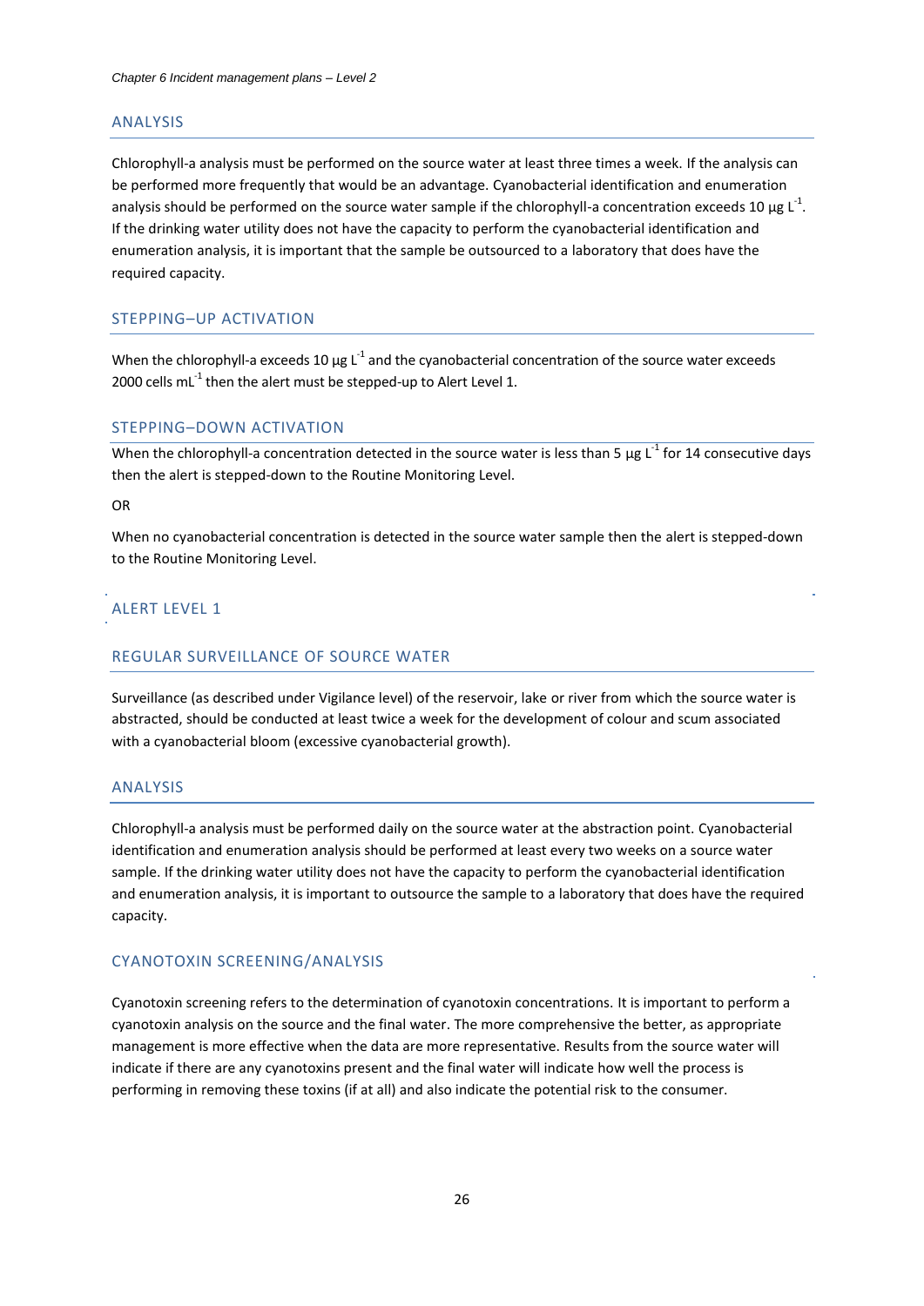## ANALYSIS

Chlorophyll-a analysis must be performed on the source water at least three times a week. If the analysis can be performed more frequently that would be an advantage. Cyanobacterial identification and enumeration analysis should be performed on the source water sample if the chlorophyll-a concentration exceeds 10 µg $L^{-1}$. If the drinking water utility does not have the capacity to perform the cyanobacterial identification and enumeration analysis, it is important that the sample be outsourced to a laboratory that does have the required capacity.

## STEPPING–UP ACTIVATION

When the chlorophyll-a exceeds 10 µg $L^{-1}$ and the cyanobacterial concentration of the source water exceeds 2000 cells $mL^{-1}$ then the alert must be stepped-up to Alert Level 1.

## STEPPING–DOWN ACTIVATION

When the chlorophyll-a concentration detected in the source water is less than 5 µg $L^{-1}$ for 14 consecutive days then the alert is stepped-down to the Routine Monitoring Level.

OR

When no cyanobacterial concentration is detected in the source water sample then the alert is stepped-down to the Routine Monitoring Level.

# ALERT LEVEL 1

## REGULAR SURVEILLANCE OF SOURCE WATER

Surveillance (as described under Vigilance level) of the reservoir, lake or river from which the source water is abstracted, should be conducted at least twice a week for the development of colour and scum associated with a cyanobacterial bloom (excessive cyanobacterial growth).

## ANALYSIS

Chlorophyll-a analysis must be performed daily on the source water at the abstraction point. Cyanobacterial identification and enumeration analysis should be performed at least every two weeks on a source water sample. If the drinking water utility does not have the capacity to perform the cyanobacterial identification and enumeration analysis, it is important to outsource the sample to a laboratory that does have the required capacity.

## CYANOTOXIN SCREENING/ANALYSIS

Cyanotoxin screening refers to the determination of cyanotoxin concentrations. It is important to perform a cyanotoxin analysis on the source and the final water. The more comprehensive the better, as appropriate management is more effective when the data are more representative. Results from the source water will indicate if there are any cyanotoxins present and the final water will indicate how well the process is performing in removing these toxins (if at all) and also indicate the potential risk to the consumer.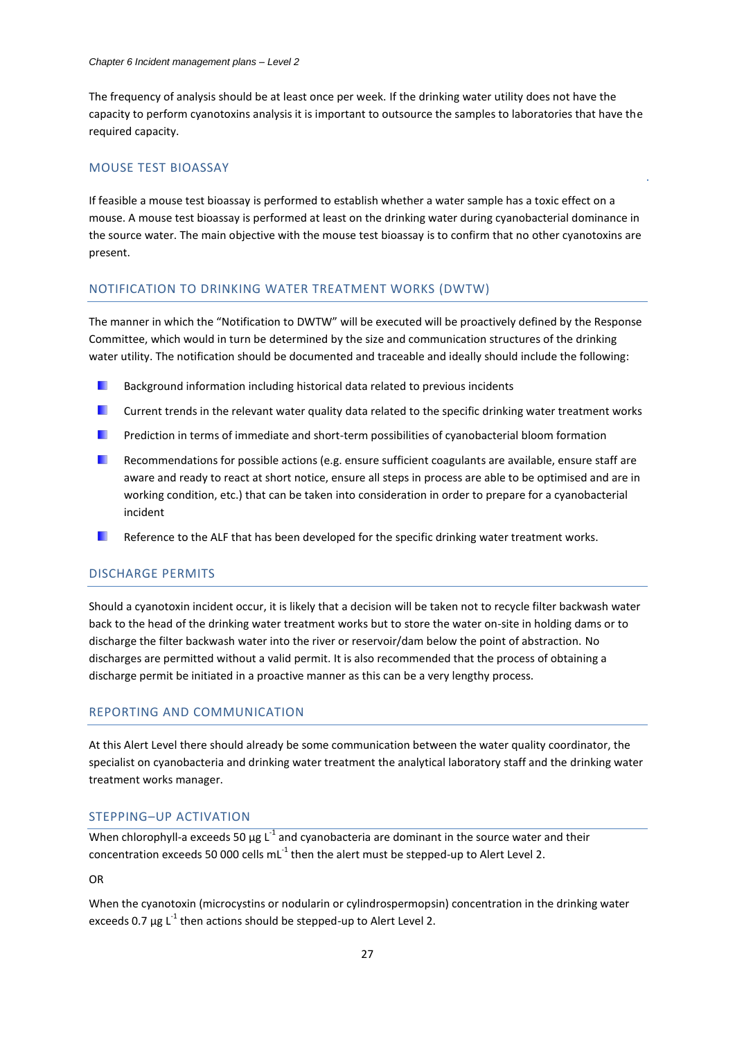The frequency of analysis should be at least once per week. If the drinking water utility does not have the capacity to perform cyanotoxins analysis it is important to outsource the samples to laboratories that have the required capacity.

## MOUSE TEST BIOASSAY

If feasible a mouse test bioassay is performed to establish whether a water sample has a toxic effect on a mouse. A mouse test bioassay is performed at least on the drinking water during cyanobacterial dominance in the source water. The main objective with the mouse test bioassay is to confirm that no other cyanotoxins are present.

## NOTIFICATION TO DRINKING WATER TREATMENT WORKS (DWTW)

The manner in which the "Notification to DWTW" will be executed will be proactively defined by the Response Committee, which would in turn be determined by the size and communication structures of the drinking water utility. The notification should be documented and traceable and ideally should include the following:

- Background information including historical data related to previous incidents
- Current trends in the relevant water quality data related to the specific drinking water treatment works
- Prediction in terms of immediate and short-term possibilities of cyanobacterial bloom formation
- Recommendations for possible actions (e.g. ensure sufficient coagulants are available, ensure staff are aware and ready to react at short notice, ensure all steps in process are able to be optimised and are in working condition, etc.) that can be taken into consideration in order to prepare for a cyanobacterial incident
- Reference to the ALF that has been developed for the specific drinking water treatment works.

## DISCHARGE PERMITS

Should a cyanotoxin incident occur, it is likely that a decision will be taken not to recycle filter backwash water back to the head of the drinking water treatment works but to store the water on-site in holding dams or to discharge the filter backwash water into the river or reservoir/dam below the point of abstraction. No discharges are permitted without a valid permit. It is also recommended that the process of obtaining a discharge permit be initiated in a proactive manner as this can be a very lengthy process.

## REPORTING AND COMMUNICATION

At this Alert Level there should already be some communication between the water quality coordinator, the specialist on cyanobacteria and drinking water treatment the analytical laboratory staff and the drinking water treatment works manager.

## STEPPING–UP ACTIVATION

When chlorophyll-a exceeds 50 µg $L^{-1}$ and cyanobacteria are dominant in the source water and their concentration exceeds 50 000 cells $mL^{-1}$ then the alert must be stepped-up to Alert Level 2.

OR

When the cyanotoxin (microcystins or nodularin or cylindrospermopsin) concentration in the drinking water exceeds 0.7 µg $L^{-1}$ then actions should be stepped-up to Alert Level 2.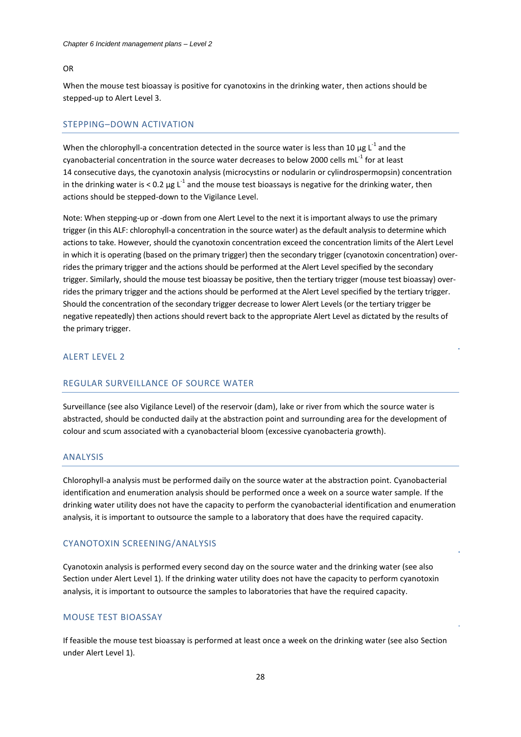OR

When the mouse test bioassay is positive for cyanotoxins in the drinking water, then actions should be stepped-up to Alert Level 3.

## STEPPING–DOWN ACTIVATION

When the chlorophyll-a concentration detected in the source water is less than 10 $\mu g\ L^{-1}$ and the cyanobacterial concentration in the source water decreases to below 2000 cells $mL^{-1}$ for at least 14 consecutive days, the cyanotoxin analysis (microcystins or nodularin or cylindrospermopsin) concentration in the drinking water is < 0.2 $\mu g\ L^{-1}$ and the mouse test bioassays is negative for the drinking water, then actions should be stepped-down to the Vigilance Level.

Note: When stepping-up or -down from one Alert Level to the next it is important always to use the primary trigger (in this ALF: chlorophyll-a concentration in the source water) as the default analysis to determine which actions to take. However, should the cyanotoxin concentration exceed the concentration limits of the Alert Level in which it is operating (based on the primary trigger) then the secondary trigger (cyanotoxin concentration) over-rides the primary trigger and the actions should be performed at the Alert Level specified by the secondary trigger. Similarly, should the mouse test bioassay be positive, then the tertiary trigger (mouse test bioassay) over-rides the primary trigger and the actions should be performed at the Alert Level specified by the tertiary trigger. Should the concentration of the secondary trigger decrease to lower Alert Levels (or the tertiary trigger be negative repeatedly) then actions should revert back to the appropriate Alert Level as dictated by the results of the primary trigger.

## ALERT LEVEL 2

## REGULAR SURVEILLANCE OF SOURCE WATER

Surveillance (see also Vigilance Level) of the reservoir (dam), lake or river from which the source water is abstracted, should be conducted daily at the abstraction point and surrounding area for the development of colour and scum associated with a cyanobacterial bloom (excessive cyanobacteria growth).

## ANALYSIS

Chlorophyll-a analysis must be performed daily on the source water at the abstraction point. Cyanobacterial identification and enumeration analysis should be performed once a week on a source water sample. If the drinking water utility does not have the capacity to perform the cyanobacterial identification and enumeration analysis, it is important to outsource the sample to a laboratory that does have the required capacity.

## CYANOTOXIN SCREENING/ANALYSIS

Cyanotoxin analysis is performed every second day on the source water and the drinking water (see also Section under Alert Level 1). If the drinking water utility does not have the capacity to perform cyanotoxin analysis, it is important to outsource the samples to laboratories that have the required capacity.

## MOUSE TEST BIOASSAY

If feasible the mouse test bioassay is performed at least once a week on the drinking water (see also Section under Alert Level 1).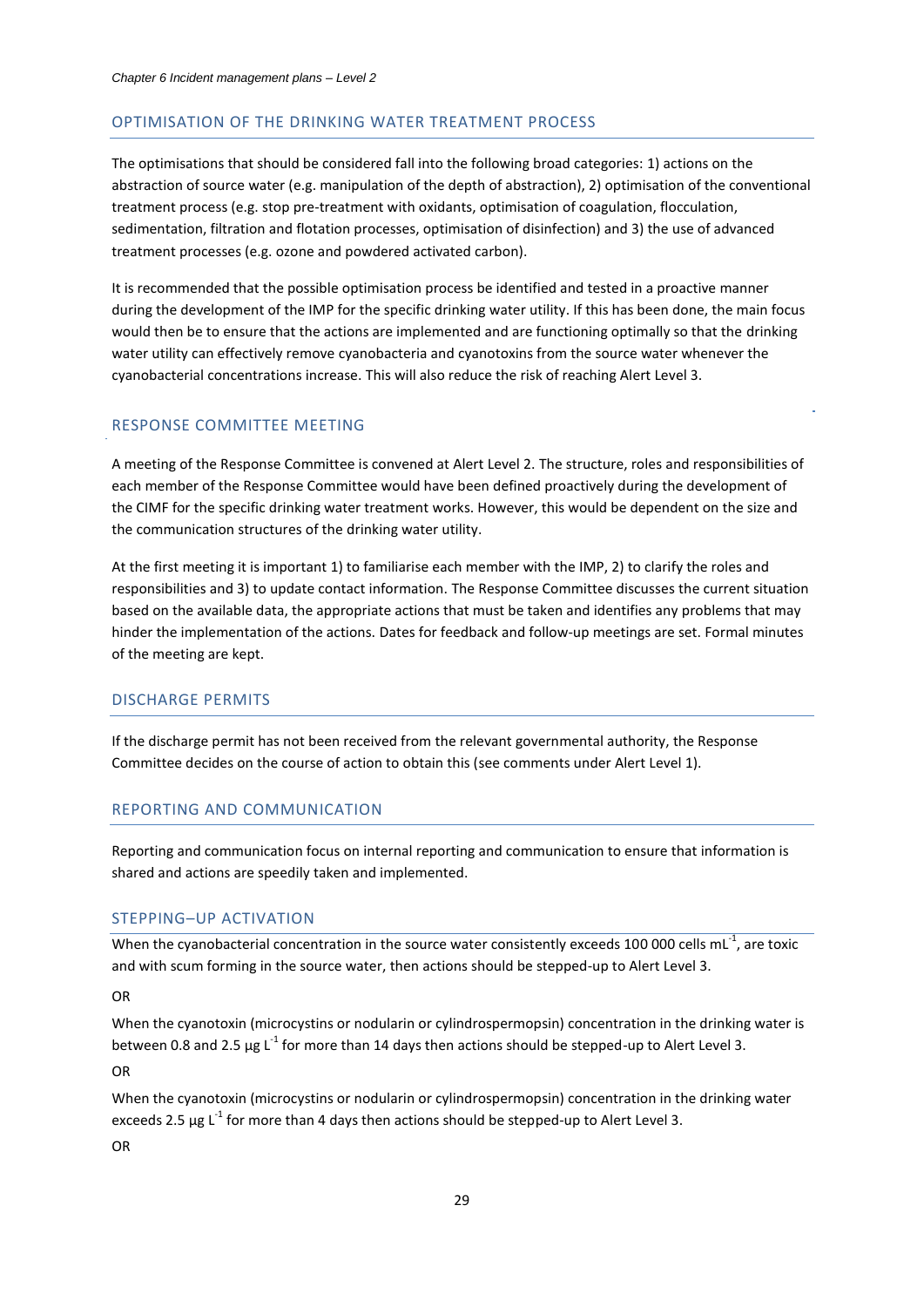## OPTIMISATION OF THE DRINKING WATER TREATMENT PROCESS

The optimisations that should be considered fall into the following broad categories: 1) actions on the abstraction of source water (e.g. manipulation of the depth of abstraction), 2) optimisation of the conventional treatment process (e.g. stop pre-treatment with oxidants, optimisation of coagulation, flocculation, sedimentation, filtration and flotation processes, optimisation of disinfection) and 3) the use of advanced treatment processes (e.g. ozone and powdered activated carbon).

It is recommended that the possible optimisation process be identified and tested in a proactive manner during the development of the IMP for the specific drinking water utility. If this has been done, the main focus would then be to ensure that the actions are implemented and are functioning optimally so that the drinking water utility can effectively remove cyanobacteria and cyanotoxins from the source water whenever the cyanobacterial concentrations increase. This will also reduce the risk of reaching Alert Level 3.

## RESPONSE COMMITTEE MEETING

A meeting of the Response Committee is convened at Alert Level 2. The structure, roles and responsibilities of each member of the Response Committee would have been defined proactively during the development of the CIMF for the specific drinking water treatment works. However, this would be dependent on the size and the communication structures of the drinking water utility.

At the first meeting it is important 1) to familiarise each member with the IMP, 2) to clarify the roles and responsibilities and 3) to update contact information. The Response Committee discusses the current situation based on the available data, the appropriate actions that must be taken and identifies any problems that may hinder the implementation of the actions. Dates for feedback and follow-up meetings are set. Formal minutes of the meeting are kept.

## DISCHARGE PERMITS

If the discharge permit has not been received from the relevant governmental authority, the Response Committee decides on the course of action to obtain this (see comments under Alert Level 1).

## REPORTING AND COMMUNICATION

Reporting and communication focus on internal reporting and communication to ensure that information is shared and actions are speedily taken and implemented.

## STEPPING–UP ACTIVATION

When the cyanobacterial concentration in the source water consistently exceeds 100 000 cells $mL^{-1}$, are toxic and with scum forming in the source water, then actions should be stepped-up to Alert Level 3.

OR

When the cyanotoxin (microcystins or nodularin or cylindrospermopsin) concentration in the drinking water is between 0.8 and 2.5 $\mu g\ L^{-1}$ for more than 14 days then actions should be stepped-up to Alert Level 3.

OR

When the cyanotoxin (microcystins or nodularin or cylindrospermopsin) concentration in the drinking water exceeds 2.5 $\mu g\ L^{-1}$ for more than 4 days then actions should be stepped-up to Alert Level 3.

OR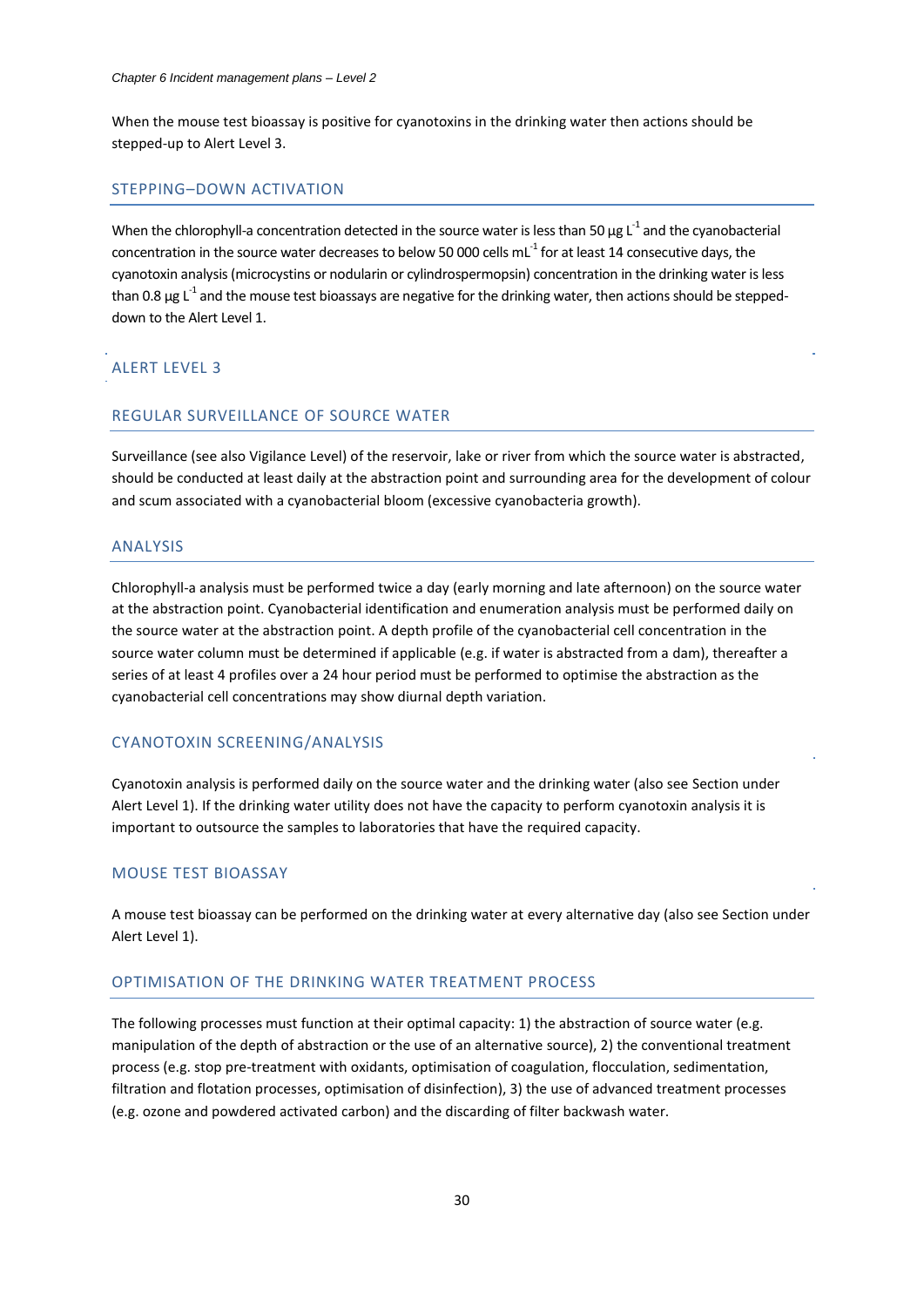When the mouse test bioassay is positive for cyanotoxins in the drinking water then actions should be stepped-up to Alert Level 3.

### STEPPING–DOWN ACTIVATION

When the chlorophyll-a concentration detected in the source water is less than 50 $\mu g\ L^{-1}$ and the cyanobacterial concentration in the source water decreases to below 50 000 cells $mL^{-1}$ for at least 14 consecutive days, the cyanotoxin analysis (microcystins or nodularin or cylindrospermopsin) concentration in the drinking water is less than 0.8 $\mu g\ L^{-1}$ and the mouse test bioassays are negative for the drinking water, then actions should be stepped-down to the Alert Level 1.

## ALERT LEVEL 3

### REGULAR SURVEILLANCE OF SOURCE WATER

Surveillance (see also Vigilance Level) of the reservoir, lake or river from which the source water is abstracted, should be conducted at least daily at the abstraction point and surrounding area for the development of colour and scum associated with a cyanobacterial bloom (excessive cyanobacteria growth).

### ANALYSIS

Chlorophyll-a analysis must be performed twice a day (early morning and late afternoon) on the source water at the abstraction point. Cyanobacterial identification and enumeration analysis must be performed daily on the source water at the abstraction point. A depth profile of the cyanobacterial cell concentration in the source water column must be determined if applicable (e.g. if water is abstracted from a dam), thereafter a series of at least 4 profiles over a 24 hour period must be performed to optimise the abstraction as the cyanobacterial cell concentrations may show diurnal depth variation.

### CYANOTOXIN SCREENING/ANALYSIS

Cyanotoxin analysis is performed daily on the source water and the drinking water (also see Section under Alert Level 1). If the drinking water utility does not have the capacity to perform cyanotoxin analysis it is important to outsource the samples to laboratories that have the required capacity.

### MOUSE TEST BIOASSAY

A mouse test bioassay can be performed on the drinking water at every alternative day (also see Section under Alert Level 1).

### OPTIMISATION OF THE DRINKING WATER TREATMENT PROCESS

The following processes must function at their optimal capacity: 1) the abstraction of source water (e.g. manipulation of the depth of abstraction or the use of an alternative source), 2) the conventional treatment process (e.g. stop pre-treatment with oxidants, optimisation of coagulation, flocculation, sedimentation, filtration and flotation processes, optimisation of disinfection), 3) the use of advanced treatment processes (e.g. ozone and powdered activated carbon) and the discarding of filter backwash water.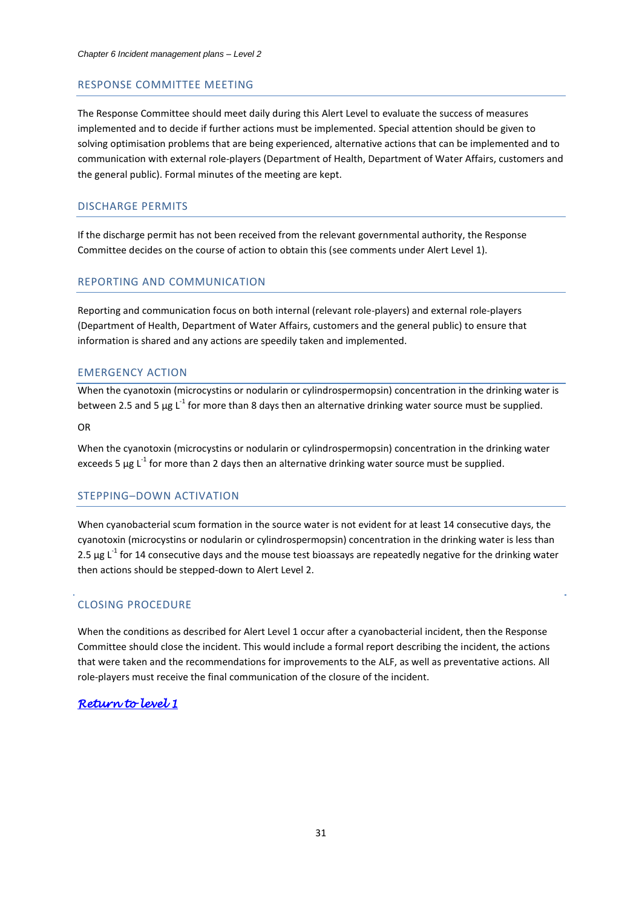## RESPONSE COMMITTEE MEETING

The Response Committee should meet daily during this Alert Level to evaluate the success of measures implemented and to decide if further actions must be implemented. Special attention should be given to solving optimisation problems that are being experienced, alternative actions that can be implemented and to communication with external role-players (Department of Health, Department of Water Affairs, customers and the general public). Formal minutes of the meeting are kept.

## DISCHARGE PERMITS

If the discharge permit has not been received from the relevant governmental authority, the Response Committee decides on the course of action to obtain this (see comments under Alert Level 1).

## REPORTING AND COMMUNICATION

Reporting and communication focus on both internal (relevant role-players) and external role-players (Department of Health, Department of Water Affairs, customers and the general public) to ensure that information is shared and any actions are speedily taken and implemented.

## EMERGENCY ACTION

When the cyanotoxin (microcystins or nodularin or cylindrospermopsin) concentration in the drinking water is between 2.5 and 5 µg $L^{-1}$ for more than 8 days then an alternative drinking water source must be supplied.

OR

When the cyanotoxin (microcystins or nodularin or cylindrospermopsin) concentration in the drinking water exceeds 5 µg $L^{-1}$ for more than 2 days then an alternative drinking water source must be supplied.

## STEPPING–DOWN ACTIVATION

When cyanobacterial scum formation in the source water is not evident for at least 14 consecutive days, the cyanotoxin (microcystins or nodularin or cylindrospermopsin) concentration in the drinking water is less than 2.5 µg $L^{-1}$ for 14 consecutive days and the mouse test bioassays are repeatedly negative for the drinking water then actions should be stepped-down to Alert Level 2.

## CLOSING PROCEDURE

When the conditions as described for Alert Level 1 occur after a cyanobacterial incident, then the Response Committee should close the incident. This would include a formal report describing the incident, the actions that were taken and the recommendations for improvements to the ALF, as well as preventative actions. All role-players must receive the final communication of the closure of the incident.

*Return to level 1*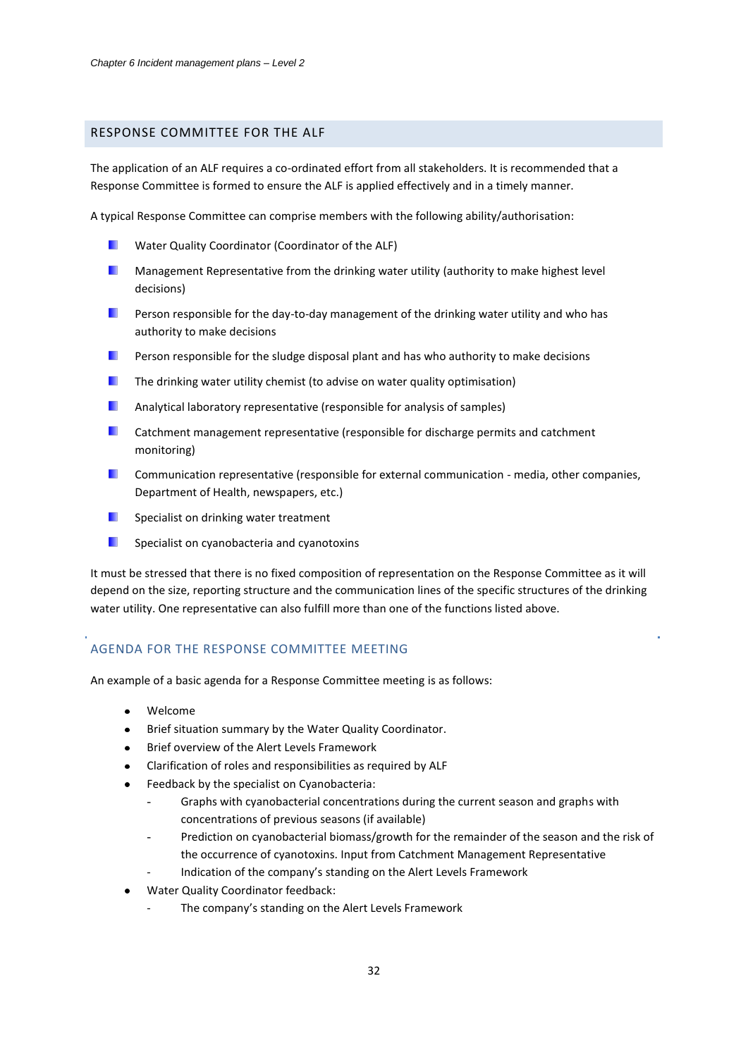## RESPONSE COMMITTEE FOR THE ALF

The application of an ALF requires a co-ordinated effort from all stakeholders. It is recommended that a Response Committee is formed to ensure the ALF is applied effectively and in a timely manner.

A typical Response Committee can comprise members with the following ability/authorisation:

- Water Quality Coordinator (Coordinator of the ALF)
- Management Representative from the drinking water utility (authority to make highest level decisions)
- Person responsible for the day-to-day management of the drinking water utility and who has authority to make decisions
- Person responsible for the sludge disposal plant and has who authority to make decisions
- The drinking water utility chemist (to advise on water quality optimisation)
- Analytical laboratory representative (responsible for analysis of samples)
- Catchment management representative (responsible for discharge permits and catchment monitoring)
- Communication representative (responsible for external communication - media, other companies, Department of Health, newspapers, etc.)
- Specialist on drinking water treatment
- Specialist on cyanobacteria and cyanotoxins

It must be stressed that there is no fixed composition of representation on the Response Committee as it will depend on the size, reporting structure and the communication lines of the specific structures of the drinking water utility. One representative can also fulfill more than one of the functions listed above.

### AGENDA FOR THE RESPONSE COMMITTEE MEETING

An example of a basic agenda for a Response Committee meeting is as follows:

- Welcome
- Brief situation summary by the Water Quality Coordinator.
- Brief overview of the Alert Levels Framework
- Clarification of roles and responsibilities as required by ALF
- Feedback by the specialist on Cyanobacteria:
  - Graphs with cyanobacterial concentrations during the current season and graphs with concentrations of previous seasons (if available)
  - Prediction on cyanobacterial biomass/growth for the remainder of the season and the risk of the occurrence of cyanotoxins. Input from Catchment Management Representative
  - Indication of the company's standing on the Alert Levels Framework
- Water Quality Coordinator feedback:
  - The company's standing on the Alert Levels Framework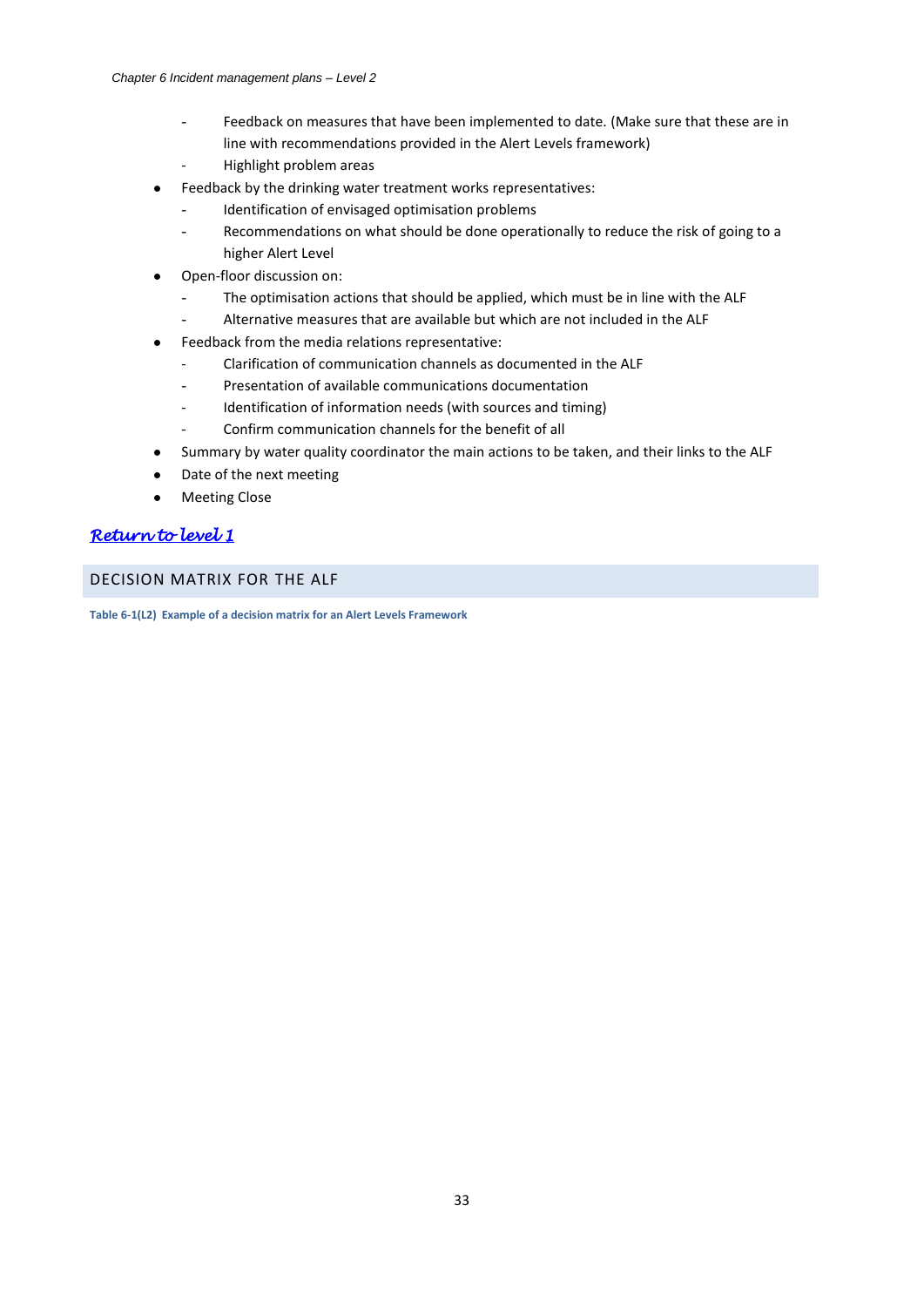- Feedback on measures that have been implemented to date. (Make sure that these are in line with recommendations provided in the Alert Levels framework)
  - Highlight problem areas
- Feedback by the drinking water treatment works representatives:
  - Identification of envisaged optimisation problems
  - Recommendations on what should be done operationally to reduce the risk of going to a higher Alert Level
- Open-floor discussion on:
  - The optimisation actions that should be applied, which must be in line with the ALF
  - Alternative measures that are available but which are not included in the ALF
- Feedback from the media relations representative:
  - Clarification of communication channels as documented in the ALF
  - Presentation of available communications documentation
  - Identification of information needs (with sources and timing)
  - Confirm communication channels for the benefit of all
- Summary by water quality coordinator the main actions to be taken, and their links to the ALF
- Date of the next meeting
- Meeting Close

***Return to level 1***

## DECISION MATRIX FOR THE ALF

**Table 6-1(L2) Example of a decision matrix for an Alert Levels Framework**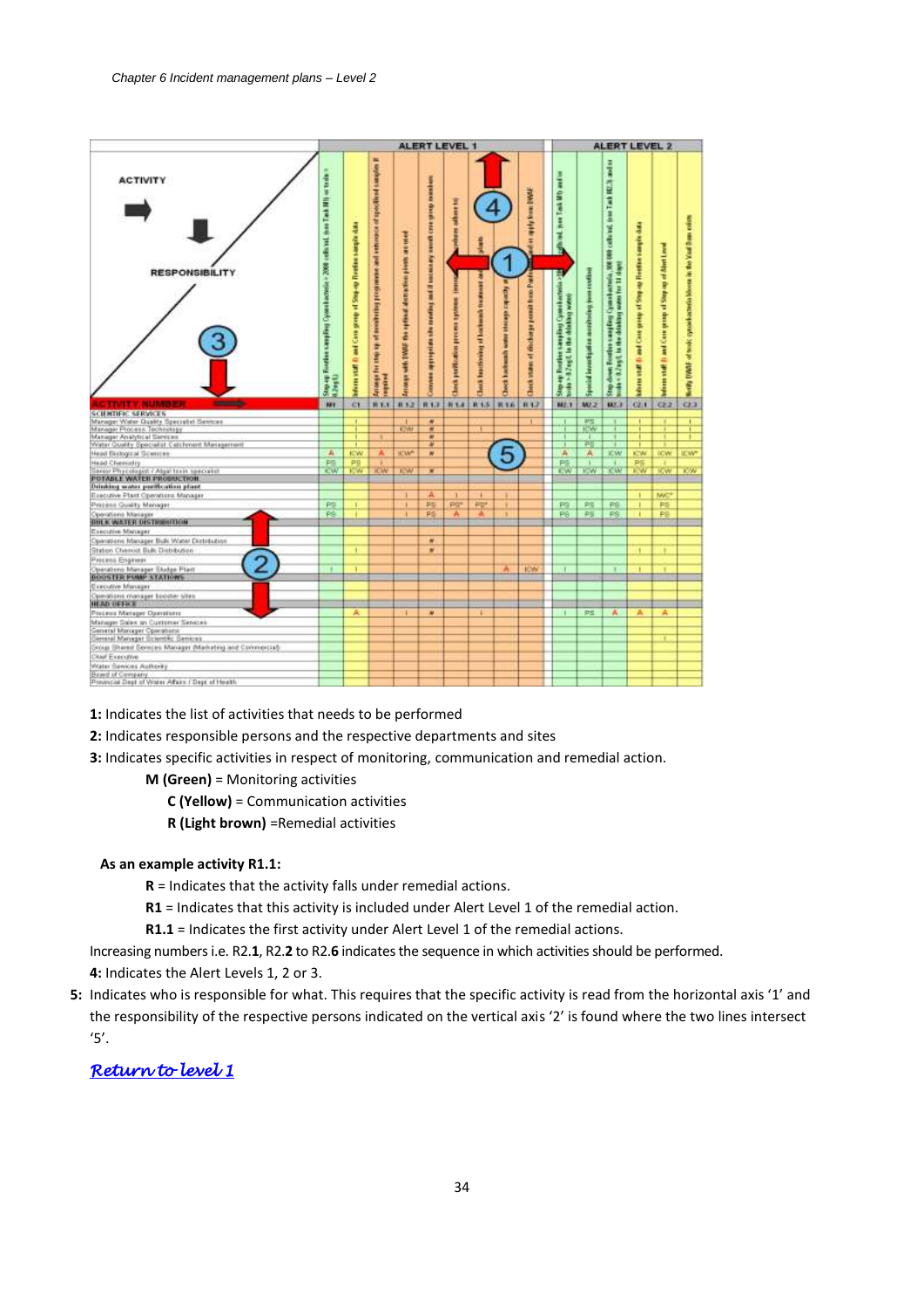| ACTIVITY → / RESPONSIBILITY ↓ | ALERT LEVEL 1 | | | | | | | | | ALERT LEVEL 2 | | | | | |
|---|---|---|---|---|---|---|---|---|---|---|---|---|---|---|---|
| ACTIVITY NUMBER | M1 | C1 | R1.1 | R1.2 | R1.3 | R1.4 | R1.5 | R1.6 | R1.7 | M2.1 | M2.2 | M2.3 | C2.1 | C2.2 | C2.3 |
| SCIENTIFIC SERVICES | | | | | | | | | | | | | | | |
| Manager Water Quality Specialist Services | | I | | I | # | | | | I | I | PS | I | I | I | I |
| Manager Process Technology | | I | | ICW | # | | I | | | I | ICW | I | I | I | I |
| Manager Analytical Services | | I | I | | # | | | | | I | I | I | I | I | I |
| Water Quality Specialist Catchment Management | | I | | | # | | | | | I | PS | I | I | | |
| Head Biological Sciences | A | ICW | A | ICW* | # | | | | | A | A | ICW | ICW | ICW | ICW* |
| Head Chemistry | PS | PS | I | | | | | | | PS | I | I | PS | I | |
| Senior Phycologist / Algal toxin specialist | ICW | ICW | ICW | ICW | # | | | | | ICW | ICW | ICW | ICW | ICW | ICW |
| POTABLE WATER PRODUCTION | | | | | | | | | | | | | | | |
| Drinking water purification plant | | | | | | | | | | | | | | | |
| Executive Plant Operations Manager | | | | I | A | I | I | | | | | | I | IWC* | |
| Process Quality Manager | PS | I | | I | PS | PS* | PS* | I | | PS | PS | PS | I | PS | |
| Operations Manager | PS | I | | I | PS | A | A | I | | PS | PS | PS | I | PS | |
| BULK WATER DISTRIBUTION | | | | | | | | | | | | | | | |
| Executive Manager | | | | | | | | | | | | | | | |
| Operations Manager Bulk Water Distribution | | | | | # | | | | | | | | | | |
| Station Chemist Bulk Distribution | | I | | | # | | | | | | | | I | I | |
| Process Engineer | | | | | | | | | | | | | | | |
| Operations Manager Sludge Plant | I | I | | | | | | A | ICW | I | | I | I | I | |
| BOOSTER PUMP STATIONS | | | | | | | | | | | | | | | |
| Executive Manager | | | | | | | | | | | | | | | |
| Operations manager booster sites | | | | | | | | | | | | | | | |
| HEAD OFFICE | | | | | | | | | | | | | | | |
| Process Manager Operations | | A | | I | # | | I | | | I | PS | A | A | A | |
| Manager Sales an Customer Services | | | | | | | | | | | | | | | |
| General Manager Operations | | | | | | | | | | | | | | | |
| General Manager Scientific Services | | | | | | | | | | | | | | I | |
| Group Shared Services Manager (Marketing and Commercial) | | | | | | | | | | | | | | | |
| Chief Executive | | | | | | | | | | | | | | | |
| Water Services Authority | | | | | | | | | | | | | | | |
| Board of Company | | | | | | | | | | | | | | | |
| Provincial Dept of Water Affairs / Dept of Health | | | | | | | | | | | | | | | |

**1:** Indicates the list of activities that needs to be performed

**2:** Indicates responsible persons and the respective departments and sites

**3:** Indicates specific activities in respect of monitoring, communication and remedial action.

- **M (Green)** = Monitoring activities
- **C (Yellow)** = Communication activities
- **R (Light brown)** =Remedial activities

**As an example activity R1.1:**

- **R** = Indicates that the activity falls under remedial actions.
- **R1** = Indicates that this activity is included under Alert Level 1 of the remedial action.
- **R1.1** = Indicates the first activity under Alert Level 1 of the remedial actions.

Increasing numbers i.e. R2.**1**, R2.**2** to R2.**6** indicates the sequence in which activities should be performed.

**4:** Indicates the Alert Levels 1, 2 or 3.

**5:** Indicates who is responsible for what. This requires that the specific activity is read from the horizontal axis '1' and the responsibility of the respective persons indicated on the vertical axis '2' is found where the two lines intersect '5'.

*Return to level 1*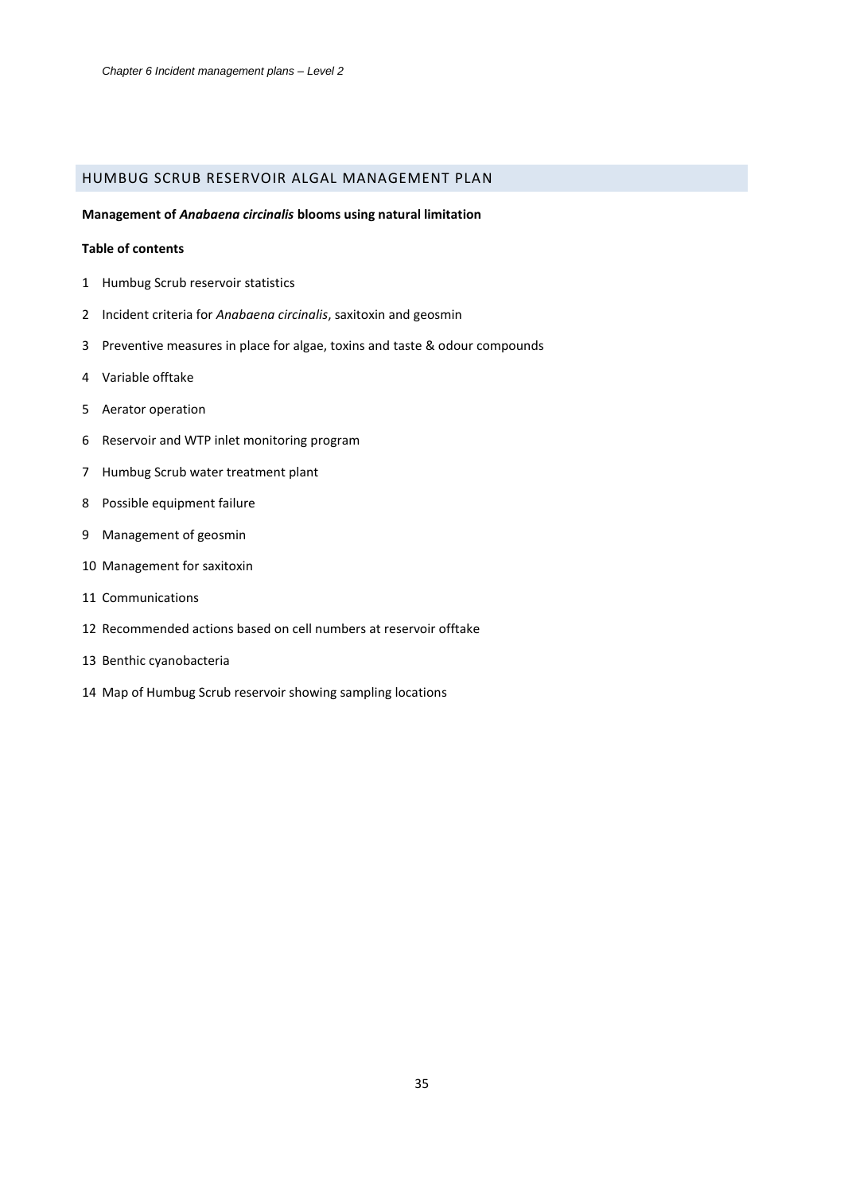## HUMBUG SCRUB RESERVOIR ALGAL MANAGEMENT PLAN

**Management of *Anabaena circinalis* blooms using natural limitation**

**Table of contents**

1 Humbug Scrub reservoir statistics

2 Incident criteria for *Anabaena circinalis*, saxitoxin and geosmin

3 Preventive measures in place for algae, toxins and taste & odour compounds

4 Variable offtake

5 Aerator operation

6 Reservoir and WTP inlet monitoring program

7 Humbug Scrub water treatment plant

8 Possible equipment failure

9 Management of geosmin

10 Management for saxitoxin

11 Communications

12 Recommended actions based on cell numbers at reservoir offtake

13 Benthic cyanobacteria

14 Map of Humbug Scrub reservoir showing sampling locations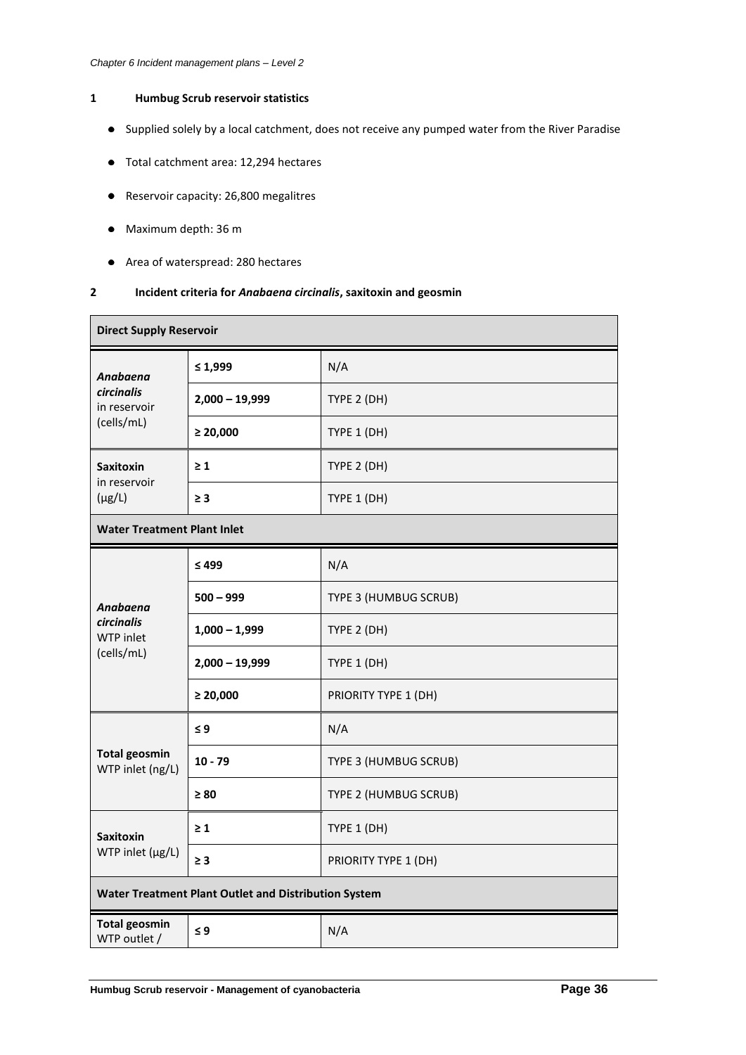## 1 Humbug Scrub reservoir statistics

- Supplied solely by a local catchment, does not receive any pumped water from the River Paradise
- Total catchment area: 12,294 hectares
- Reservoir capacity: 26,800 megalitres
- Maximum depth: 36 m
- Area of waterspread: 280 hectares

## 2 Incident criteria for *Anabaena circinalis*, saxitoxin and geosmin

| **Direct Supply Reservoir** | | |
|---|---|---|
| ***Anabaena circinalis*** in reservoir (cells/mL) | **≤ 1,999** | N/A |
| | **2,000 – 19,999** | TYPE 2 (DH) |
| | **≥ 20,000** | TYPE 1 (DH) |
| **Saxitoxin** in reservoir (μg/L) | **≥ 1** | TYPE 2 (DH) |
| | **≥ 3** | TYPE 1 (DH) |
| **Water Treatment Plant Inlet** | | |
| ***Anabaena circinalis*** WTP inlet (cells/mL) | **≤ 499** | N/A |
| | **500 – 999** | TYPE 3 (HUMBUG SCRUB) |
| | **1,000 – 1,999** | TYPE 2 (DH) |
| | **2,000 – 19,999** | TYPE 1 (DH) |
| | **≥ 20,000** | PRIORITY TYPE 1 (DH) |
| **Total geosmin** WTP inlet (ng/L) | **≤ 9** | N/A |
| | **10 - 79** | TYPE 3 (HUMBUG SCRUB) |
| | **≥ 80** | TYPE 2 (HUMBUG SCRUB) |
| **Saxitoxin** WTP inlet (μg/L) | **≥ 1** | TYPE 1 (DH) |
| | **≥ 3** | PRIORITY TYPE 1 (DH) |
| **Water Treatment Plant Outlet and Distribution System** | | |
| **Total geosmin** WTP outlet / | **≤ 9** | N/A |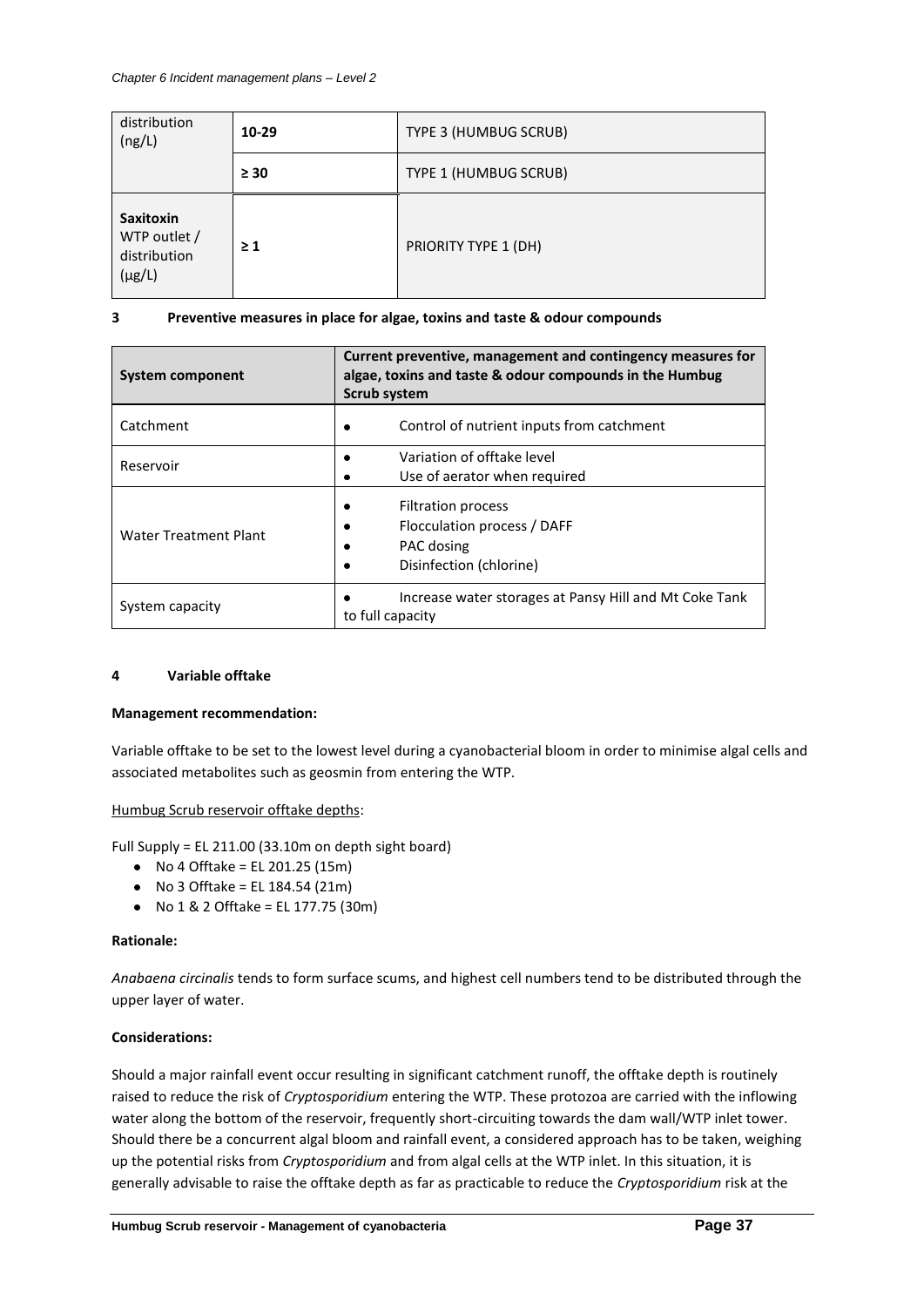| distribution (ng/L) | 10-29 | TYPE 3 (HUMBUG SCRUB) |
|---|---|---|
| | ≥ 30 | TYPE 1 (HUMBUG SCRUB) |
| **Saxitoxin** WTP outlet / distribution (µg/L) | ≥ 1 | PRIORITY TYPE 1 (DH) |

**3 Preventive measures in place for algae, toxins and taste & odour compounds**

| System component | Current preventive, management and contingency measures for algae, toxins and taste & odour compounds in the Humbug Scrub system |
|---|---|
| Catchment | • Control of nutrient inputs from catchment |
| Reservoir | • Variation of offtake level<br>• Use of aerator when required |
| Water Treatment Plant | • Filtration process<br>• Flocculation process / DAFF<br>• PAC dosing<br>• Disinfection (chlorine) |
| System capacity | • Increase water storages at Pansy Hill and Mt Coke Tank to full capacity |

**4 Variable offtake**

**Management recommendation:**

Variable offtake to be set to the lowest level during a cyanobacterial bloom in order to minimise algal cells and associated metabolites such as geosmin from entering the WTP.

Humbug Scrub reservoir offtake depths:

Full Supply = EL 211.00 (33.10m on depth sight board)

- No 4 Offtake = EL 201.25 (15m)
- No 3 Offtake = EL 184.54 (21m)
- No 1 & 2 Offtake = EL 177.75 (30m)

**Rationale:**

*Anabaena circinalis* tends to form surface scums, and highest cell numbers tend to be distributed through the upper layer of water.

**Considerations:**

Should a major rainfall event occur resulting in significant catchment runoff, the offtake depth is routinely raised to reduce the risk of *Cryptosporidium* entering the WTP. These protozoa are carried with the inflowing water along the bottom of the reservoir, frequently short-circuiting towards the dam wall/WTP inlet tower. Should there be a concurrent algal bloom and rainfall event, a considered approach has to be taken, weighing up the potential risks from *Cryptosporidium* and from algal cells at the WTP inlet. In this situation, it is generally advisable to raise the offtake depth as far as practicable to reduce the *Cryptosporidium* risk at the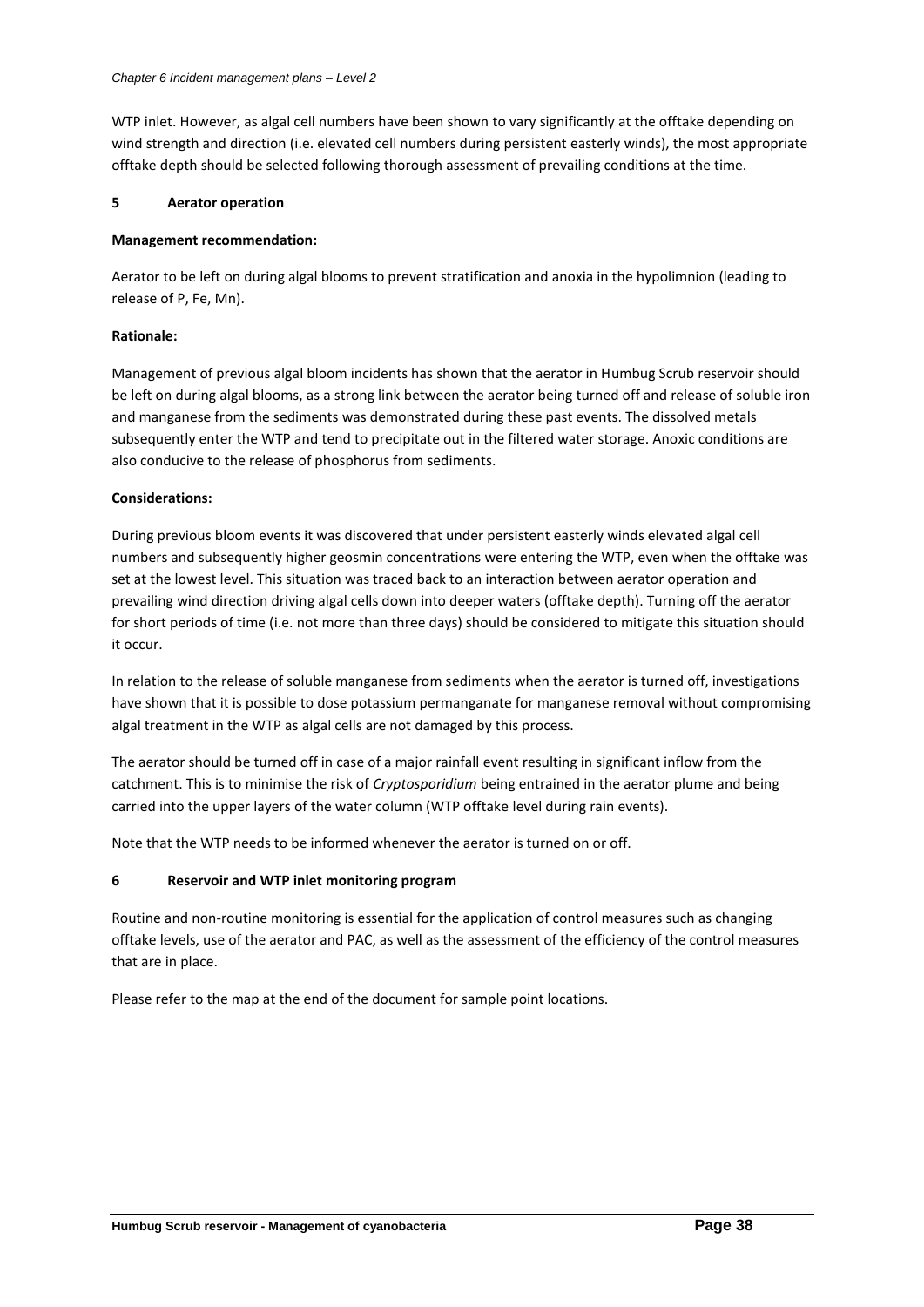WTP inlet. However, as algal cell numbers have been shown to vary significantly at the offtake depending on wind strength and direction (i.e. elevated cell numbers during persistent easterly winds), the most appropriate offtake depth should be selected following thorough assessment of prevailing conditions at the time.

### 5 Aerator operation

**Management recommendation:**

Aerator to be left on during algal blooms to prevent stratification and anoxia in the hypolimnion (leading to release of P, Fe, Mn).

**Rationale:**

Management of previous algal bloom incidents has shown that the aerator in Humbug Scrub reservoir should be left on during algal blooms, as a strong link between the aerator being turned off and release of soluble iron and manganese from the sediments was demonstrated during these past events. The dissolved metals subsequently enter the WTP and tend to precipitate out in the filtered water storage. Anoxic conditions are also conducive to the release of phosphorus from sediments.

**Considerations:**

During previous bloom events it was discovered that under persistent easterly winds elevated algal cell numbers and subsequently higher geosmin concentrations were entering the WTP, even when the offtake was set at the lowest level. This situation was traced back to an interaction between aerator operation and prevailing wind direction driving algal cells down into deeper waters (offtake depth). Turning off the aerator for short periods of time (i.e. not more than three days) should be considered to mitigate this situation should it occur.

In relation to the release of soluble manganese from sediments when the aerator is turned off, investigations have shown that it is possible to dose potassium permanganate for manganese removal without compromising algal treatment in the WTP as algal cells are not damaged by this process.

The aerator should be turned off in case of a major rainfall event resulting in significant inflow from the catchment. This is to minimise the risk of *Cryptosporidium* being entrained in the aerator plume and being carried into the upper layers of the water column (WTP offtake level during rain events).

Note that the WTP needs to be informed whenever the aerator is turned on or off.

### 6 Reservoir and WTP inlet monitoring program

Routine and non-routine monitoring is essential for the application of control measures such as changing offtake levels, use of the aerator and PAC, as well as the assessment of the efficiency of the control measures that are in place.

Please refer to the map at the end of the document for sample point locations.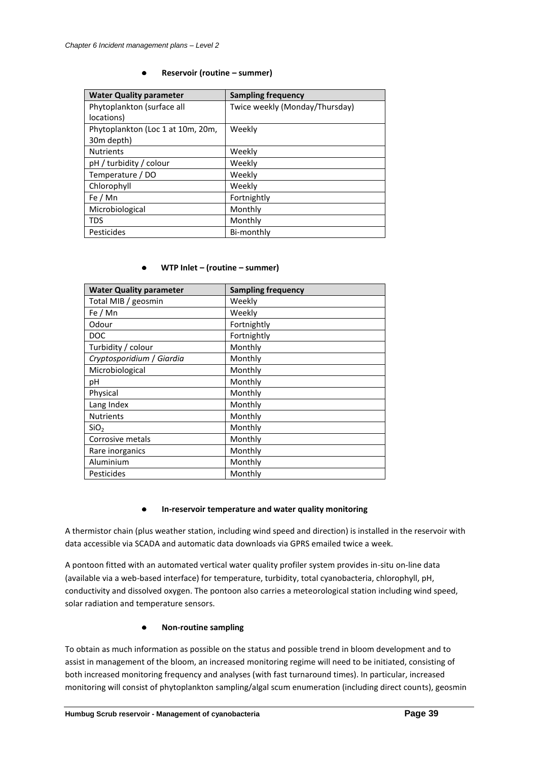- **Reservoir (routine – summer)**

| Water Quality parameter | Sampling frequency |
| --- | --- |
| Phytoplankton (surface all locations) | Twice weekly (Monday/Thursday) |
| Phytoplankton (Loc 1 at 10m, 20m, 30m depth) | Weekly |
| Nutrients | Weekly |
| pH / turbidity / colour | Weekly |
| Temperature / DO | Weekly |
| Chlorophyll | Weekly |
| Fe / Mn | Fortnightly |
| Microbiological | Monthly |
| TDS | Monthly |
| Pesticides | Bi-monthly |

- **WTP Inlet – (routine – summer)**

| Water Quality parameter | Sampling frequency |
| --- | --- |
| Total MIB / geosmin | Weekly |
| Fe / Mn | Weekly |
| Odour | Fortnightly |
| DOC | Fortnightly |
| Turbidity / colour | Monthly |
| *Cryptosporidium* / *Giardia* | Monthly |
| Microbiological | Monthly |
| pH | Monthly |
| Physical | Monthly |
| Lang Index | Monthly |
| Nutrients | Monthly |
| $SiO_2$ | Monthly |
| Corrosive metals | Monthly |
| Rare inorganics | Monthly |
| Aluminium | Monthly |
| Pesticides | Monthly |

- **In-reservoir temperature and water quality monitoring**

A thermistor chain (plus weather station, including wind speed and direction) is installed in the reservoir with data accessible via SCADA and automatic data downloads via GPRS emailed twice a week.

A pontoon fitted with an automated vertical water quality profiler system provides in-situ on-line data (available via a web-based interface) for temperature, turbidity, total cyanobacteria, chlorophyll, pH, conductivity and dissolved oxygen. The pontoon also carries a meteorological station including wind speed, solar radiation and temperature sensors.

- **Non-routine sampling**

To obtain as much information as possible on the status and possible trend in bloom development and to assist in management of the bloom, an increased monitoring regime will need to be initiated, consisting of both increased monitoring frequency and analyses (with fast turnaround times). In particular, increased monitoring will consist of phytoplankton sampling/algal scum enumeration (including direct counts), geosmin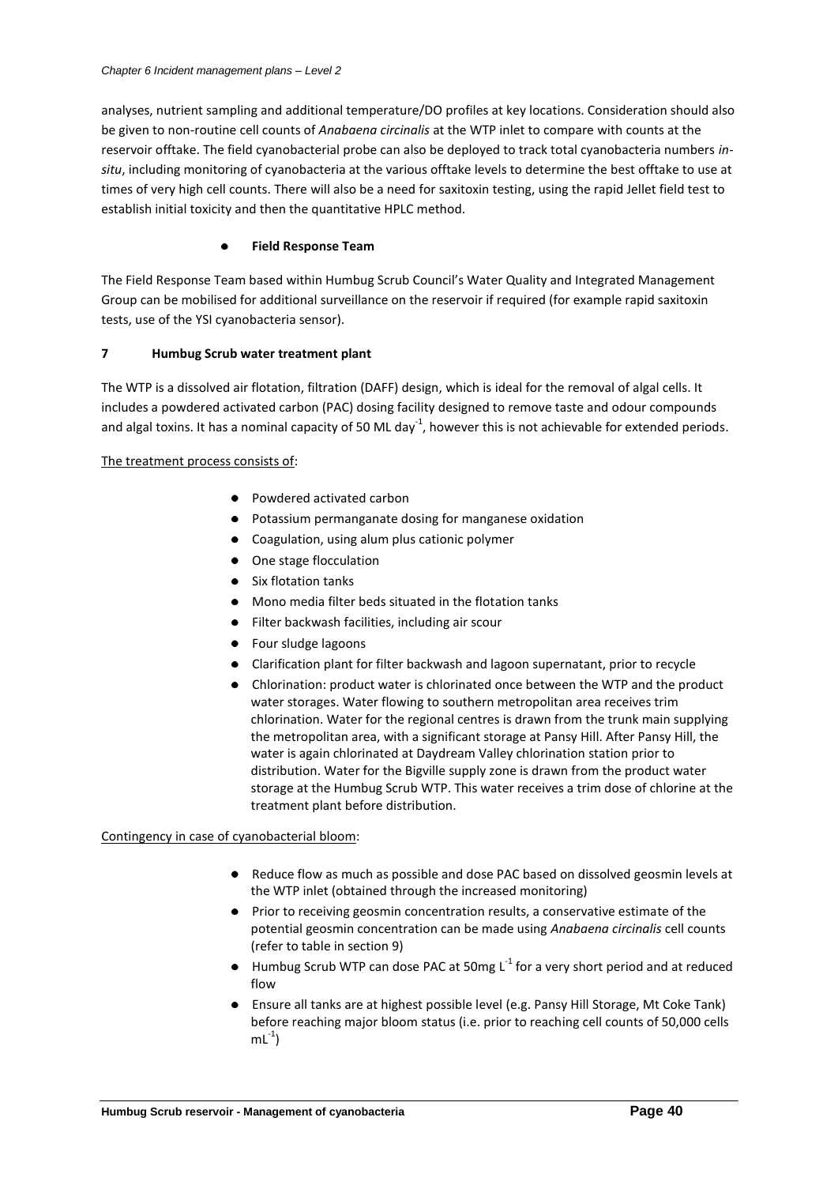analyses, nutrient sampling and additional temperature/DO profiles at key locations. Consideration should also be given to non-routine cell counts of *Anabaena circinalis* at the WTP inlet to compare with counts at the reservoir offtake. The field cyanobacterial probe can also be deployed to track total cyanobacteria numbers *in-situ*, including monitoring of cyanobacteria at the various offtake levels to determine the best offtake to use at times of very high cell counts. There will also be a need for saxitoxin testing, using the rapid Jellet field test to establish initial toxicity and then the quantitative HPLC method.

- **Field Response Team**

The Field Response Team based within Humbug Scrub Council's Water Quality and Integrated Management Group can be mobilised for additional surveillance on the reservoir if required (for example rapid saxitoxin tests, use of the YSI cyanobacteria sensor).

## 7 Humbug Scrub water treatment plant

The WTP is a dissolved air flotation, filtration (DAFF) design, which is ideal for the removal of algal cells. It includes a powdered activated carbon (PAC) dosing facility designed to remove taste and odour compounds and algal toxins. It has a nominal capacity of 50 ML $day^{-1}$, however this is not achievable for extended periods.

<u>The treatment process consists of</u>:

- Powdered activated carbon
- Potassium permanganate dosing for manganese oxidation
- Coagulation, using alum plus cationic polymer
- One stage flocculation
- Six flotation tanks
- Mono media filter beds situated in the flotation tanks
- Filter backwash facilities, including air scour
- Four sludge lagoons
- Clarification plant for filter backwash and lagoon supernatant, prior to recycle
- Chlorination: product water is chlorinated once between the WTP and the product water storages. Water flowing to southern metropolitan area receives trim chlorination. Water for the regional centres is drawn from the trunk main supplying the metropolitan area, with a significant storage at Pansy Hill. After Pansy Hill, the water is again chlorinated at Daydream Valley chlorination station prior to distribution. Water for the Bigville supply zone is drawn from the product water storage at the Humbug Scrub WTP. This water receives a trim dose of chlorine at the treatment plant before distribution.

<u>Contingency in case of cyanobacterial bloom</u>:

- Reduce flow as much as possible and dose PAC based on dissolved geosmin levels at the WTP inlet (obtained through the increased monitoring)
- Prior to receiving geosmin concentration results, a conservative estimate of the potential geosmin concentration can be made using *Anabaena circinalis* cell counts (refer to table in section 9)
- Humbug Scrub WTP can dose PAC at 50mg $L^{-1}$ for a very short period and at reduced flow
- Ensure all tanks are at highest possible level (e.g. Pansy Hill Storage, Mt Coke Tank) before reaching major bloom status (i.e. prior to reaching cell counts of 50,000 cells $mL^{-1}$)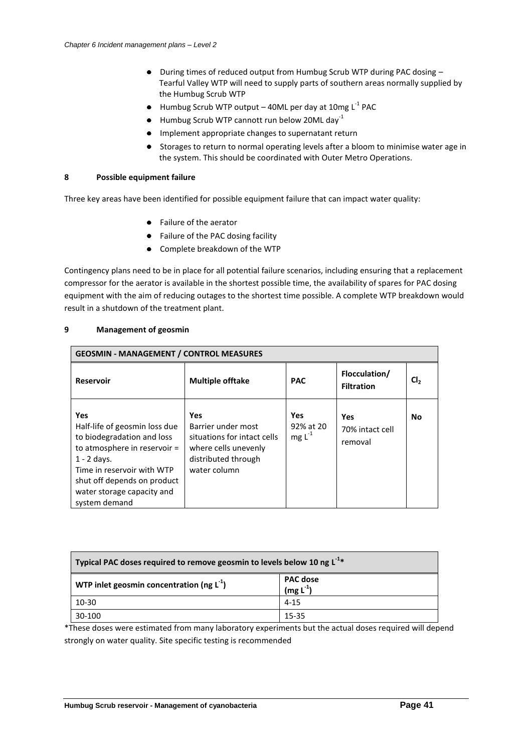- During times of reduced output from Humbug Scrub WTP during PAC dosing – Tearful Valley WTP will need to supply parts of southern areas normally supplied by the Humbug Scrub WTP
- Humbug Scrub WTP output – 40ML per day at 10mg $L^{-1}$ PAC
- Humbug Scrub WTP cannott run below 20ML $day^{-1}$
- Implement appropriate changes to supernatant return
- Storages to return to normal operating levels after a bloom to minimise water age in the system. This should be coordinated with Outer Metro Operations.

## 8 Possible equipment failure

Three key areas have been identified for possible equipment failure that can impact water quality:

- Failure of the aerator
- Failure of the PAC dosing facility
- Complete breakdown of the WTP

Contingency plans need to be in place for all potential failure scenarios, including ensuring that a replacement compressor for the aerator is available in the shortest possible time, the availability of spares for PAC dosing equipment with the aim of reducing outages to the shortest time possible. A complete WTP breakdown would result in a shutdown of the treatment plant.

## 9 Management of geosmin

| **GEOSMIN - MANAGEMENT / CONTROL MEASURES** | | | | |
|---|---|---|---|---|
| **Reservoir** | **Multiple offtake** | **PAC** | **Flocculation/ Filtration** | **$Cl_2$** |
| **Yes**<br>Half-life of geosmin loss due to biodegradation and loss to atmosphere in reservoir = 1 - 2 days.<br>Time in reservoir with WTP shut off depends on product water storage capacity and system demand | **Yes**<br>Barrier under most situations for intact cells where cells unevenly distributed through water column | **Yes**<br>92% at 20 mg $L^{-1}$ | **Yes**<br>70% intact cell removal | **No** |

| **Typical PAC doses required to remove geosmin to levels below 10 ng $L^{-1}$*** | |
|---|---|
| **WTP inlet geosmin concentration (ng $L^{-1}$)** | **PAC dose (mg $L^{-1}$)** |
| 10-30 | 4-15 |
| 30-100 | 15-35 |

*These doses were estimated from many laboratory experiments but the actual doses required will depend strongly on water quality. Site specific testing is recommended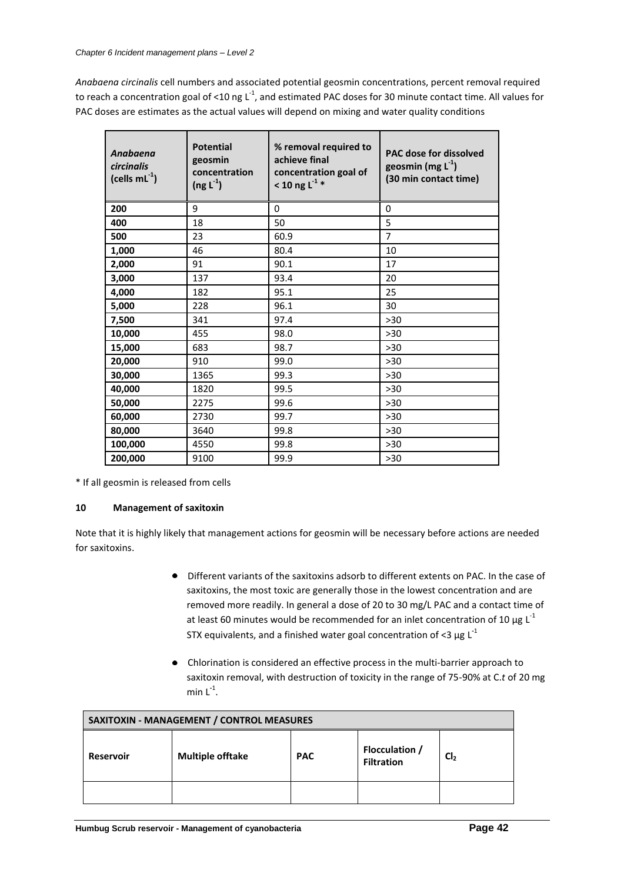*Anabaena circinalis* cell numbers and associated potential geosmin concentrations, percent removal required to reach a concentration goal of <10 ng $L^{-1}$, and estimated PAC doses for 30 minute contact time. All values for PAC doses are estimates as the actual values will depend on mixing and water quality conditions

| ***Anabaena circinalis* (cells $mL^{-1}$)** | **Potential geosmin concentration (ng $L^{-1}$)** | **% removal required to achieve final concentration goal of < 10 ng $L^{-1}$ *** | **PAC dose for dissolved geosmin (mg $L^{-1}$) (30 min contact time)** |
|---|---|---|---|
| **200** | 9 | 0 | 0 |
| **400** | 18 | 50 | 5 |
| **500** | 23 | 60.9 | 7 |
| **1,000** | 46 | 80.4 | 10 |
| **2,000** | 91 | 90.1 | 17 |
| **3,000** | 137 | 93.4 | 20 |
| **4,000** | 182 | 95.1 | 25 |
| **5,000** | 228 | 96.1 | 30 |
| **7,500** | 341 | 97.4 | >30 |
| **10,000** | 455 | 98.0 | >30 |
| **15,000** | 683 | 98.7 | >30 |
| **20,000** | 910 | 99.0 | >30 |
| **30,000** | 1365 | 99.3 | >30 |
| **40,000** | 1820 | 99.5 | >30 |
| **50,000** | 2275 | 99.6 | >30 |
| **60,000** | 2730 | 99.7 | >30 |
| **80,000** | 3640 | 99.8 | >30 |
| **100,000** | 4550 | 99.8 | >30 |
| **200,000** | 9100 | 99.9 | >30 |

\* If all geosmin is released from cells

## 10 Management of saxitoxin

Note that it is highly likely that management actions for geosmin will be necessary before actions are needed for saxitoxins.

- Different variants of the saxitoxins adsorb to different extents on PAC. In the case of saxitoxins, the most toxic are generally those in the lowest concentration and are removed more readily. In general a dose of 20 to 30 mg/L PAC and a contact time of at least 60 minutes would be recommended for an inlet concentration of 10 µg $L^{-1}$ STX equivalents, and a finished water goal concentration of <3 µg $L^{-1}$
- Chlorination is considered an effective process in the multi-barrier approach to saxitoxin removal, with destruction of toxicity in the range of 75-90% at C.*t* of 20 mg min $L^{-1}$.

| **SAXITOXIN - MANAGEMENT / CONTROL MEASURES** | | | | |
|---|---|---|---|---|
| **Reservoir** | **Multiple offtake** | **PAC** | **Flocculation / Filtration** | **$Cl_2$** |
| | | | | |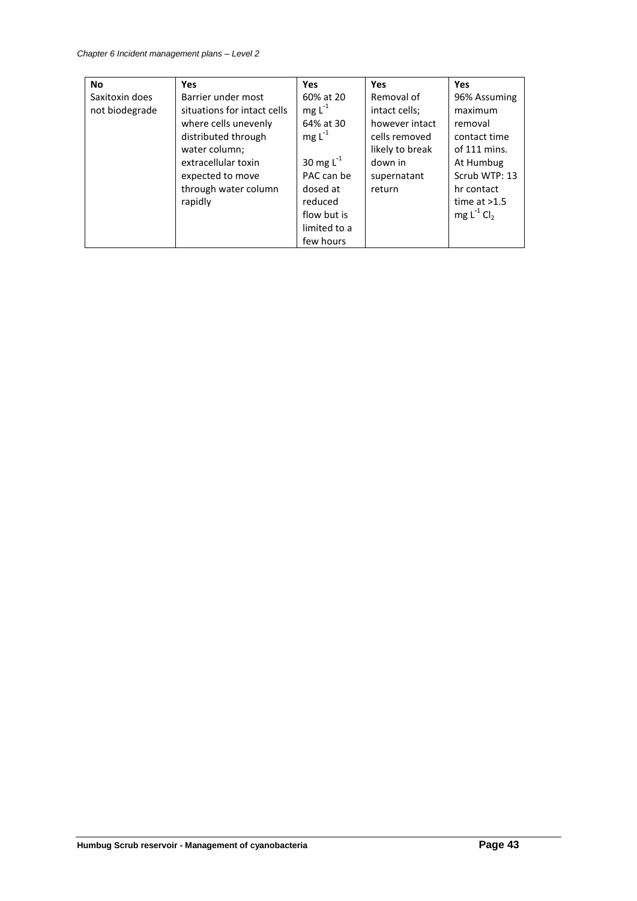| **No** | **Yes** | **Yes** | **Yes** | **Yes** |
|---|---|---|---|---|
| Saxitoxin does not biodegrade | Barrier under most situations for intact cells where cells unevenly distributed through water column; extracellular toxin expected to move through water column rapidly | 60% at 20 $mg\ L^{-1}$<br>64% at 30 $mg\ L^{-1}$<br><br>30 $mg\ L^{-1}$ PAC can be dosed at reduced flow but is limited to a few hours | Removal of intact cells; however intact cells removed likely to break down in supernatant return | 96% Assuming maximum removal contact time of 111 mins. At Humbug Scrub WTP: 13 hr contact time at >1.5 $mg\ L^{-1}\ Cl_2$ |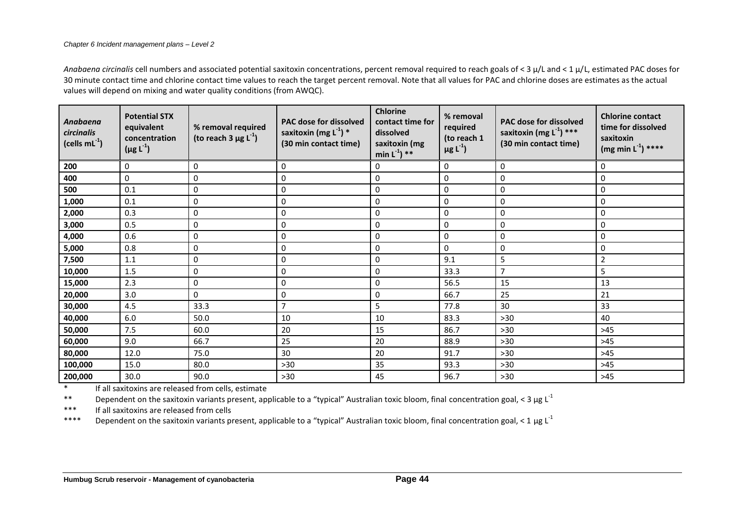*Anabaena circinalis* cell numbers and associated potential saxitoxin concentrations, percent removal required to reach goals of < 3 µ/L and < 1 µ/L, estimated PAC doses for 30 minute contact time and chlorine contact time values to reach the target percent removal. Note that all values for PAC and chlorine doses are estimates as the actual values will depend on mixing and water quality conditions (from AWQC).

| ***Anabaena circinalis*** **(cells $mL^{-1}$)** | **Potential STX equivalent concentration (µg $L^{-1}$)** | **% removal required (to reach 3 µg $L^{-1}$)** | **PAC dose for dissolved saxitoxin (mg $L^{-1}$) * (30 min contact time)** | **Chlorine contact time for dissolved saxitoxin (mg min $L^{-1}$) **** | **% removal required (to reach 1 µg $L^{-1}$)** | **PAC dose for dissolved saxitoxin (mg $L^{-1}$) *** (30 min contact time)** | **Chlorine contact time for dissolved saxitoxin (mg min $L^{-1}$) ******** |
|---|---|---|---|---|---|---|---|
| **200** | 0 | 0 | 0 | 0 | 0 | 0 | 0 |
| **400** | 0 | 0 | 0 | 0 | 0 | 0 | 0 |
| **500** | 0.1 | 0 | 0 | 0 | 0 | 0 | 0 |
| **1,000** | 0.1 | 0 | 0 | 0 | 0 | 0 | 0 |
| **2,000** | 0.3 | 0 | 0 | 0 | 0 | 0 | 0 |
| **3,000** | 0.5 | 0 | 0 | 0 | 0 | 0 | 0 |
| **4,000** | 0.6 | 0 | 0 | 0 | 0 | 0 | 0 |
| **5,000** | 0.8 | 0 | 0 | 0 | 0 | 0 | 0 |
| **7,500** | 1.1 | 0 | 0 | 0 | 9.1 | 5 | 2 |
| **10,000** | 1.5 | 0 | 0 | 0 | 33.3 | 7 | 5 |
| **15,000** | 2.3 | 0 | 0 | 0 | 56.5 | 15 | 13 |
| **20,000** | 3.0 | 0 | 0 | 0 | 66.7 | 25 | 21 |
| **30,000** | 4.5 | 33.3 | 7 | 5 | 77.8 | 30 | 33 |
| **40,000** | 6.0 | 50.0 | 10 | 10 | 83.3 | >30 | 40 |
| **50,000** | 7.5 | 60.0 | 20 | 15 | 86.7 | >30 | >45 |
| **60,000** | 9.0 | 66.7 | 25 | 20 | 88.9 | >30 | >45 |
| **80,000** | 12.0 | 75.0 | 30 | 20 | 91.7 | >30 | >45 |
| **100,000** | 15.0 | 80.0 | >30 | 35 | 93.3 | >30 | >45 |
| **200,000** | 30.0 | 90.0 | >30 | 45 | 96.7 | >30 | >45 |

\* If all saxitoxins are released from cells, estimate

** Dependent on the saxitoxin variants present, applicable to a "typical" Australian toxic bloom, final concentration goal, < 3 µg $L^{-1}$

*** If all saxitoxins are released from cells

**** Dependent on the saxitoxin variants present, applicable to a "typical" Australian toxic bloom, final concentration goal, < 1 µg $L^{-1}$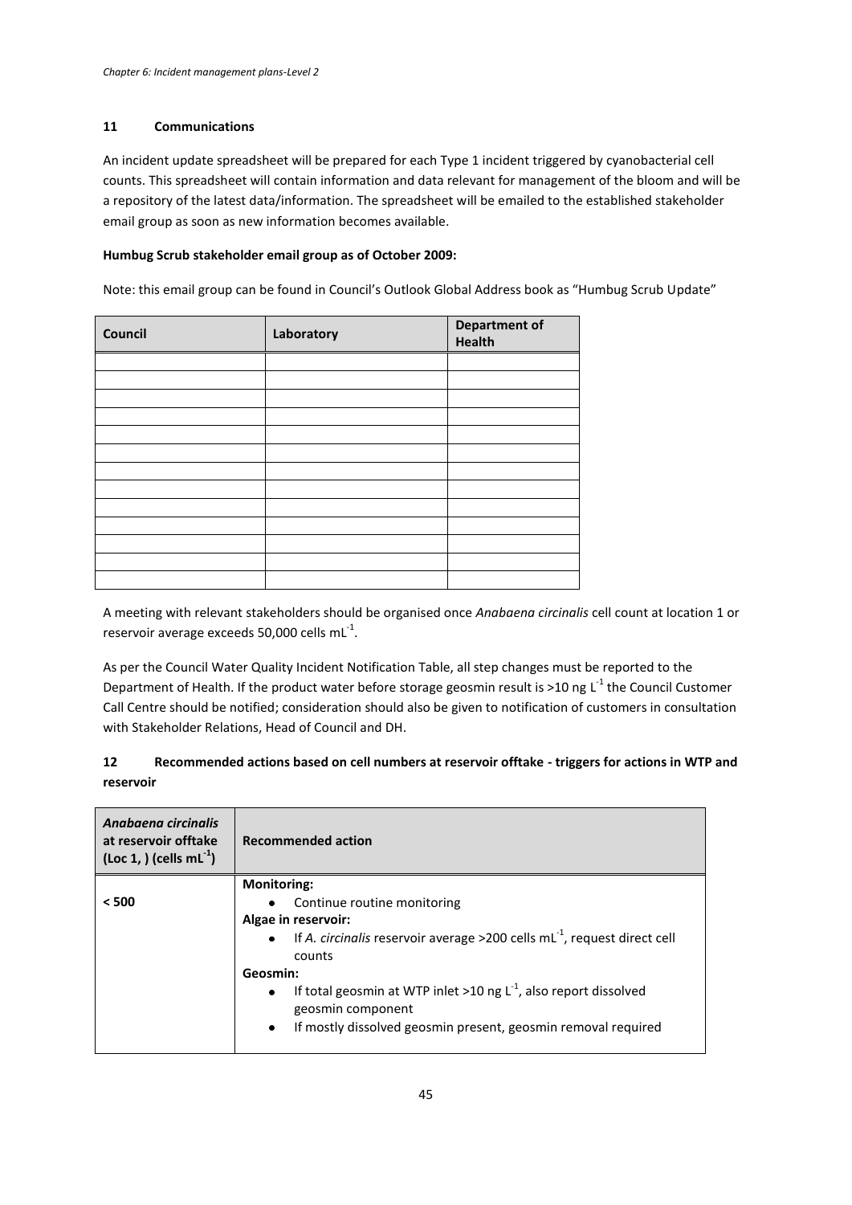## 11 Communications

An incident update spreadsheet will be prepared for each Type 1 incident triggered by cyanobacterial cell counts. This spreadsheet will contain information and data relevant for management of the bloom and will be a repository of the latest data/information. The spreadsheet will be emailed to the established stakeholder email group as soon as new information becomes available.

**Humbug Scrub stakeholder email group as of October 2009:**

Note: this email group can be found in Council's Outlook Global Address book as "Humbug Scrub Update"

| Council | Laboratory | Department of Health |
|---|---|---|
| | | |
| | | |
| | | |
| | | |
| | | |
| | | |
| | | |
| | | |
| | | |
| | | |
| | | |
| | | |
| | | |

A meeting with relevant stakeholders should be organised once *Anabaena circinalis* cell count at location 1 or reservoir average exceeds 50,000 cells $mL^{-1}$.

As per the Council Water Quality Incident Notification Table, all step changes must be reported to the Department of Health. If the product water before storage geosmin result is >10 ng $L^{-1}$ the Council Customer Call Centre should be notified; consideration should also be given to notification of customers in consultation with Stakeholder Relations, Head of Council and DH.

## 12 Recommended actions based on cell numbers at reservoir offtake - triggers for actions in WTP and reservoir

| *Anabaena circinalis* at reservoir offtake (Loc 1, ) (cells $mL^{-1}$) | Recommended action |
|---|---|
| < 500 | **Monitoring:**<br>• Continue routine monitoring<br>**Algae in reservoir:**<br>• If *A. circinalis* reservoir average >200 cells $mL^{-1}$, request direct cell counts<br>**Geosmin:**<br>• If total geosmin at WTP inlet >10 ng $L^{-1}$, also report dissolved geosmin component<br>• If mostly dissolved geosmin present, geosmin removal required |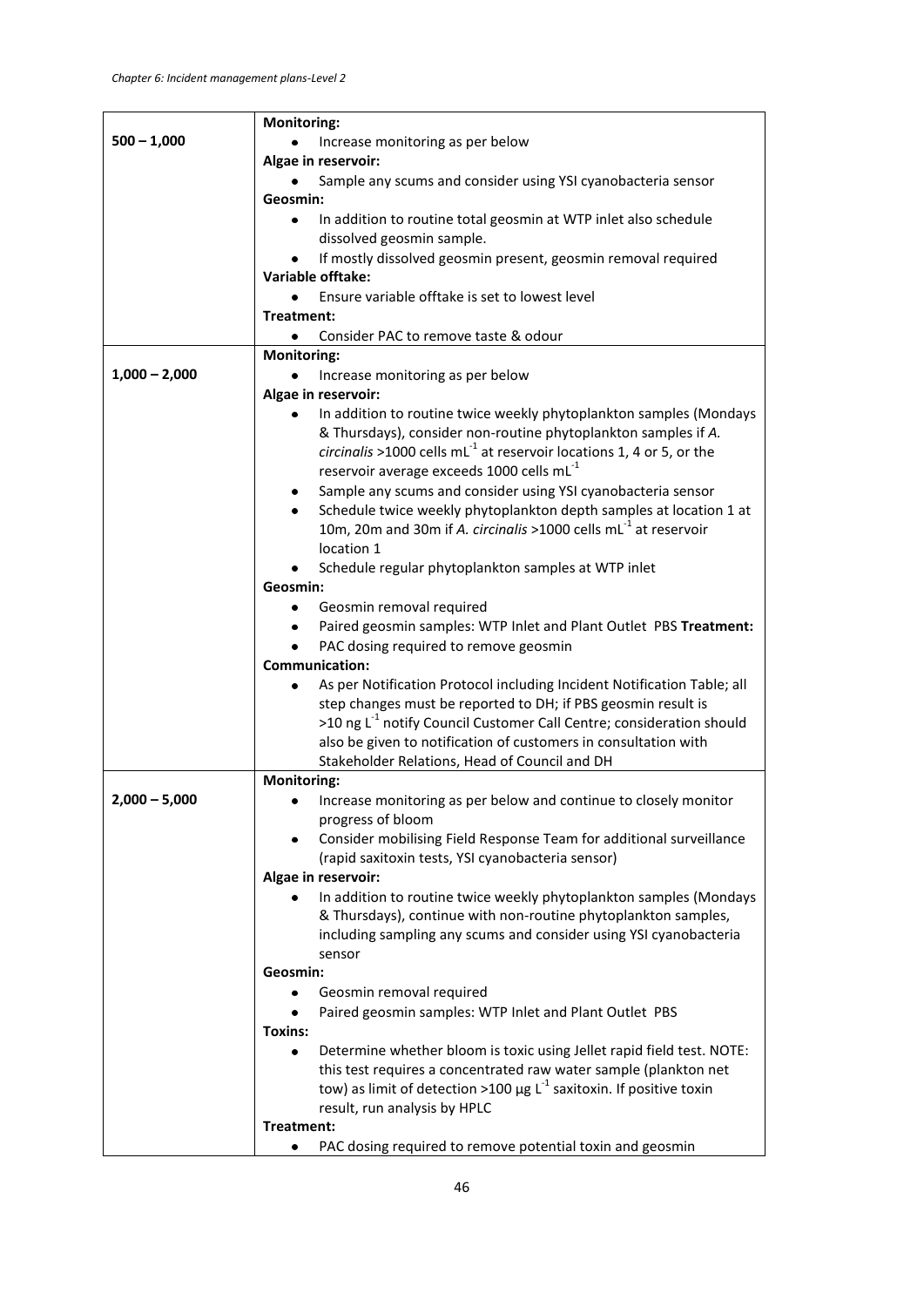| | |
|---|---|
| **500 – 1,000** | **Monitoring:**<br>• Increase monitoring as per below<br>**Algae in reservoir:**<br>• Sample any scums and consider using YSI cyanobacteria sensor<br>**Geosmin:**<br>• In addition to routine total geosmin at WTP inlet also schedule dissolved geosmin sample.<br>• If mostly dissolved geosmin present, geosmin removal required<br>**Variable offtake:**<br>• Ensure variable offtake is set to lowest level<br>**Treatment:**<br>• Consider PAC to remove taste & odour |
| **1,000 – 2,000** | **Monitoring:**<br>• Increase monitoring as per below<br>**Algae in reservoir:**<br>• In addition to routine twice weekly phytoplankton samples (Mondays & Thursdays), consider non-routine phytoplankton samples if *A. circinalis* >1000 cells $mL^{-1}$ at reservoir locations 1, 4 or 5, or the reservoir average exceeds 1000 cells $mL^{-1}$<br>• Sample any scums and consider using YSI cyanobacteria sensor<br>• Schedule twice weekly phytoplankton depth samples at location 1 at 10m, 20m and 30m if *A. circinalis* >1000 cells $mL^{-1}$ at reservoir location 1<br>• Schedule regular phytoplankton samples at WTP inlet<br>**Geosmin:**<br>• Geosmin removal required<br>• Paired geosmin samples: WTP Inlet and Plant Outlet PBS **Treatment:**<br>• PAC dosing required to remove geosmin<br>**Communication:**<br>• As per Notification Protocol including Incident Notification Table; all step changes must be reported to DH; if PBS geosmin result is >10 ng $L^{-1}$ notify Council Customer Call Centre; consideration should also be given to notification of customers in consultation with Stakeholder Relations, Head of Council and DH |
| **2,000 – 5,000** | **Monitoring:**<br>• Increase monitoring as per below and continue to closely monitor progress of bloom<br>• Consider mobilising Field Response Team for additional surveillance (rapid saxitoxin tests, YSI cyanobacteria sensor)<br>**Algae in reservoir:**<br>• In addition to routine twice weekly phytoplankton samples (Mondays & Thursdays), continue with non-routine phytoplankton samples, including sampling any scums and consider using YSI cyanobacteria sensor<br>**Geosmin:**<br>• Geosmin removal required<br>• Paired geosmin samples: WTP Inlet and Plant Outlet PBS<br>**Toxins:**<br>• Determine whether bloom is toxic using Jellet rapid field test. NOTE: this test requires a concentrated raw water sample (plankton net tow) as limit of detection >100 µg $L^{-1}$ saxitoxin. If positive toxin result, run analysis by HPLC<br>**Treatment:**<br>• PAC dosing required to remove potential toxin and geosmin |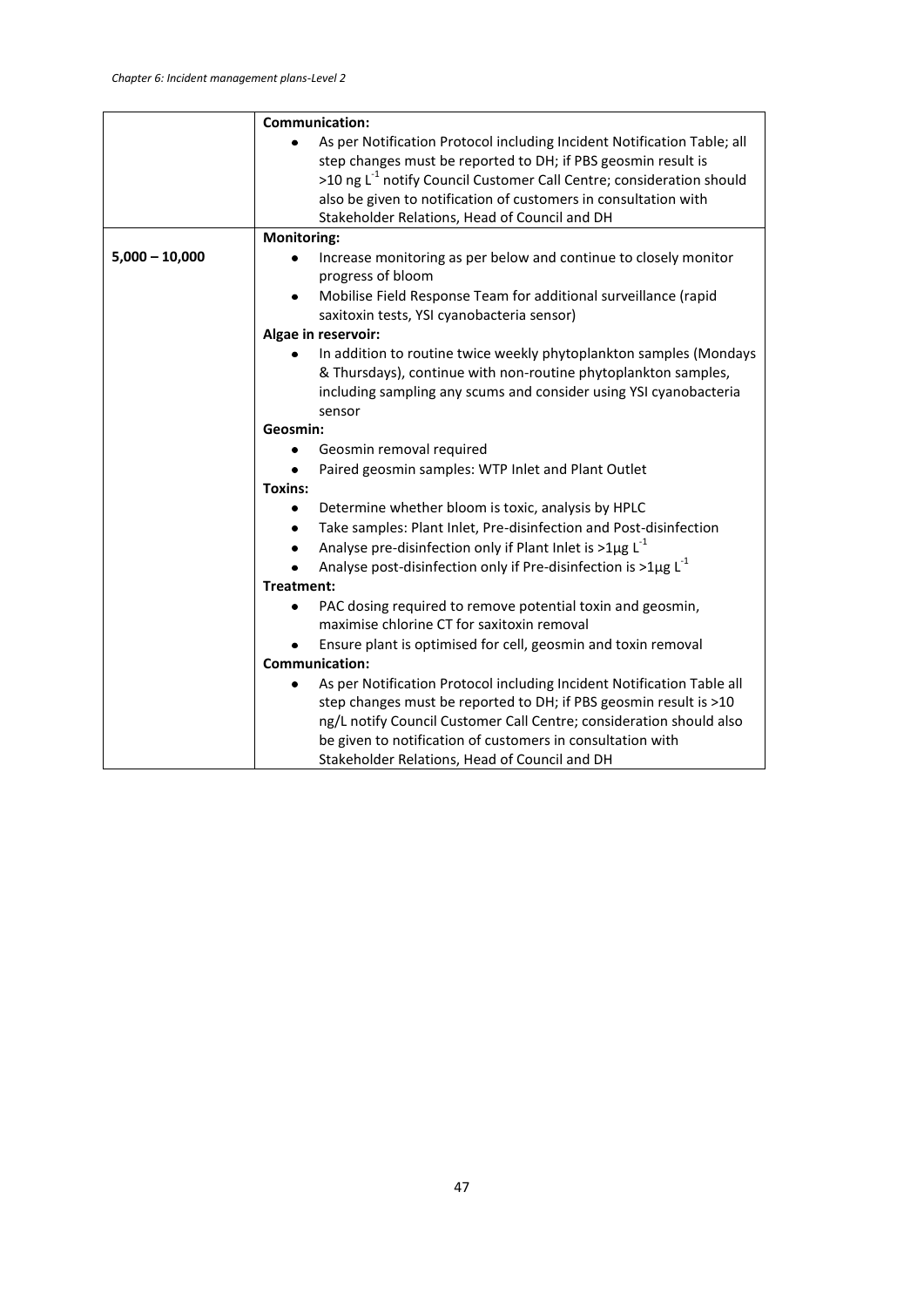| | |
|---|---|
| | **Communication:**<br>• As per Notification Protocol including Incident Notification Table; all step changes must be reported to DH; if PBS geosmin result is >10 ng $L^{-1}$ notify Council Customer Call Centre; consideration should also be given to notification of customers in consultation with Stakeholder Relations, Head of Council and DH |
| **5,000 – 10,000** | **Monitoring:**<br>• Increase monitoring as per below and continue to closely monitor progress of bloom<br>• Mobilise Field Response Team for additional surveillance (rapid saxitoxin tests, YSI cyanobacteria sensor)<br>**Algae in reservoir:**<br>• In addition to routine twice weekly phytoplankton samples (Mondays & Thursdays), continue with non-routine phytoplankton samples, including sampling any scums and consider using YSI cyanobacteria sensor<br>**Geosmin:**<br>• Geosmin removal required<br>• Paired geosmin samples: WTP Inlet and Plant Outlet<br>**Toxins:**<br>• Determine whether bloom is toxic, analysis by HPLC<br>• Take samples: Plant Inlet, Pre-disinfection and Post-disinfection<br>• Analyse pre-disinfection only if Plant Inlet is >1μg $L^{-1}$<br>• Analyse post-disinfection only if Pre-disinfection is >1μg $L^{-1}$<br>**Treatment:**<br>• PAC dosing required to remove potential toxin and geosmin, maximise chlorine CT for saxitoxin removal<br>• Ensure plant is optimised for cell, geosmin and toxin removal<br>**Communication:**<br>• As per Notification Protocol including Incident Notification Table all step changes must be reported to DH; if PBS geosmin result is >10 ng/L notify Council Customer Call Centre; consideration should also be given to notification of customers in consultation with Stakeholder Relations, Head of Council and DH |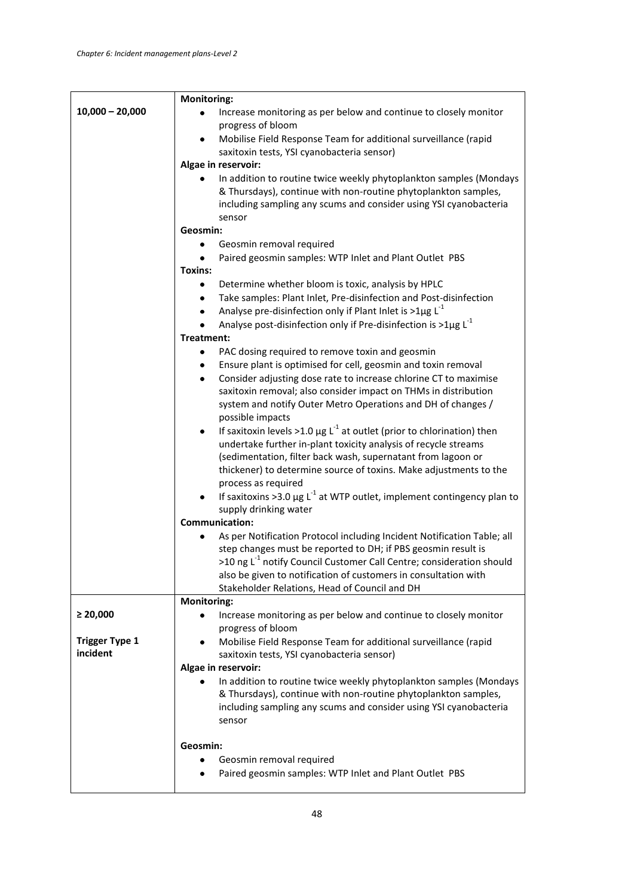| | |
|---|---|
| **10,000 – 20,000** | **Monitoring:**<br>• Increase monitoring as per below and continue to closely monitor progress of bloom<br>• Mobilise Field Response Team for additional surveillance (rapid saxitoxin tests, YSI cyanobacteria sensor)<br>**Algae in reservoir:**<br>• In addition to routine twice weekly phytoplankton samples (Mondays & Thursdays), continue with non-routine phytoplankton samples, including sampling any scums and consider using YSI cyanobacteria sensor<br>**Geosmin:**<br>• Geosmin removal required<br>• Paired geosmin samples: WTP Inlet and Plant Outlet PBS<br>**Toxins:**<br>• Determine whether bloom is toxic, analysis by HPLC<br>• Take samples: Plant Inlet, Pre-disinfection and Post-disinfection<br>• Analyse pre-disinfection only if Plant Inlet is >1µg $L^{-1}$<br>• Analyse post-disinfection only if Pre-disinfection is >1µg $L^{-1}$<br>**Treatment:**<br>• PAC dosing required to remove toxin and geosmin<br>• Ensure plant is optimised for cell, geosmin and toxin removal<br>• Consider adjusting dose rate to increase chlorine CT to maximise saxitoxin removal; also consider impact on THMs in distribution system and notify Outer Metro Operations and DH of changes / possible impacts<br>• If saxitoxin levels >1.0 µg $L^{-1}$ at outlet (prior to chlorination) then undertake further in-plant toxicity analysis of recycle streams (sedimentation, filter back wash, supernatant from lagoon or thickener) to determine source of toxins. Make adjustments to the process as required<br>• If saxitoxins >3.0 µg $L^{-1}$ at WTP outlet, implement contingency plan to supply drinking water<br>**Communication:**<br>• As per Notification Protocol including Incident Notification Table; all step changes must be reported to DH; if PBS geosmin result is >10 ng $L^{-1}$ notify Council Customer Call Centre; consideration should also be given to notification of customers in consultation with Stakeholder Relations, Head of Council and DH |
| **≥ 20,000**<br><br>**Trigger Type 1 incident** | **Monitoring:**<br>• Increase monitoring as per below and continue to closely monitor progress of bloom<br>• Mobilise Field Response Team for additional surveillance (rapid saxitoxin tests, YSI cyanobacteria sensor)<br>**Algae in reservoir:**<br>• In addition to routine twice weekly phytoplankton samples (Mondays & Thursdays), continue with non-routine phytoplankton samples, including sampling any scums and consider using YSI cyanobacteria sensor<br><br>**Geosmin:**<br>• Geosmin removal required<br>• Paired geosmin samples: WTP Inlet and Plant Outlet PBS |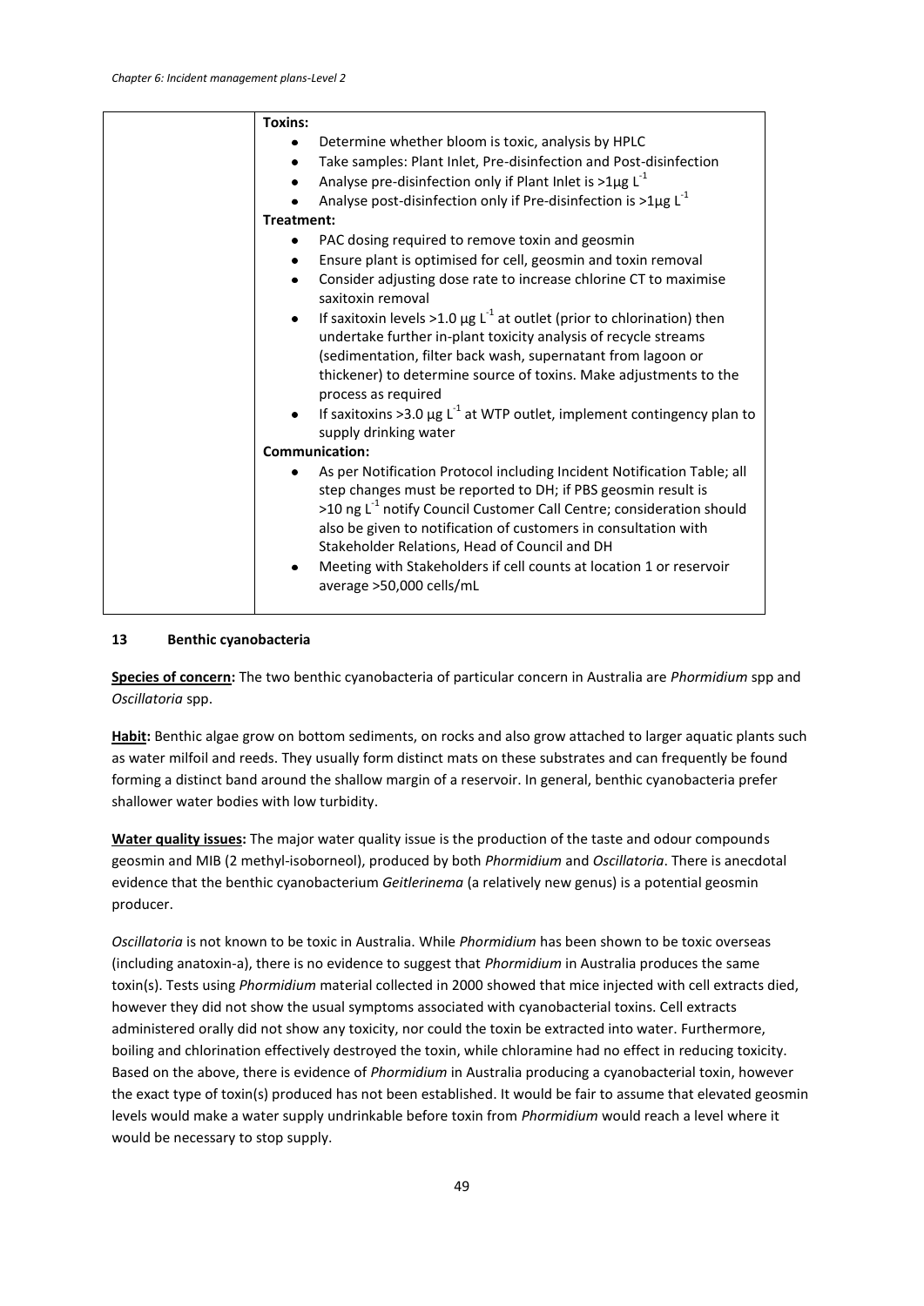| | **Toxins:**<br>• Determine whether bloom is toxic, analysis by HPLC<br>• Take samples: Plant Inlet, Pre-disinfection and Post-disinfection<br>• Analyse pre-disinfection only if Plant Inlet is >1µg $L^{-1}$<br>• Analyse post-disinfection only if Pre-disinfection is >1µg $L^{-1}$<br>**Treatment:**<br>• PAC dosing required to remove toxin and geosmin<br>• Ensure plant is optimised for cell, geosmin and toxin removal<br>• Consider adjusting dose rate to increase chlorine CT to maximise saxitoxin removal<br>• If saxitoxin levels >1.0 µg $L^{-1}$ at outlet (prior to chlorination) then undertake further in-plant toxicity analysis of recycle streams (sedimentation, filter back wash, supernatant from lagoon or thickener) to determine source of toxins. Make adjustments to the process as required<br>• If saxitoxins >3.0 µg $L^{-1}$ at WTP outlet, implement contingency plan to supply drinking water<br>**Communication:**<br>• As per Notification Protocol including Incident Notification Table; all step changes must be reported to DH; if PBS geosmin result is >10 ng $L^{-1}$ notify Council Customer Call Centre; consideration should also be given to notification of customers in consultation with Stakeholder Relations, Head of Council and DH<br>• Meeting with Stakeholders if cell counts at location 1 or reservoir average >50,000 cells/mL |
|---|---|

## 13 Benthic cyanobacteria

**Species of concern:** The two benthic cyanobacteria of particular concern in Australia are *Phormidium* spp and *Oscillatoria* spp.

**Habit:** Benthic algae grow on bottom sediments, on rocks and also grow attached to larger aquatic plants such as water milfoil and reeds. They usually form distinct mats on these substrates and can frequently be found forming a distinct band around the shallow margin of a reservoir. In general, benthic cyanobacteria prefer shallower water bodies with low turbidity.

**Water quality issues:** The major water quality issue is the production of the taste and odour compounds geosmin and MIB (2 methyl-isoborneol), produced by both *Phormidium* and *Oscillatoria*. There is anecdotal evidence that the benthic cyanobacterium *Geitlerinema* (a relatively new genus) is a potential geosmin producer.

*Oscillatoria* is not known to be toxic in Australia. While *Phormidium* has been shown to be toxic overseas (including anatoxin-a), there is no evidence to suggest that *Phormidium* in Australia produces the same toxin(s). Tests using *Phormidium* material collected in 2000 showed that mice injected with cell extracts died, however they did not show the usual symptoms associated with cyanobacterial toxins. Cell extracts administered orally did not show any toxicity, nor could the toxin be extracted into water. Furthermore, boiling and chlorination effectively destroyed the toxin, while chloramine had no effect in reducing toxicity. Based on the above, there is evidence of *Phormidium* in Australia producing a cyanobacterial toxin, however the exact type of toxin(s) produced has not been established. It would be fair to assume that elevated geosmin levels would make a water supply undrinkable before toxin from *Phormidium* would reach a level where it would be necessary to stop supply.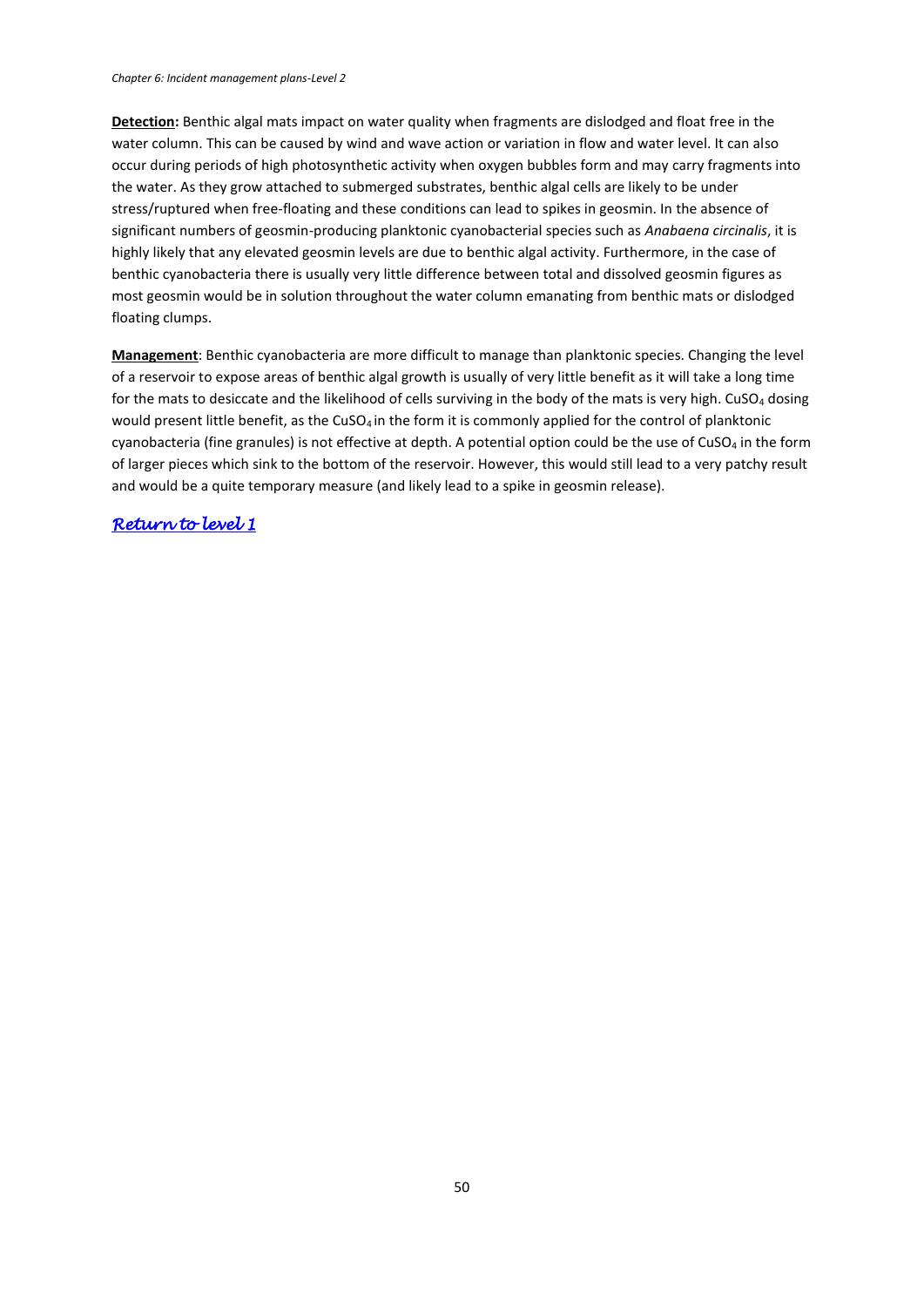**Detection:** Benthic algal mats impact on water quality when fragments are dislodged and float free in the water column. This can be caused by wind and wave action or variation in flow and water level. It can also occur during periods of high photosynthetic activity when oxygen bubbles form and may carry fragments into the water. As they grow attached to submerged substrates, benthic algal cells are likely to be under stress/ruptured when free-floating and these conditions can lead to spikes in geosmin. In the absence of significant numbers of geosmin-producing planktonic cyanobacterial species such as *Anabaena circinalis*, it is highly likely that any elevated geosmin levels are due to benthic algal activity. Furthermore, in the case of benthic cyanobacteria there is usually very little difference between total and dissolved geosmin figures as most geosmin would be in solution throughout the water column emanating from benthic mats or dislodged floating clumps.

**Management**: Benthic cyanobacteria are more difficult to manage than planktonic species. Changing the level of a reservoir to expose areas of benthic algal growth is usually of very little benefit as it will take a long time for the mats to desiccate and the likelihood of cells surviving in the body of the mats is very high. $CuSO_4$ dosing would present little benefit, as the $CuSO_4$ in the form it is commonly applied for the control of planktonic cyanobacteria (fine granules) is not effective at depth. A potential option could be the use of $CuSO_4$ in the form of larger pieces which sink to the bottom of the reservoir. However, this would still lead to a very patchy result and would be a quite temporary measure (and likely lead to a spike in geosmin release).

*Return to level 1*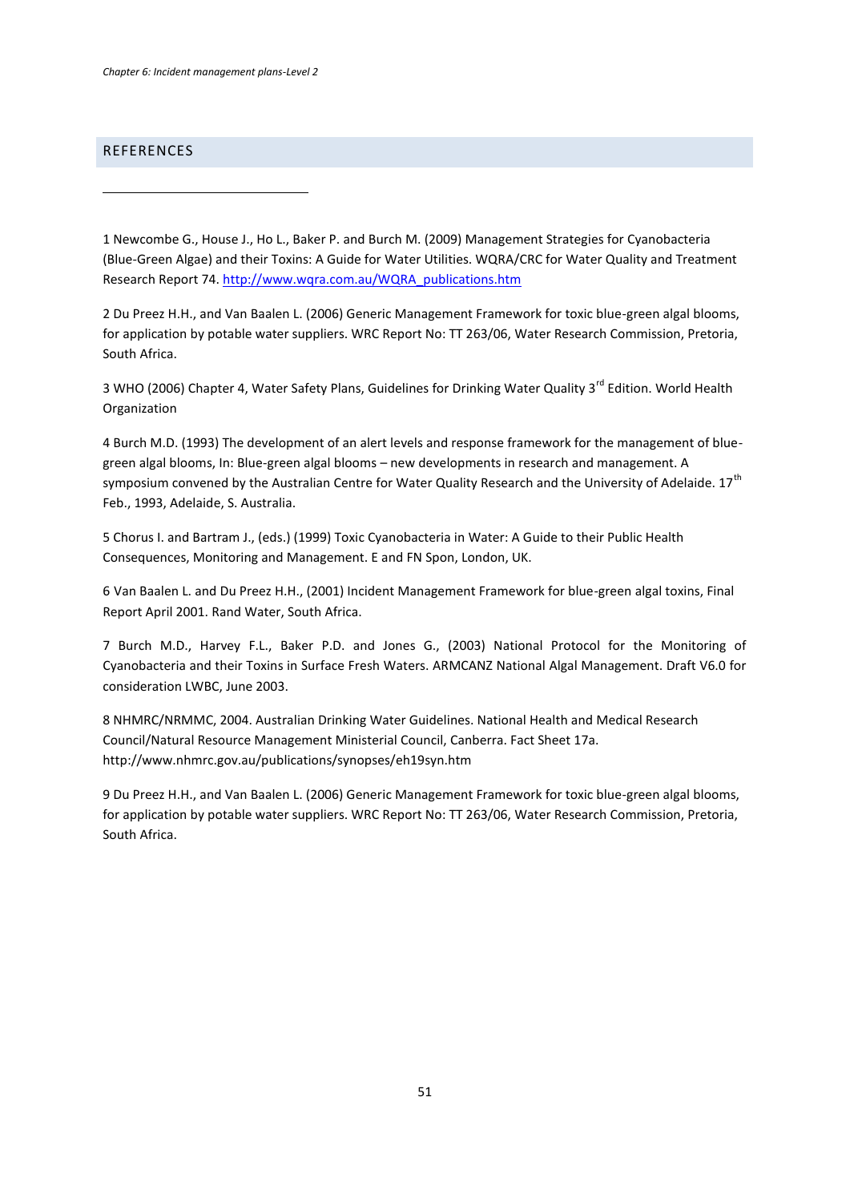## REFERENCES

1 Newcombe G., House J., Ho L., Baker P. and Burch M. (2009) Management Strategies for Cyanobacteria (Blue-Green Algae) and their Toxins: A Guide for Water Utilities. WQRA/CRC for Water Quality and Treatment Research Report 74. http://www.wqra.com.au/WQRA_publications.htm

2 Du Preez H.H., and Van Baalen L. (2006) Generic Management Framework for toxic blue-green algal blooms, for application by potable water suppliers. WRC Report No: TT 263/06, Water Research Commission, Pretoria, South Africa.

3 WHO (2006) Chapter 4, Water Safety Plans, Guidelines for Drinking Water Quality 3rd Edition. World Health Organization

4 Burch M.D. (1993) The development of an alert levels and response framework for the management of blue-green algal blooms, In: Blue-green algal blooms – new developments in research and management. A symposium convened by the Australian Centre for Water Quality Research and the University of Adelaide. 17th Feb., 1993, Adelaide, S. Australia.

5 Chorus I. and Bartram J., (eds.) (1999) Toxic Cyanobacteria in Water: A Guide to their Public Health Consequences, Monitoring and Management. E and FN Spon, London, UK.

6 Van Baalen L. and Du Preez H.H., (2001) Incident Management Framework for blue-green algal toxins, Final Report April 2001. Rand Water, South Africa.

7 Burch M.D., Harvey F.L., Baker P.D. and Jones G., (2003) National Protocol for the Monitoring of Cyanobacteria and their Toxins in Surface Fresh Waters. ARMCANZ National Algal Management. Draft V6.0 for consideration LWBC, June 2003.

8 NHMRC/NRMMC, 2004. Australian Drinking Water Guidelines. National Health and Medical Research Council/Natural Resource Management Ministerial Council, Canberra. Fact Sheet 17a. http://www.nhmrc.gov.au/publications/synopses/eh19syn.htm

9 Du Preez H.H., and Van Baalen L. (2006) Generic Management Framework for toxic blue-green algal blooms, for application by potable water suppliers. WRC Report No: TT 263/06, Water Research Commission, Pretoria, South Africa.